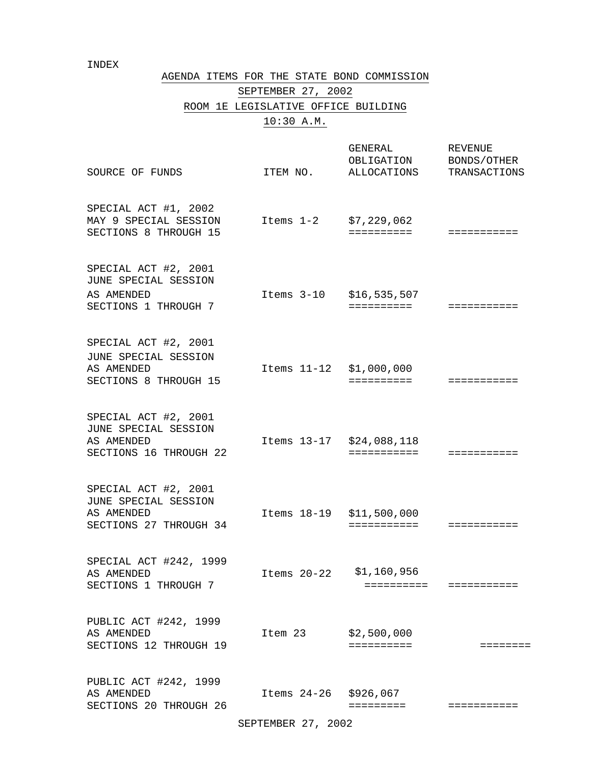INDEX

# AGENDA ITEMS FOR THE STATE BOND COMMISSION

## SEPTEMBER 27, 2002

## ROOM 1E LEGISLATIVE OFFICE BUILDING

## 10:30 A.M.

| SOURCE OF FUNDS | ITEM NO. | GENERAL OBLIGATION ALLOCATIONS | REVENUE BONDS/OTHER TRANSACTIONS |
|---|---|---|---|
| SPECIAL ACT #1, 2002 MAY 9 SPECIAL SESSION SECTIONS 8 THROUGH 15 | Items 1-2 | $7,229,062 | |
| SPECIAL ACT #2, 2001 JUNE SPECIAL SESSION AS AMENDED SECTIONS 1 THROUGH 7 | Items 3-10 | $16,535,507 | |
| SPECIAL ACT #2, 2001 JUNE SPECIAL SESSION AS AMENDED SECTIONS 8 THROUGH 15 | Items 11-12 | $1,000,000 | |
| SPECIAL ACT #2, 2001 JUNE SPECIAL SESSION AS AMENDED SECTIONS 16 THROUGH 22 | Items 13-17 | $24,088,118 | |
| SPECIAL ACT #2, 2001 JUNE SPECIAL SESSION AS AMENDED SECTIONS 27 THROUGH 34 | Items 18-19 | $11,500,000 | |
| SPECIAL ACT #242, 1999 AS AMENDED SECTIONS 1 THROUGH 7 | Items 20-22 | $1,160,956 | |
| PUBLIC ACT #242, 1999 AS AMENDED SECTIONS 12 THROUGH 19 | Item 23 | $2,500,000 | |
| PUBLIC ACT #242, 1999 AS AMENDED SECTIONS 20 THROUGH 26 | Items 24-26 | $926,067 | |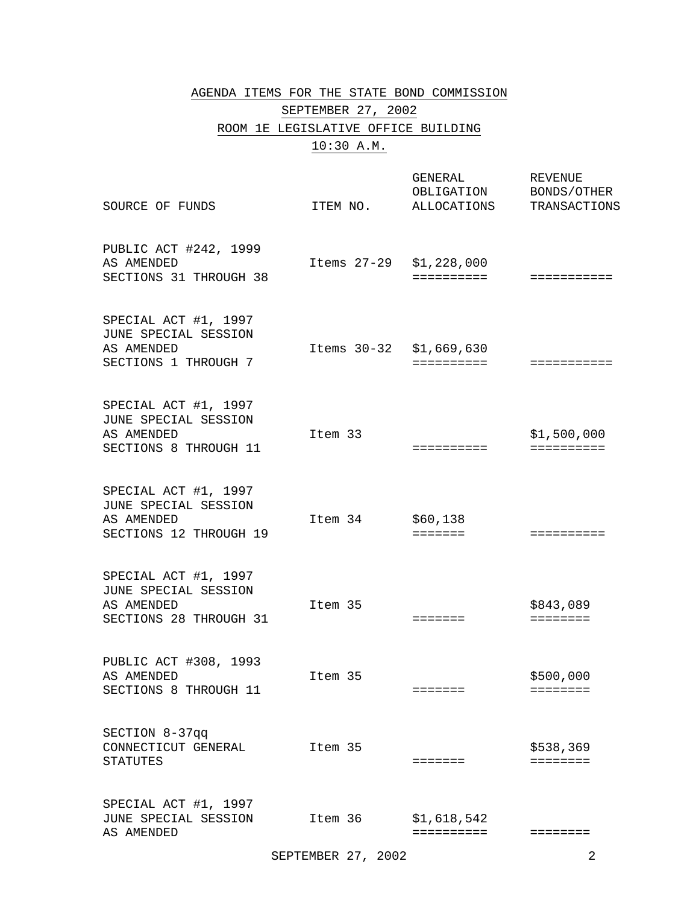AGENDA ITEMS FOR THE STATE BOND COMMISSION

SEPTEMBER 27, 2002

ROOM 1E LEGISLATIVE OFFICE BUILDING

10:30 A.M.

| SOURCE OF FUNDS | ITEM NO. | GENERAL OBLIGATION ALLOCATIONS | REVENUE BONDS/OTHER TRANSACTIONS |
|---|---|---|---|
| PUBLIC ACT #242, 1999 AS AMENDED SECTIONS 31 THROUGH 38 | Items 27-29 | $1,228,000 | |
| SPECIAL ACT #1, 1997 JUNE SPECIAL SESSION AS AMENDED SECTIONS 1 THROUGH 7 | Items 30-32 | $1,669,630 | |
| SPECIAL ACT #1, 1997 JUNE SPECIAL SESSION AS AMENDED SECTIONS 8 THROUGH 11 | Item 33 | | $1,500,000 |
| SPECIAL ACT #1, 1997 JUNE SPECIAL SESSION AS AMENDED SECTIONS 12 THROUGH 19 | Item 34 | $60,138 | |
| SPECIAL ACT #1, 1997 JUNE SPECIAL SESSION AS AMENDED SECTIONS 28 THROUGH 31 | Item 35 | | $843,089 |
| PUBLIC ACT #308, 1993 AS AMENDED SECTIONS 8 THROUGH 11 | Item 35 | | $500,000 |
| SECTION 8-37qq CONNECTICUT GENERAL STATUTES | Item 35 | | $538,369 |
| SPECIAL ACT #1, 1997 JUNE SPECIAL SESSION AS AMENDED | Item 36 | $1,618,542 | |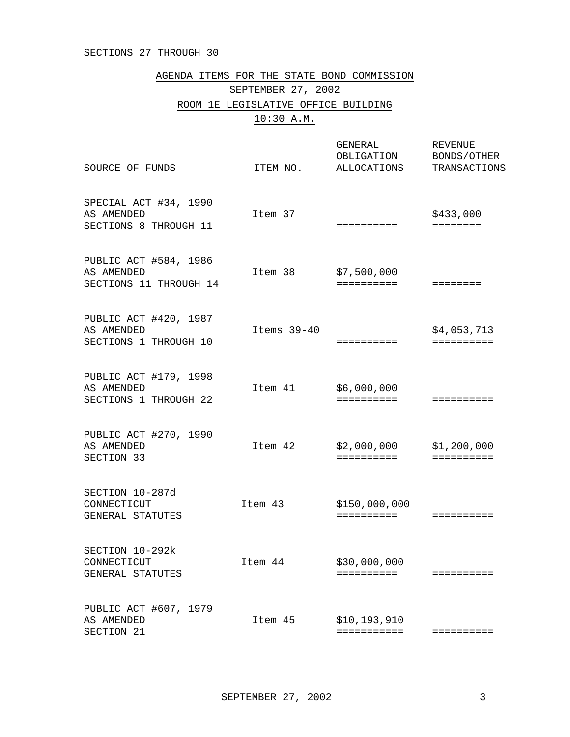SECTIONS 27 THROUGH 30

## AGENDA ITEMS FOR THE STATE BOND COMMISSION

## SEPTEMBER 27, 2002

## ROOM 1E LEGISLATIVE OFFICE BUILDING

## 10:30 A.M.

| SOURCE OF FUNDS | ITEM NO. | GENERAL OBLIGATION ALLOCATIONS | REVENUE BONDS/OTHER TRANSACTIONS |
|---|---|---|---|
| SPECIAL ACT #34, 1990 AS AMENDED SECTIONS 8 THROUGH 11 | Item 37 | | $433,000 |
| PUBLIC ACT #584, 1986 AS AMENDED SECTIONS 11 THROUGH 14 | Item 38 | $7,500,000 | |
| PUBLIC ACT #420, 1987 AS AMENDED SECTIONS 1 THROUGH 10 | Items 39-40 | | $4,053,713 |
| PUBLIC ACT #179, 1998 AS AMENDED SECTIONS 1 THROUGH 22 | Item 41 | $6,000,000 | |
| PUBLIC ACT #270, 1990 AS AMENDED SECTION 33 | Item 42 | $2,000,000 | $1,200,000 |
| SECTION 10-287d CONNECTICUT GENERAL STATUTES | Item 43 | $150,000,000 | |
| SECTION 10-292k CONNECTICUT GENERAL STATUTES | Item 44 | $30,000,000 | |
| PUBLIC ACT #607, 1979 AS AMENDED SECTION 21 | Item 45 | $10,193,910 | |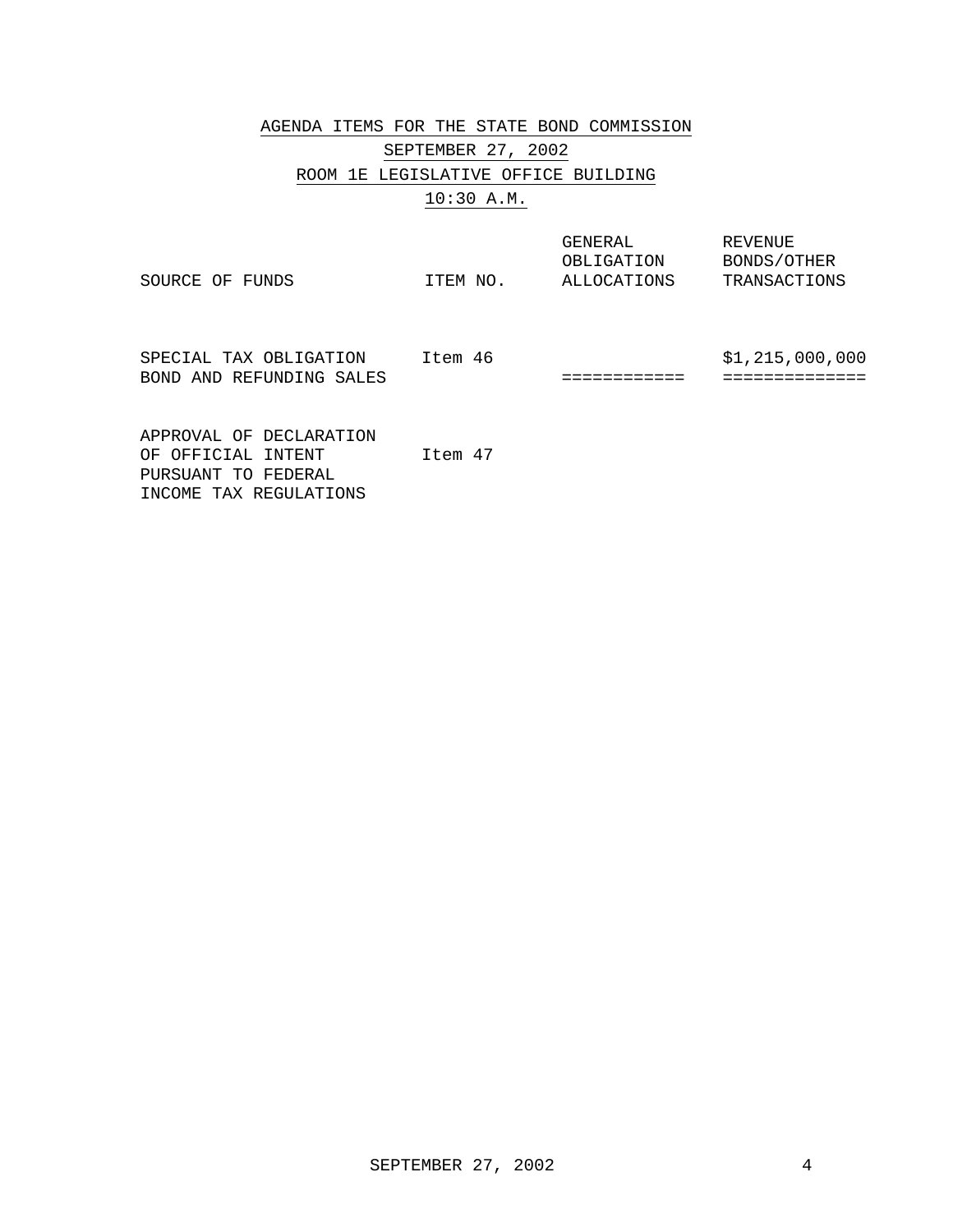# AGENDA ITEMS FOR THE STATE BOND COMMISSION

## SEPTEMBER 27, 2002

## ROOM 1E LEGISLATIVE OFFICE BUILDING

## 10:30 A.M.

| SOURCE OF FUNDS | ITEM NO. | GENERAL OBLIGATION ALLOCATIONS | REVENUE BONDS/OTHER TRANSACTIONS |
|---|---|---|---|
| SPECIAL TAX OBLIGATION BOND AND REFUNDING SALES | Item 46 | ============ | $1,215,000,000<br>============== |
| APPROVAL OF DECLARATION OF OFFICIAL INTENT PURSUANT TO FEDERAL INCOME TAX REGULATIONS | Item 47 | | |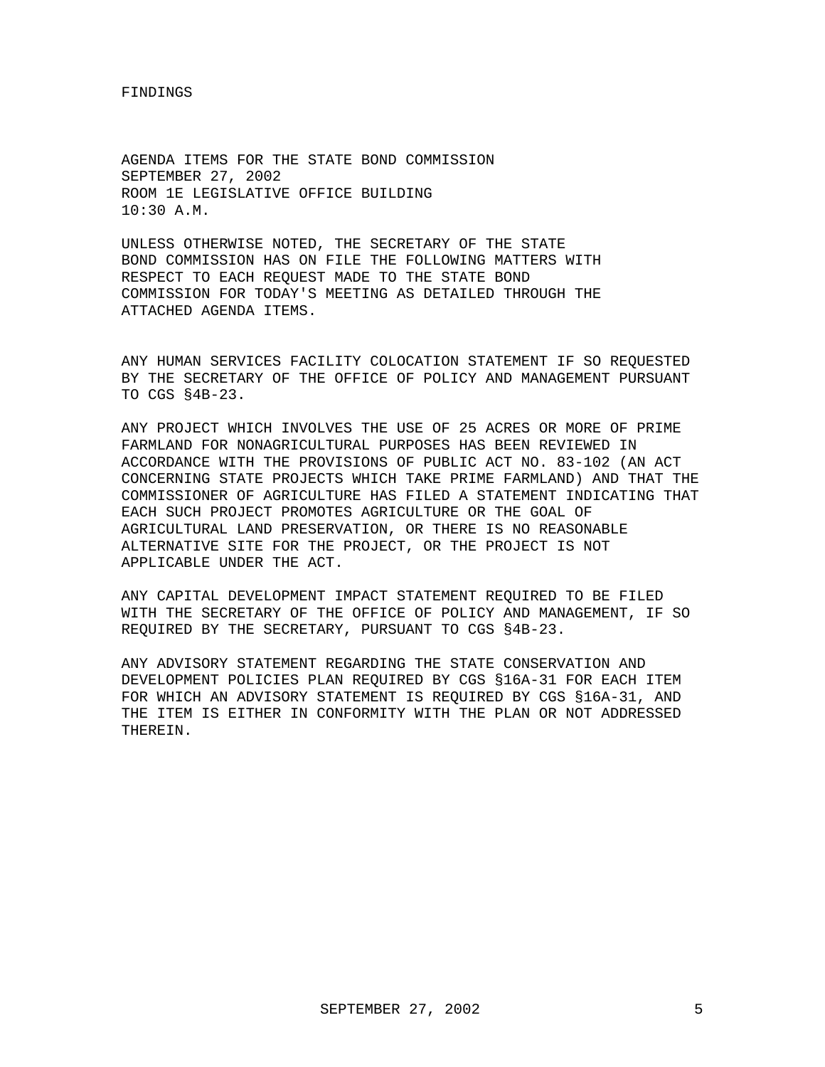FINDINGS

AGENDA ITEMS FOR THE STATE BOND COMMISSION
SEPTEMBER 27, 2002
ROOM 1E LEGISLATIVE OFFICE BUILDING
10:30 A.M.

UNLESS OTHERWISE NOTED, THE SECRETARY OF THE STATE BOND COMMISSION HAS ON FILE THE FOLLOWING MATTERS WITH RESPECT TO EACH REQUEST MADE TO THE STATE BOND COMMISSION FOR TODAY'S MEETING AS DETAILED THROUGH THE ATTACHED AGENDA ITEMS.

ANY HUMAN SERVICES FACILITY COLOCATION STATEMENT IF SO REQUESTED BY THE SECRETARY OF THE OFFICE OF POLICY AND MANAGEMENT PURSUANT TO CGS §4B-23.

ANY PROJECT WHICH INVOLVES THE USE OF 25 ACRES OR MORE OF PRIME FARMLAND FOR NONAGRICULTURAL PURPOSES HAS BEEN REVIEWED IN ACCORDANCE WITH THE PROVISIONS OF PUBLIC ACT NO. 83-102 (AN ACT CONCERNING STATE PROJECTS WHICH TAKE PRIME FARMLAND) AND THAT THE COMMISSIONER OF AGRICULTURE HAS FILED A STATEMENT INDICATING THAT EACH SUCH PROJECT PROMOTES AGRICULTURE OR THE GOAL OF AGRICULTURAL LAND PRESERVATION, OR THERE IS NO REASONABLE ALTERNATIVE SITE FOR THE PROJECT, OR THE PROJECT IS NOT APPLICABLE UNDER THE ACT.

ANY CAPITAL DEVELOPMENT IMPACT STATEMENT REQUIRED TO BE FILED WITH THE SECRETARY OF THE OFFICE OF POLICY AND MANAGEMENT, IF SO REQUIRED BY THE SECRETARY, PURSUANT TO CGS §4B-23.

ANY ADVISORY STATEMENT REGARDING THE STATE CONSERVATION AND DEVELOPMENT POLICIES PLAN REQUIRED BY CGS §16A-31 FOR EACH ITEM FOR WHICH AN ADVISORY STATEMENT IS REQUIRED BY CGS §16A-31, AND THE ITEM IS EITHER IN CONFORMITY WITH THE PLAN OR NOT ADDRESSED THEREIN.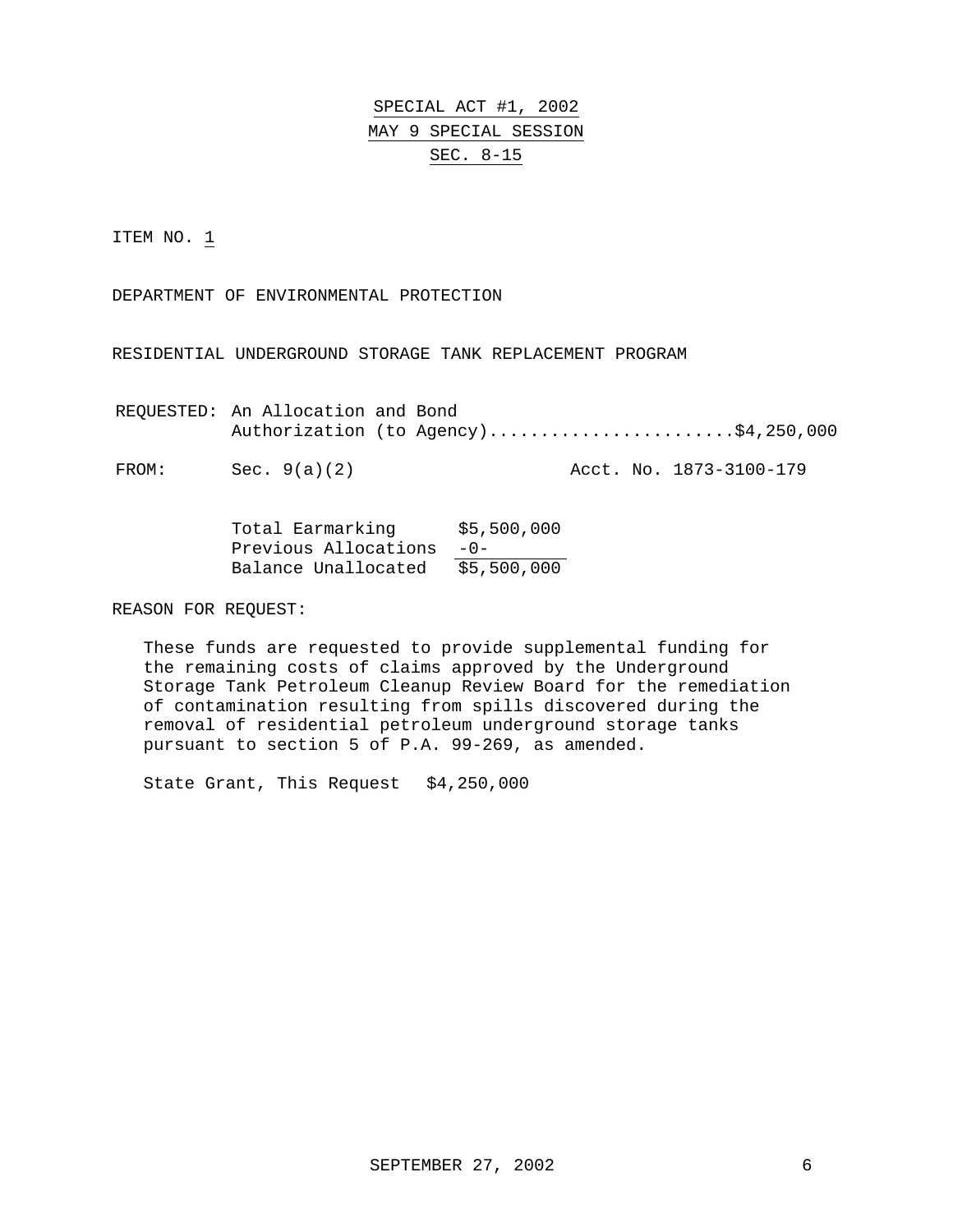SPECIAL ACT #1, 2002
MAY 9 SPECIAL SESSION
SEC. 8-15

ITEM NO. 1

DEPARTMENT OF ENVIRONMENTAL PROTECTION

RESIDENTIAL UNDERGROUND STORAGE TANK REPLACEMENT PROGRAM

REQUESTED: An Allocation and Bond Authorization (to Agency)........................$4,250,000

FROM: Sec. 9(a)(2) Acct. No. 1873-3100-179

| | |
|---|---|
| Total Earmarking | $5,500,000 |
| Previous Allocations | -0- |
| Balance Unallocated | $5,500,000 |

REASON FOR REQUEST:

These funds are requested to provide supplemental funding for the remaining costs of claims approved by the Underground Storage Tank Petroleum Cleanup Review Board for the remediation of contamination resulting from spills discovered during the removal of residential petroleum underground storage tanks pursuant to section 5 of P.A. 99-269, as amended.

State Grant, This Request $4,250,000

SEPTEMBER 27, 2002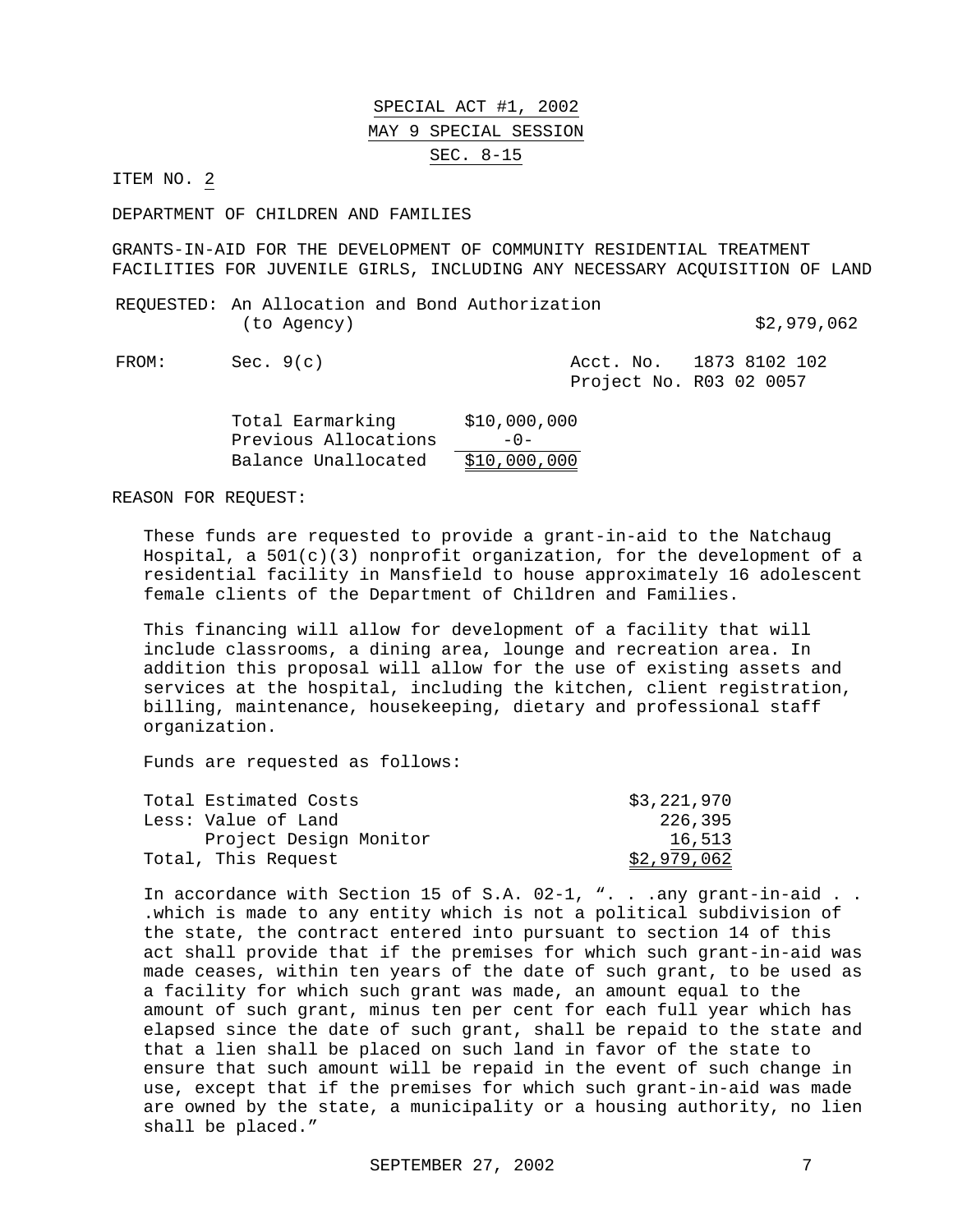SPECIAL ACT #1, 2002

MAY 9 SPECIAL SESSION

SEC. 8-15

ITEM NO. 2

DEPARTMENT OF CHILDREN AND FAMILIES

GRANTS-IN-AID FOR THE DEVELOPMENT OF COMMUNITY RESIDENTIAL TREATMENT FACILITIES FOR JUVENILE GIRLS, INCLUDING ANY NECESSARY ACQUISITION OF LAND

REQUESTED: An Allocation and Bond Authorization (to Agency) $2,979,062

FROM: Sec. 9(c) Acct. No. 1873 8102 102
Project No. R03 02 0057

| | |
|---|---|
| Total Earmarking | $10,000,000 |
| Previous Allocations | -0- |
| Balance Unallocated | $10,000,000 |

REASON FOR REQUEST:

These funds are requested to provide a grant-in-aid to the Natchaug Hospital, a 501(c)(3) nonprofit organization, for the development of a residential facility in Mansfield to house approximately 16 adolescent female clients of the Department of Children and Families.

This financing will allow for development of a facility that will include classrooms, a dining area, lounge and recreation area. In addition this proposal will allow for the use of existing assets and services at the hospital, including the kitchen, client registration, billing, maintenance, housekeeping, dietary and professional staff organization.

Funds are requested as follows:

| | |
|---|---|
| Total Estimated Costs | $3,221,970 |
| Less: Value of Land | 226,395 |
| Project Design Monitor | 16,513 |
| Total, This Request | $2,979,062 |

In accordance with Section 15 of S.A. 02-1, ". . .any grant-in-aid . . .which is made to any entity which is not a political subdivision of the state, the contract entered into pursuant to section 14 of this act shall provide that if the premises for which such grant-in-aid was made ceases, within ten years of the date of such grant, to be used as a facility for which such grant was made, an amount equal to the amount of such grant, minus ten per cent for each full year which has elapsed since the date of such grant, shall be repaid to the state and that a lien shall be placed on such land in favor of the state to ensure that such amount will be repaid in the event of such change in use, except that if the premises for which such grant-in-aid was made are owned by the state, a municipality or a housing authority, no lien shall be placed."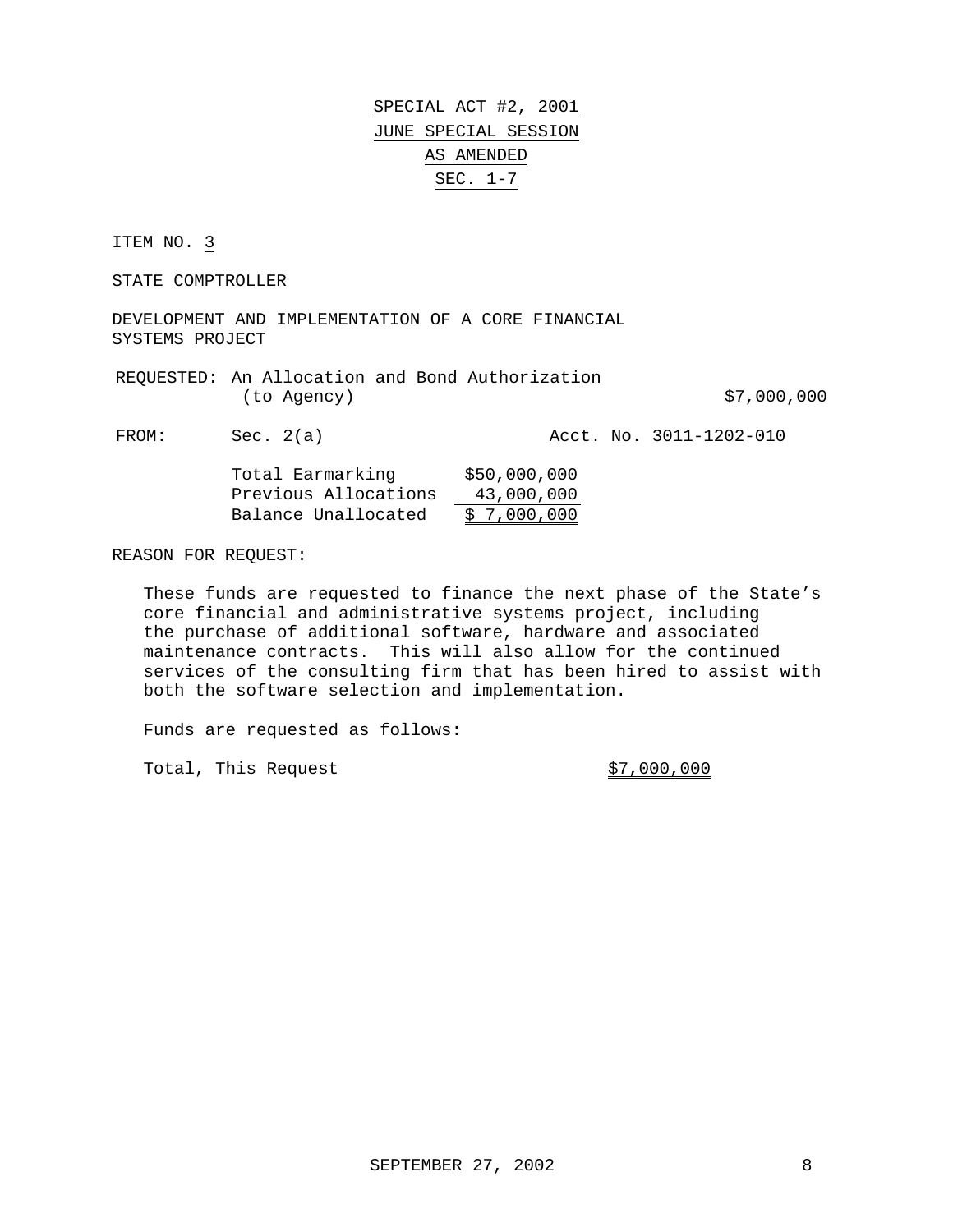SPECIAL ACT #2, 2001

JUNE SPECIAL SESSION

AS AMENDED

SEC. 1-7

ITEM NO. 3

STATE COMPTROLLER

DEVELOPMENT AND IMPLEMENTATION OF A CORE FINANCIAL SYSTEMS PROJECT

REQUESTED: An Allocation and Bond Authorization (to Agency) $7,000,000

FROM: Sec. 2(a) Acct. No. 3011-1202-010

| | |
|---|---|
| Total Earmarking | $50,000,000 |
| Previous Allocations | 43,000,000 |
| Balance Unallocated | $ 7,000,000 |

REASON FOR REQUEST:

These funds are requested to finance the next phase of the State's core financial and administrative systems project, including the purchase of additional software, hardware and associated maintenance contracts. This will also allow for the continued services of the consulting firm that has been hired to assist with both the software selection and implementation.

Funds are requested as follows:

Total, This Request $7,000,000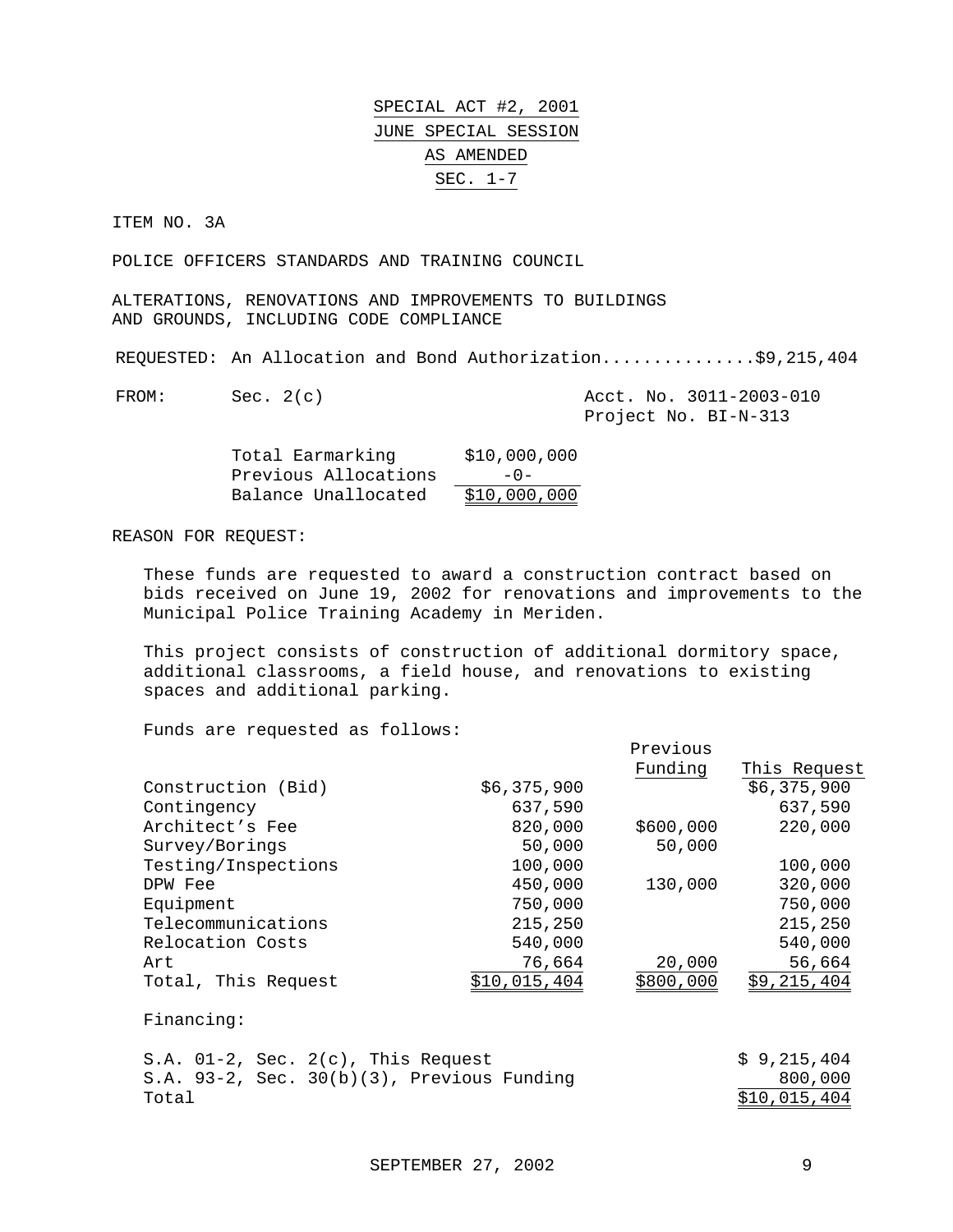# SPECIAL ACT #2, 2001
## JUNE SPECIAL SESSION
## AS AMENDED
## SEC. 1-7

ITEM NO. 3A

POLICE OFFICERS STANDARDS AND TRAINING COUNCIL

ALTERATIONS, RENOVATIONS AND IMPROVEMENTS TO BUILDINGS AND GROUNDS, INCLUDING CODE COMPLIANCE

REQUESTED: An Allocation and Bond Authorization..............$9,215,404

FROM: Sec. 2(c) — Acct. No. 3011-2003-010, Project No. BI-N-313

| | |
|---|---|
| Total Earmarking | $10,000,000 |
| Previous Allocations | -0- |
| Balance Unallocated | $10,000,000 |

REASON FOR REQUEST:

These funds are requested to award a construction contract based on bids received on June 19, 2002 for renovations and improvements to the Municipal Police Training Academy in Meriden.

This project consists of construction of additional dormitory space, additional classrooms, a field house, and renovations to existing spaces and additional parking.

Funds are requested as follows:

| | | Previous Funding | This Request |
|---|---|---|---|
| Construction (Bid) | $6,375,900 | | $6,375,900 |
| Contingency | 637,590 | | 637,590 |
| Architect's Fee | 820,000 | $600,000 | 220,000 |
| Survey/Borings | 50,000 | 50,000 | |
| Testing/Inspections | 100,000 | | 100,000 |
| DPW Fee | 450,000 | 130,000 | 320,000 |
| Equipment | 750,000 | | 750,000 |
| Telecommunications | 215,250 | | 215,250 |
| Relocation Costs | 540,000 | | 540,000 |
| Art | 76,664 | 20,000 | 56,664 |
| Total, This Request | $10,015,404 | $800,000 | $9,215,404 |

Financing:

| | |
|---|---|
| S.A. 01-2, Sec. 2(c), This Request | $ 9,215,404 |
| S.A. 93-2, Sec. 30(b)(3), Previous Funding | 800,000 |
| Total | $10,015,404 |

SEPTEMBER 27, 2002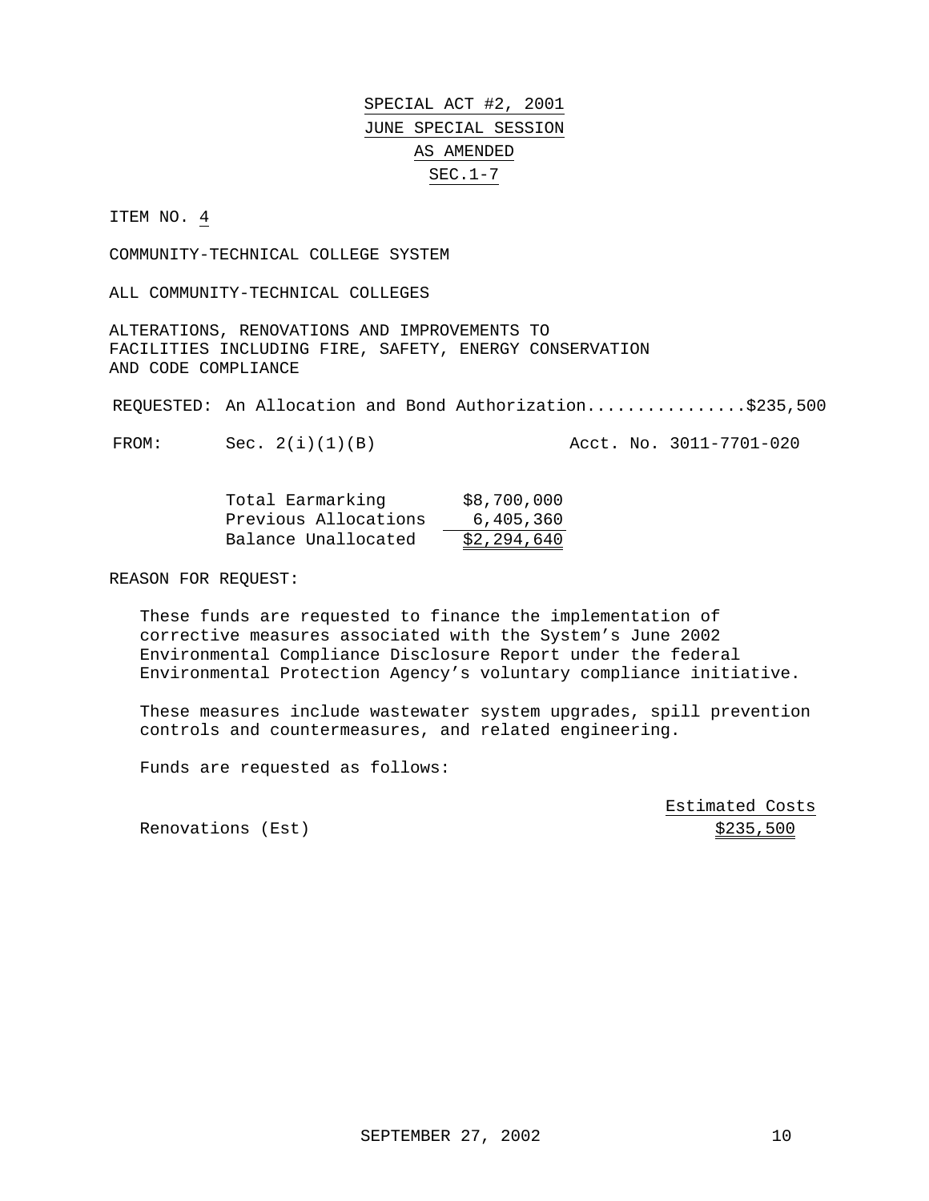# SPECIAL ACT #2, 2001
## JUNE SPECIAL SESSION
## AS AMENDED
## SEC.1-7

ITEM NO. 4

COMMUNITY-TECHNICAL COLLEGE SYSTEM

ALL COMMUNITY-TECHNICAL COLLEGES

ALTERATIONS, RENOVATIONS AND IMPROVEMENTS TO FACILITIES INCLUDING FIRE, SAFETY, ENERGY CONSERVATION AND CODE COMPLIANCE

REQUESTED: An Allocation and Bond Authorization................$235,500

FROM: Sec. 2(i)(1)(B) Acct. No. 3011-7701-020

| | |
|---|---|
| Total Earmarking | $8,700,000 |
| Previous Allocations | 6,405,360 |
| Balance Unallocated | $2,294,640 |

REASON FOR REQUEST:

These funds are requested to finance the implementation of corrective measures associated with the System's June 2002 Environmental Compliance Disclosure Report under the federal Environmental Protection Agency's voluntary compliance initiative.

These measures include wastewater system upgrades, spill prevention controls and countermeasures, and related engineering.

Funds are requested as follows:

| | Estimated Costs |
|---|---|
| Renovations (Est) | $235,500 |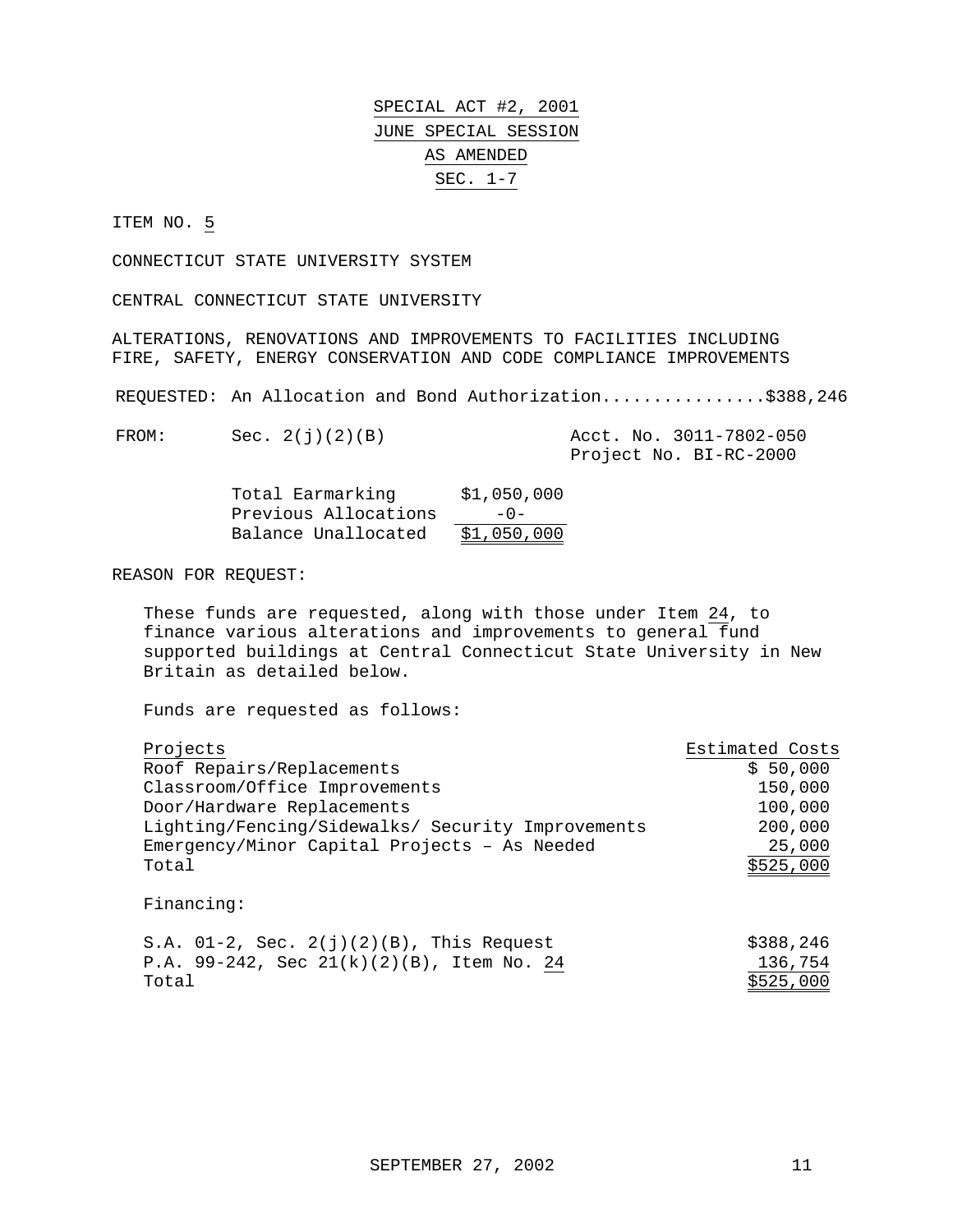# SPECIAL ACT #2, 2001
## JUNE SPECIAL SESSION
## AS AMENDED
## SEC. 1-7

ITEM NO. 5

CONNECTICUT STATE UNIVERSITY SYSTEM

CENTRAL CONNECTICUT STATE UNIVERSITY

ALTERATIONS, RENOVATIONS AND IMPROVEMENTS TO FACILITIES INCLUDING FIRE, SAFETY, ENERGY CONSERVATION AND CODE COMPLIANCE IMPROVEMENTS

REQUESTED: An Allocation and Bond Authorization................$388,246

FROM: Sec. 2(j)(2)(B) Acct. No. 3011-7802-050
Project No. BI-RC-2000

| | |
|---|---|
| Total Earmarking | $1,050,000 |
| Previous Allocations | -0- |
| Balance Unallocated | $1,050,000 |

REASON FOR REQUEST:

These funds are requested, along with those under Item 24, to finance various alterations and improvements to general fund supported buildings at Central Connecticut State University in New Britain as detailed below.

Funds are requested as follows:

| Projects | Estimated Costs |
|---|---|
| Roof Repairs/Replacements | $ 50,000 |
| Classroom/Office Improvements | 150,000 |
| Door/Hardware Replacements | 100,000 |
| Lighting/Fencing/Sidewalks/ Security Improvements | 200,000 |
| Emergency/Minor Capital Projects – As Needed | 25,000 |
| Total | $525,000 |

Financing:

| | |
|---|---|
| S.A. 01-2, Sec. 2(j)(2)(B), This Request | $388,246 |
| P.A. 99-242, Sec 21(k)(2)(B), Item No. 24 | 136,754 |
| Total | $525,000 |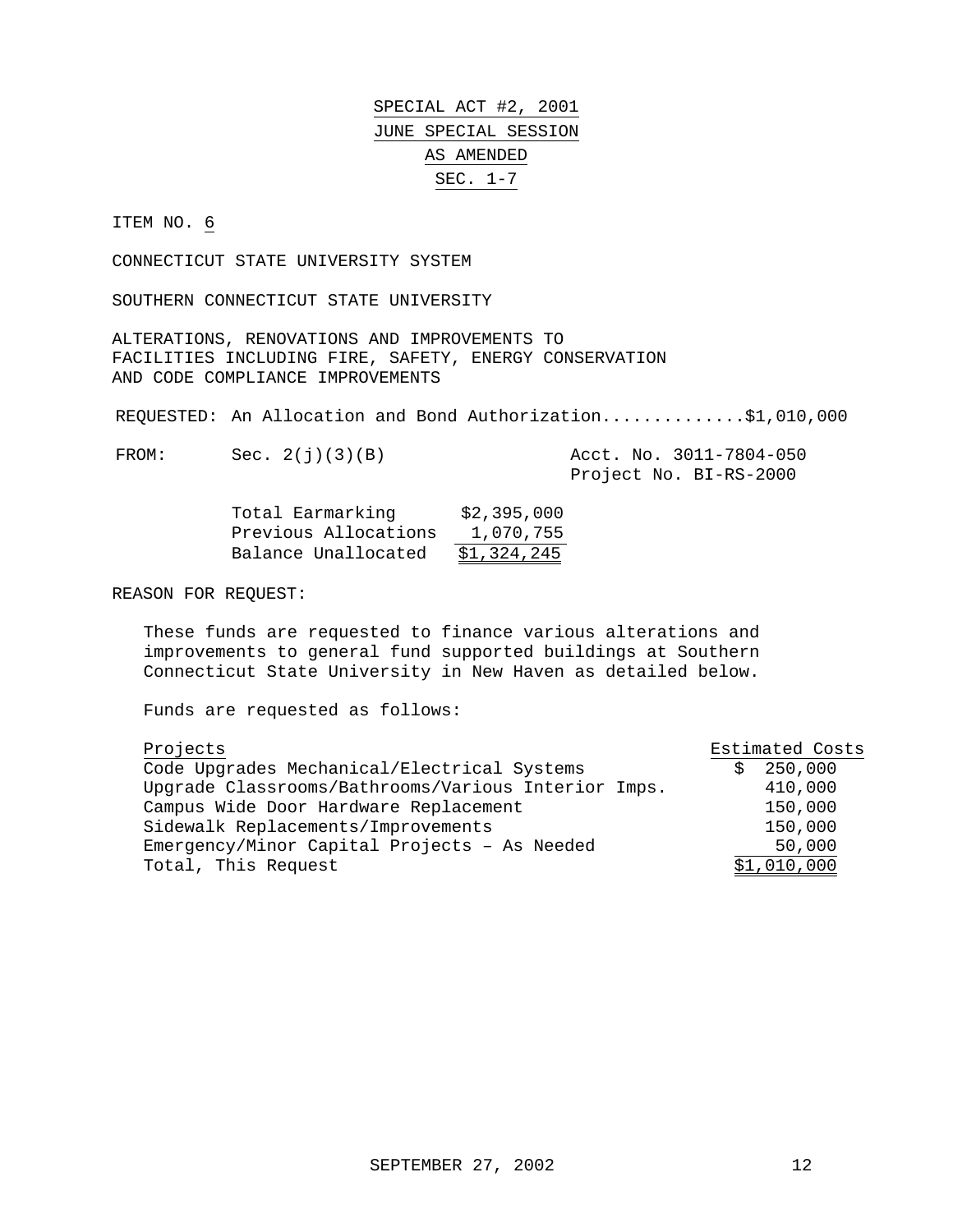SPECIAL ACT #2, 2001
JUNE SPECIAL SESSION
AS AMENDED
SEC. 1-7

ITEM NO. 6

CONNECTICUT STATE UNIVERSITY SYSTEM

SOUTHERN CONNECTICUT STATE UNIVERSITY

ALTERATIONS, RENOVATIONS AND IMPROVEMENTS TO FACILITIES INCLUDING FIRE, SAFETY, ENERGY CONSERVATION AND CODE COMPLIANCE IMPROVEMENTS

REQUESTED: An Allocation and Bond Authorization.............$1,010,000

FROM: Sec. 2(j)(3)(B) Acct. No. 3011-7804-050
Project No. BI-RS-2000

| | |
|---|---|
| Total Earmarking | $2,395,000 |
| Previous Allocations | 1,070,755 |
| Balance Unallocated | $1,324,245 |

REASON FOR REQUEST:

These funds are requested to finance various alterations and improvements to general fund supported buildings at Southern Connecticut State University in New Haven as detailed below.

Funds are requested as follows:

| Projects | Estimated Costs |
|---|---|
| Code Upgrades Mechanical/Electrical Systems | $ 250,000 |
| Upgrade Classrooms/Bathrooms/Various Interior Imps. | 410,000 |
| Campus Wide Door Hardware Replacement | 150,000 |
| Sidewalk Replacements/Improvements | 150,000 |
| Emergency/Minor Capital Projects – As Needed | 50,000 |
| Total, This Request | $1,010,000 |

SEPTEMBER 27, 2002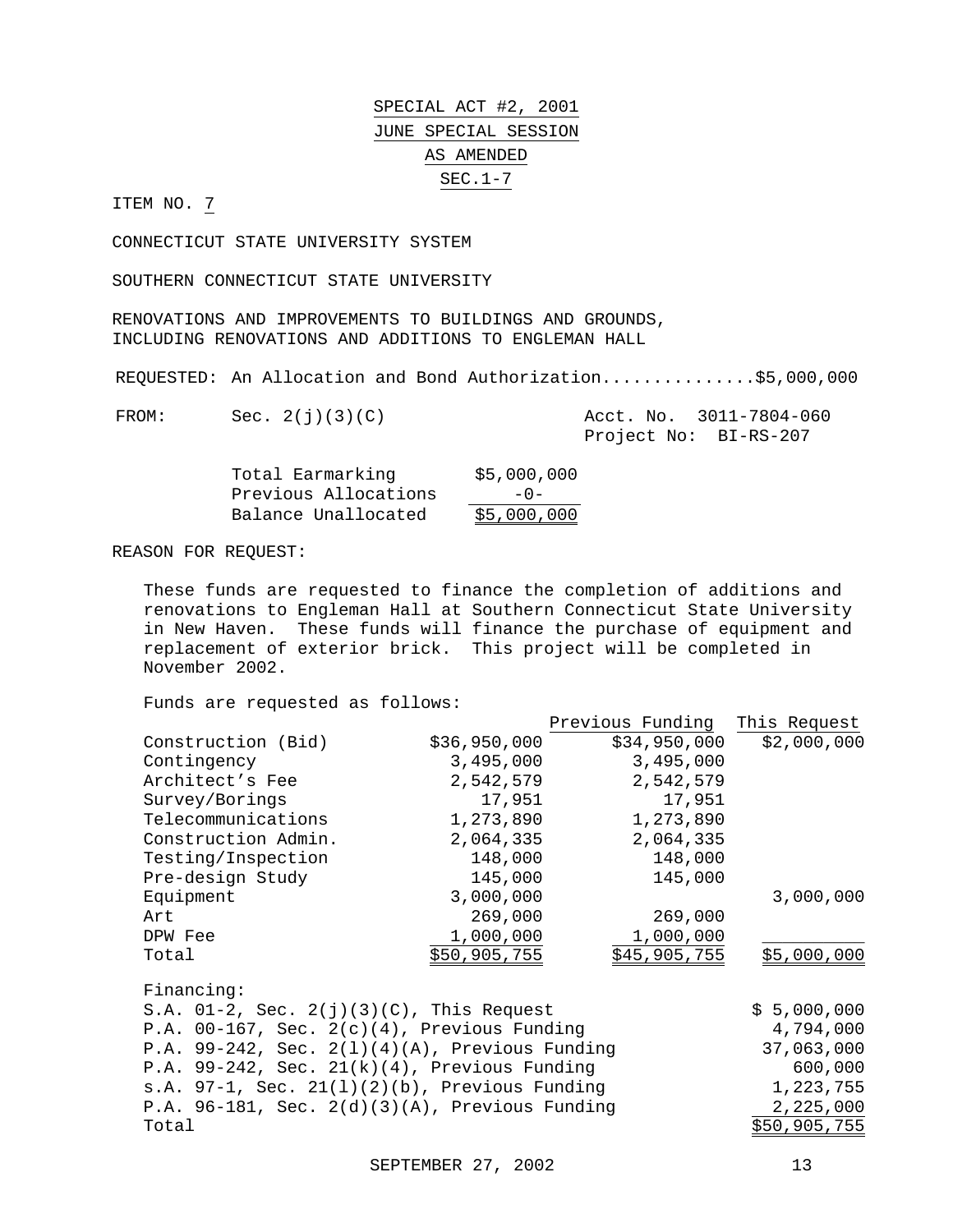SPECIAL ACT #2, 2001

JUNE SPECIAL SESSION

AS AMENDED

SEC.1-7

ITEM NO. 7

CONNECTICUT STATE UNIVERSITY SYSTEM

SOUTHERN CONNECTICUT STATE UNIVERSITY

RENOVATIONS AND IMPROVEMENTS TO BUILDINGS AND GROUNDS, INCLUDING RENOVATIONS AND ADDITIONS TO ENGLEMAN HALL

REQUESTED: An Allocation and Bond Authorization..............$5,000,000

FROM: Sec. 2(j)(3)(C) Acct. No. 3011-7804-060
Project No: BI-RS-207

| | |
|---|---|
| Total Earmarking | $5,000,000 |
| Previous Allocations | -0- |
| Balance Unallocated | $5,000,000 |

REASON FOR REQUEST:

These funds are requested to finance the completion of additions and renovations to Engleman Hall at Southern Connecticut State University in New Haven. These funds will finance the purchase of equipment and replacement of exterior brick. This project will be completed in November 2002.

Funds are requested as follows:

| | | Previous Funding | This Request |
|---|---|---|---|
| Construction (Bid) | $36,950,000 | $34,950,000 | $2,000,000 |
| Contingency | 3,495,000 | 3,495,000 | |
| Architect's Fee | 2,542,579 | 2,542,579 | |
| Survey/Borings | 17,951 | 17,951 | |
| Telecommunications | 1,273,890 | 1,273,890 | |
| Construction Admin. | 2,064,335 | 2,064,335 | |
| Testing/Inspection | 148,000 | 148,000 | |
| Pre-design Study | 145,000 | 145,000 | |
| Equipment | 3,000,000 | | 3,000,000 |
| Art | 269,000 | 269,000 | |
| DPW Fee | 1,000,000 | 1,000,000 | |
| Total | $50,905,755 | $45,905,755 | $5,000,000 |

Financing:

| | |
|---|---|
| S.A. 01-2, Sec. 2(j)(3)(C), This Request | $ 5,000,000 |
| P.A. 00-167, Sec. 2(c)(4), Previous Funding | 4,794,000 |
| P.A. 99-242, Sec. 2(l)(4)(A), Previous Funding | 37,063,000 |
| P.A. 99-242, Sec. 21(k)(4), Previous Funding | 600,000 |
| s.A. 97-1, Sec. 21(l)(2)(b), Previous Funding | 1,223,755 |
| P.A. 96-181, Sec. 2(d)(3)(A), Previous Funding | 2,225,000 |
| Total | $50,905,755 |

SEPTEMBER 27, 2002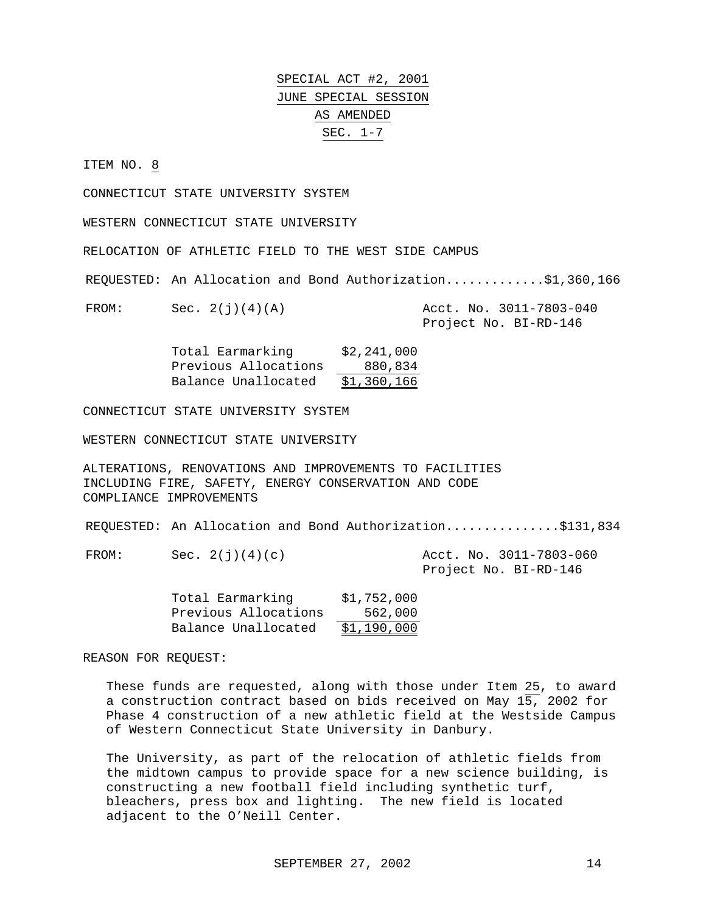SPECIAL ACT #2, 2001
JUNE SPECIAL SESSION
AS AMENDED
SEC. 1-7

ITEM NO. 8

CONNECTICUT STATE UNIVERSITY SYSTEM

WESTERN CONNECTICUT STATE UNIVERSITY

RELOCATION OF ATHLETIC FIELD TO THE WEST SIDE CAMPUS

REQUESTED: An Allocation and Bond Authorization............$1,360,166

FROM: Sec. 2(j)(4)(A) — Acct. No. 3011-7803-040, Project No. BI-RD-146

| | |
|---|---|
| Total Earmarking | $2,241,000 |
| Previous Allocations | 880,834 |
| Balance Unallocated | $1,360,166 |

CONNECTICUT STATE UNIVERSITY SYSTEM

WESTERN CONNECTICUT STATE UNIVERSITY

ALTERATIONS, RENOVATIONS AND IMPROVEMENTS TO FACILITIES INCLUDING FIRE, SAFETY, ENERGY CONSERVATION AND CODE COMPLIANCE IMPROVEMENTS

REQUESTED: An Allocation and Bond Authorization..............$131,834

FROM: Sec. 2(j)(4)(c) — Acct. No. 3011-7803-060, Project No. BI-RD-146

| | |
|---|---|
| Total Earmarking | $1,752,000 |
| Previous Allocations | 562,000 |
| Balance Unallocated | $1,190,000 |

REASON FOR REQUEST:

These funds are requested, along with those under Item 25, to award a construction contract based on bids received on May 15, 2002 for Phase 4 construction of a new athletic field at the Westside Campus of Western Connecticut State University in Danbury.

The University, as part of the relocation of athletic fields from the midtown campus to provide space for a new science building, is constructing a new football field including synthetic turf, bleachers, press box and lighting. The new field is located adjacent to the O'Neill Center.

SEPTEMBER 27, 2002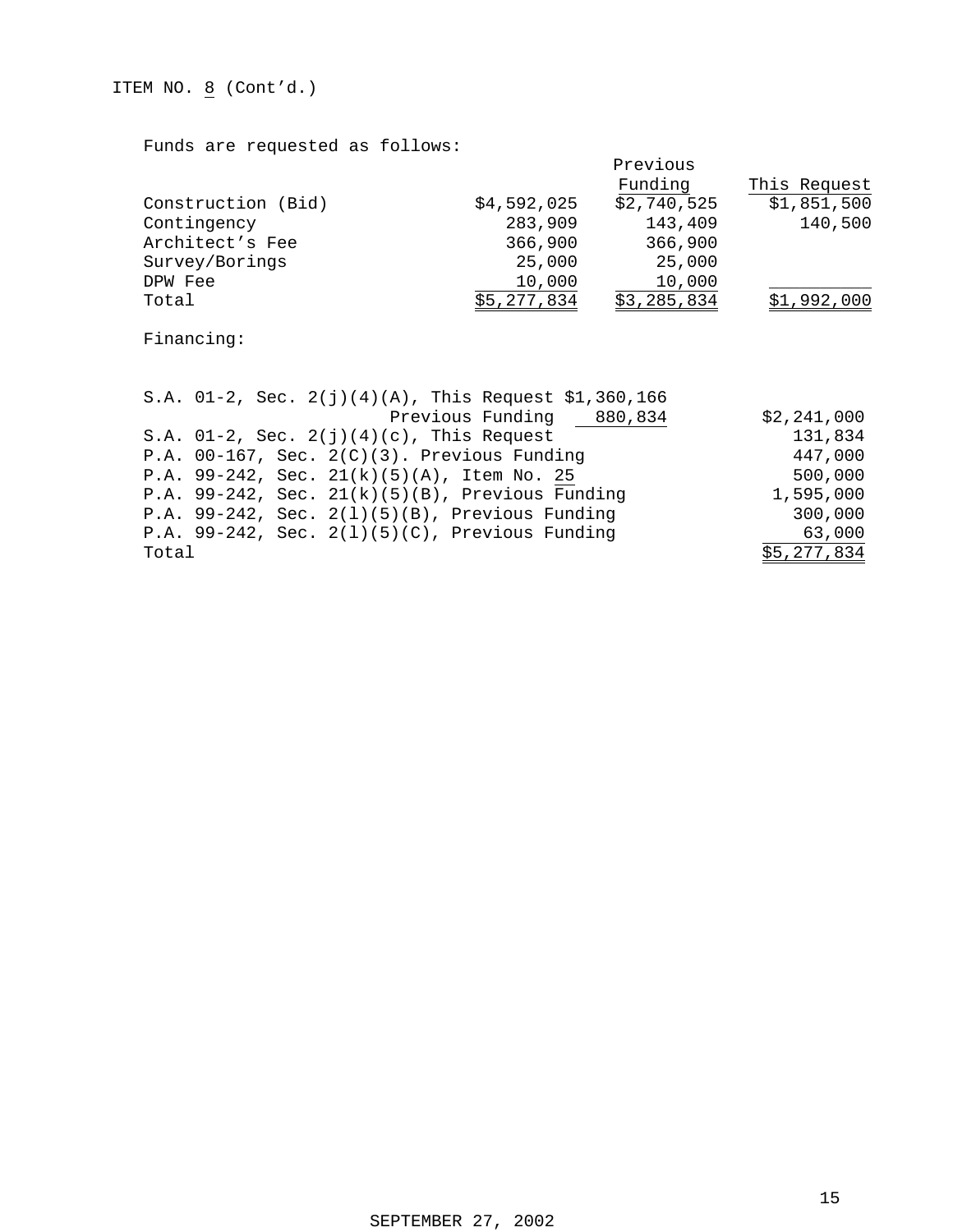ITEM NO. 8 (Cont'd.)

Funds are requested as follows:

| | | Previous Funding | This Request |
|---|---|---|---|
| Construction (Bid) | $4,592,025 | $2,740,525 | $1,851,500 |
| Contingency | 283,909 | 143,409 | 140,500 |
| Architect's Fee | 366,900 | 366,900 | |
| Survey/Borings | 25,000 | 25,000 | |
| DPW Fee | 10,000 | 10,000 | |
| Total | $5,277,834 | $3,285,834 | $1,992,000 |

Financing:

| | | |
|---|---|---|
| S.A. 01-2, Sec. 2(j)(4)(A), This Request | $1,360,166 | |
| Previous Funding | 880,834 | $2,241,000 |
| S.A. 01-2, Sec. 2(j)(4)(c), This Request | | 131,834 |
| P.A. 00-167, Sec. 2(C)(3). Previous Funding | | 447,000 |
| P.A. 99-242, Sec. 21(k)(5)(A), Item No. 25 | | 500,000 |
| P.A. 99-242, Sec. 21(k)(5)(B), Previous Funding | | 1,595,000 |
| P.A. 99-242, Sec. 2(l)(5)(B), Previous Funding | | 300,000 |
| P.A. 99-242, Sec. 2(l)(5)(C), Previous Funding | | 63,000 |
| Total | | $5,277,834 |

SEPTEMBER 27, 2002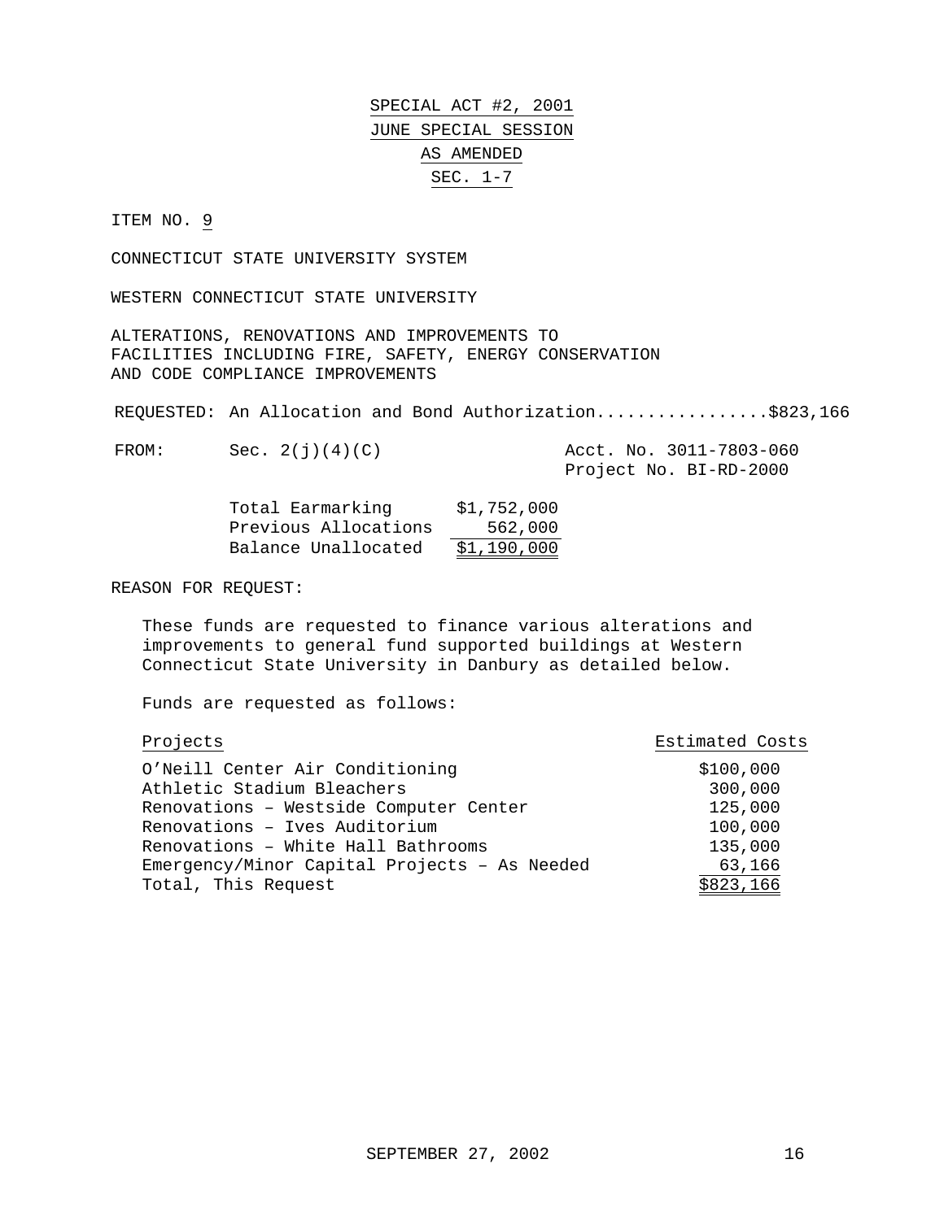**SPECIAL ACT #2, 2001**
**JUNE SPECIAL SESSION**
**AS AMENDED**
**SEC. 1-7**

ITEM NO. 9

CONNECTICUT STATE UNIVERSITY SYSTEM

WESTERN CONNECTICUT STATE UNIVERSITY

ALTERATIONS, RENOVATIONS AND IMPROVEMENTS TO FACILITIES INCLUDING FIRE, SAFETY, ENERGY CONSERVATION AND CODE COMPLIANCE IMPROVEMENTS

REQUESTED: An Allocation and Bond Authorization.................$823,166

FROM: Sec. 2(j)(4)(C) — Acct. No. 3011-7803-060, Project No. BI-RD-2000

| | |
|---|---|
| Total Earmarking | $1,752,000 |
| Previous Allocations | 562,000 |
| Balance Unallocated | $1,190,000 |

REASON FOR REQUEST:

These funds are requested to finance various alterations and improvements to general fund supported buildings at Western Connecticut State University in Danbury as detailed below.

Funds are requested as follows:

| Projects | Estimated Costs |
|---|---|
| O'Neill Center Air Conditioning | $100,000 |
| Athletic Stadium Bleachers | 300,000 |
| Renovations – Westside Computer Center | 125,000 |
| Renovations – Ives Auditorium | 100,000 |
| Renovations – White Hall Bathrooms | 135,000 |
| Emergency/Minor Capital Projects – As Needed | 63,166 |
| Total, This Request | $823,166 |

SEPTEMBER 27, 2002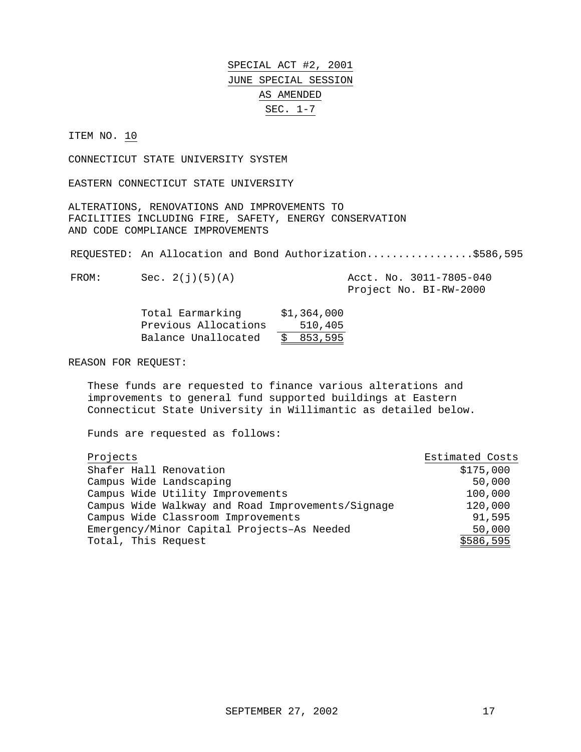# SPECIAL ACT #2, 2001
# JUNE SPECIAL SESSION
# AS AMENDED
# SEC. 1-7

ITEM NO. 10

CONNECTICUT STATE UNIVERSITY SYSTEM

EASTERN CONNECTICUT STATE UNIVERSITY

ALTERATIONS, RENOVATIONS AND IMPROVEMENTS TO FACILITIES INCLUDING FIRE, SAFETY, ENERGY CONSERVATION AND CODE COMPLIANCE IMPROVEMENTS

REQUESTED: An Allocation and Bond Authorization................$586,595

FROM: Sec. 2(j)(5)(A) — Acct. No. 3011-7805-040, Project No. BI-RW-2000

| | |
|---|---:|
| Total Earmarking | $1,364,000 |
| Previous Allocations | 510,405 |
| Balance Unallocated | $ 853,595 |

REASON FOR REQUEST:

These funds are requested to finance various alterations and improvements to general fund supported buildings at Eastern Connecticut State University in Willimantic as detailed below.

Funds are requested as follows:

| Projects | Estimated Costs |
|---|---:|
| Shafer Hall Renovation | $175,000 |
| Campus Wide Landscaping | 50,000 |
| Campus Wide Utility Improvements | 100,000 |
| Campus Wide Walkway and Road Improvements/Signage | 120,000 |
| Campus Wide Classroom Improvements | 91,595 |
| Emergency/Minor Capital Projects–As Needed | 50,000 |
| Total, This Request | $586,595 |

SEPTEMBER 27, 2002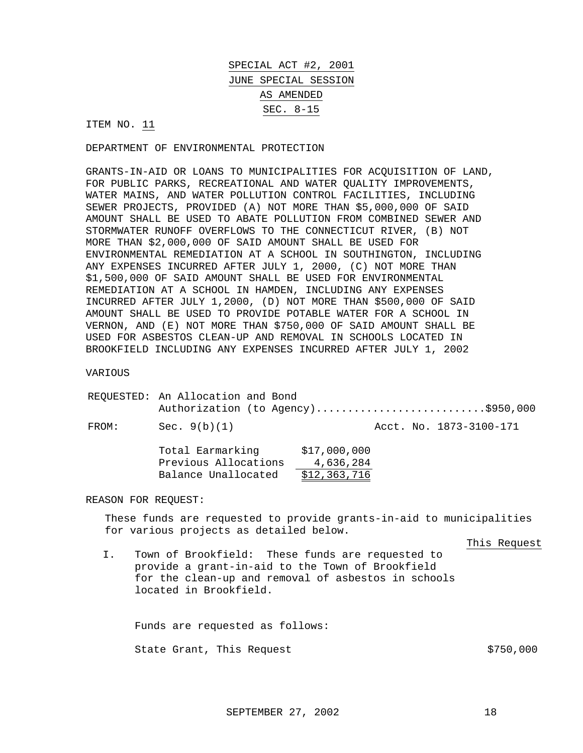SPECIAL ACT #2, 2001
JUNE SPECIAL SESSION
AS AMENDED
SEC. 8-15

ITEM NO. 11

DEPARTMENT OF ENVIRONMENTAL PROTECTION

GRANTS-IN-AID OR LOANS TO MUNICIPALITIES FOR ACQUISITION OF LAND, FOR PUBLIC PARKS, RECREATIONAL AND WATER QUALITY IMPROVEMENTS, WATER MAINS, AND WATER POLLUTION CONTROL FACILITIES, INCLUDING SEWER PROJECTS, PROVIDED (A) NOT MORE THAN $5,000,000 OF SAID AMOUNT SHALL BE USED TO ABATE POLLUTION FROM COMBINED SEWER AND STORMWATER RUNOFF OVERFLOWS TO THE CONNECTICUT RIVER, (B) NOT MORE THAN $2,000,000 OF SAID AMOUNT SHALL BE USED FOR ENVIRONMENTAL REMEDIATION AT A SCHOOL IN SOUTHINGTON, INCLUDING ANY EXPENSES INCURRED AFTER JULY 1, 2000, (C) NOT MORE THAN $1,500,000 OF SAID AMOUNT SHALL BE USED FOR ENVIRONMENTAL REMEDIATION AT A SCHOOL IN HAMDEN, INCLUDING ANY EXPENSES INCURRED AFTER JULY 1,2000, (D) NOT MORE THAN $500,000 OF SAID AMOUNT SHALL BE USED TO PROVIDE POTABLE WATER FOR A SCHOOL IN VERNON, AND (E) NOT MORE THAN $750,000 OF SAID AMOUNT SHALL BE USED FOR ASBESTOS CLEAN-UP AND REMOVAL IN SCHOOLS LOCATED IN BROOKFIELD INCLUDING ANY EXPENSES INCURRED AFTER JULY 1, 2002

VARIOUS

REQUESTED: An Allocation and Bond Authorization (to Agency)..........................$950,000

FROM: Sec. 9(b)(1) Acct. No. 1873-3100-171

| | |
|---|---|
| Total Earmarking | $17,000,000 |
| Previous Allocations | 4,636,284 |
| Balance Unallocated | $12,363,716 |

REASON FOR REQUEST:

These funds are requested to provide grants-in-aid to municipalities for various projects as detailed below.

This Request

I. Town of Brookfield: These funds are requested to provide a grant-in-aid to the Town of Brookfield for the clean-up and removal of asbestos in schools located in Brookfield.

Funds are requested as follows:

State Grant, This Request $750,000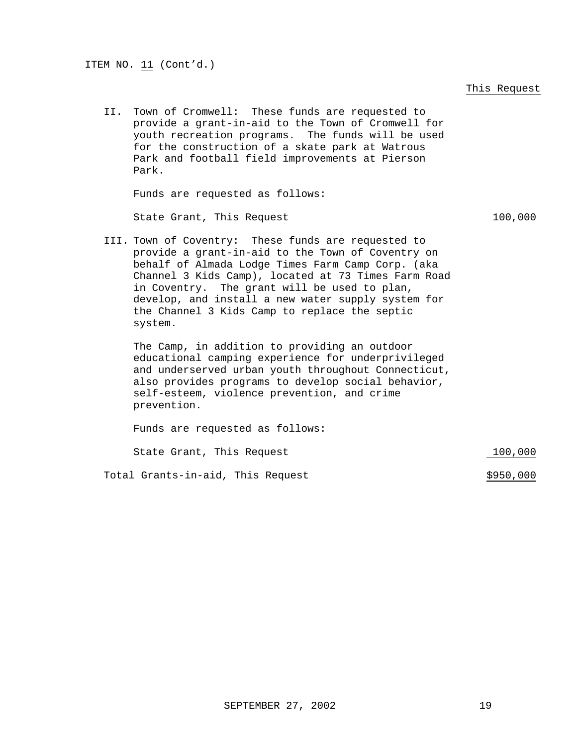ITEM NO. 11 (Cont'd.)

This Request

II. Town of Cromwell: These funds are requested to provide a grant-in-aid to the Town of Cromwell for youth recreation programs. The funds will be used for the construction of a skate park at Watrous Park and football field improvements at Pierson Park.

Funds are requested as follows:

| | |
|---|---|
| State Grant, This Request | 100,000 |

III. Town of Coventry: These funds are requested to provide a grant-in-aid to the Town of Coventry on behalf of Almada Lodge Times Farm Camp Corp. (aka Channel 3 Kids Camp), located at 73 Times Farm Road in Coventry. The grant will be used to plan, develop, and install a new water supply system for the Channel 3 Kids Camp to replace the septic system.

The Camp, in addition to providing an outdoor educational camping experience for underprivileged and underserved urban youth throughout Connecticut, also provides programs to develop social behavior, self-esteem, violence prevention, and crime prevention.

Funds are requested as follows:

| | |
|---|---|
| State Grant, This Request | 100,000 |
| Total Grants-in-aid, This Request | $950,000 |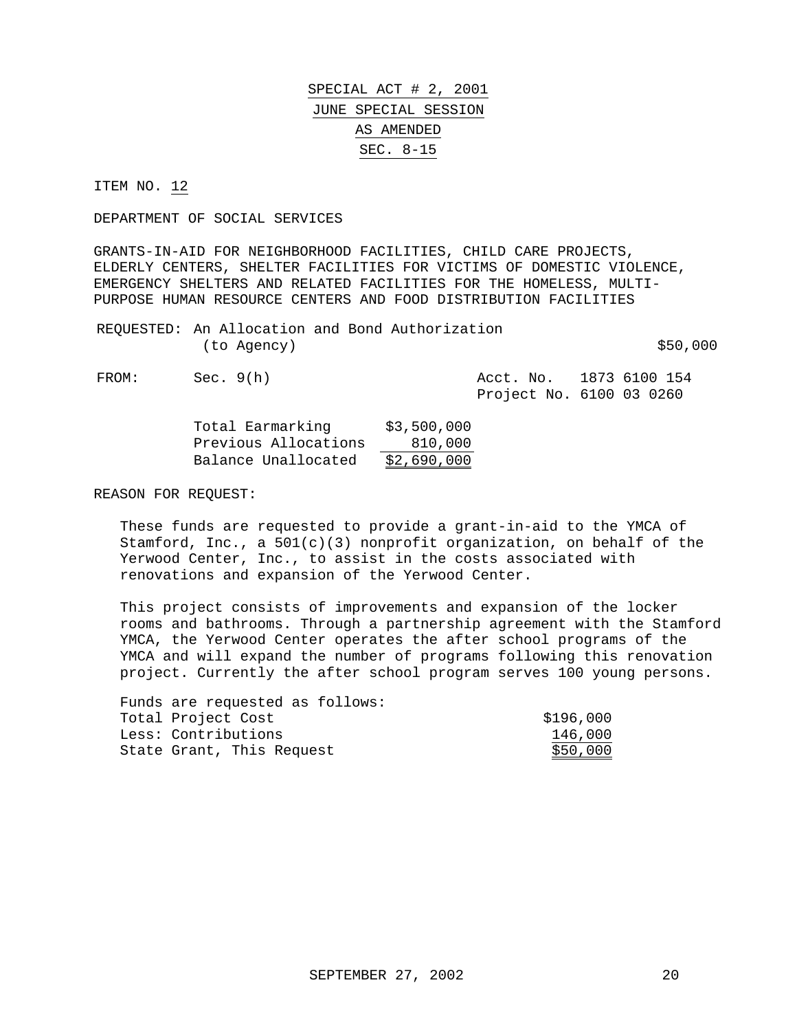SPECIAL ACT # 2, 2001

JUNE SPECIAL SESSION

AS AMENDED

SEC. 8-15

ITEM NO. 12

DEPARTMENT OF SOCIAL SERVICES

GRANTS-IN-AID FOR NEIGHBORHOOD FACILITIES, CHILD CARE PROJECTS, ELDERLY CENTERS, SHELTER FACILITIES FOR VICTIMS OF DOMESTIC VIOLENCE, EMERGENCY SHELTERS AND RELATED FACILITIES FOR THE HOMELESS, MULTI-PURPOSE HUMAN RESOURCE CENTERS AND FOOD DISTRIBUTION FACILITIES

REQUESTED: An Allocation and Bond Authorization (to Agency) $50,000

FROM: Sec. 9(h) — Acct. No. 1873 6100 154, Project No. 6100 03 0260

| | |
|---|---|
| Total Earmarking | $3,500,000 |
| Previous Allocations | 810,000 |
| Balance Unallocated | $2,690,000 |

REASON FOR REQUEST:

These funds are requested to provide a grant-in-aid to the YMCA of Stamford, Inc., a 501(c)(3) nonprofit organization, on behalf of the Yerwood Center, Inc., to assist in the costs associated with renovations and expansion of the Yerwood Center.

This project consists of improvements and expansion of the locker rooms and bathrooms. Through a partnership agreement with the Stamford YMCA, the Yerwood Center operates the after school programs of the YMCA and will expand the number of programs following this renovation project. Currently the after school program serves 100 young persons.

Funds are requested as follows:

| | |
|---|---|
| Total Project Cost | $196,000 |
| Less: Contributions | 146,000 |
| State Grant, This Request | $50,000 |

SEPTEMBER 27, 2002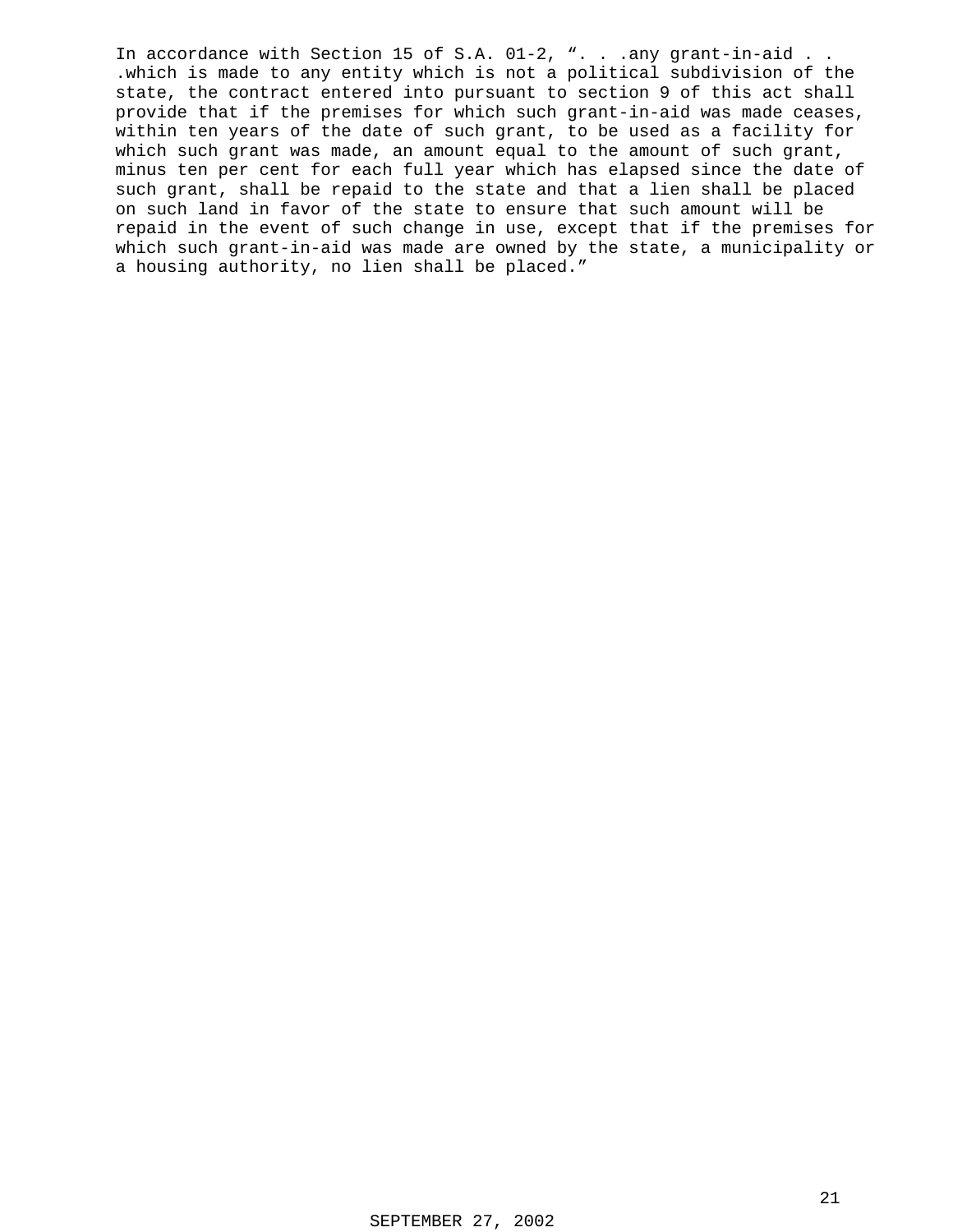In accordance with Section 15 of S.A. 01-2, ". . .any grant-in-aid . . .which is made to any entity which is not a political subdivision of the state, the contract entered into pursuant to section 9 of this act shall provide that if the premises for which such grant-in-aid was made ceases, within ten years of the date of such grant, to be used as a facility for which such grant was made, an amount equal to the amount of such grant, minus ten per cent for each full year which has elapsed since the date of such grant, shall be repaid to the state and that a lien shall be placed on such land in favor of the state to ensure that such amount will be repaid in the event of such change in use, except that if the premises for which such grant-in-aid was made are owned by the state, a municipality or a housing authority, no lien shall be placed."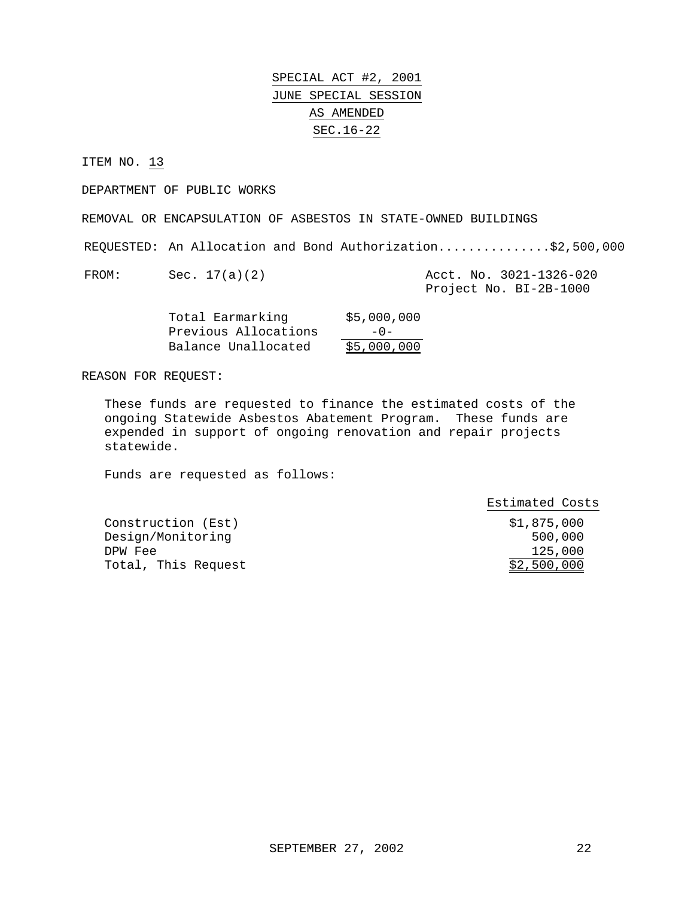# SPECIAL ACT #2, 2001
## JUNE SPECIAL SESSION
## AS AMENDED
## SEC.16-22

ITEM NO. 13

DEPARTMENT OF PUBLIC WORKS

REMOVAL OR ENCAPSULATION OF ASBESTOS IN STATE-OWNED BUILDINGS

REQUESTED: An Allocation and Bond Authorization...............$2,500,000

FROM: Sec. 17(a)(2)

Acct. No. 3021-1326-020
Project No. BI-2B-1000

| | |
|---|---|
| Total Earmarking | $5,000,000 |
| Previous Allocations | -0- |
| Balance Unallocated | $5,000,000 |

REASON FOR REQUEST:

These funds are requested to finance the estimated costs of the ongoing Statewide Asbestos Abatement Program. These funds are expended in support of ongoing renovation and repair projects statewide.

Funds are requested as follows:

| | Estimated Costs |
|---|---|
| Construction (Est) | $1,875,000 |
| Design/Monitoring | 500,000 |
| DPW Fee | 125,000 |
| Total, This Request | $2,500,000 |

SEPTEMBER 27, 2002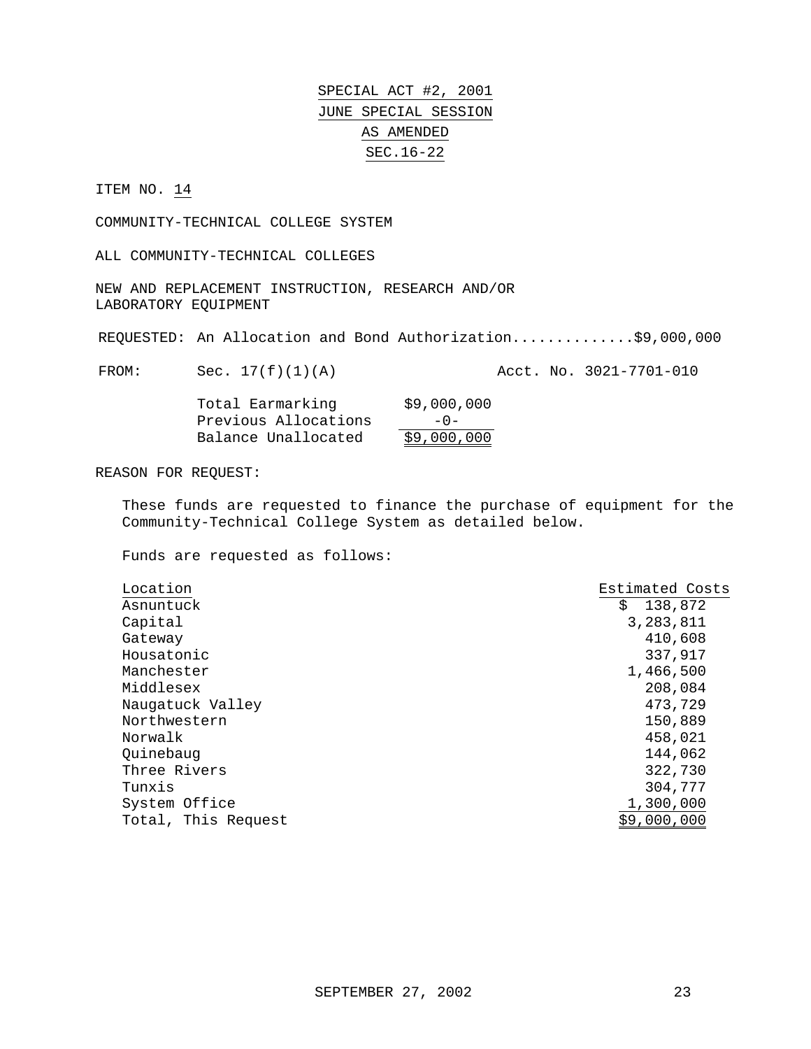SPECIAL ACT #2, 2001

JUNE SPECIAL SESSION

AS AMENDED

SEC.16-22

ITEM NO. 14

COMMUNITY-TECHNICAL COLLEGE SYSTEM

ALL COMMUNITY-TECHNICAL COLLEGES

NEW AND REPLACEMENT INSTRUCTION, RESEARCH AND/OR LABORATORY EQUIPMENT

REQUESTED: An Allocation and Bond Authorization..............$9,000,000

FROM: Sec. 17(f)(1)(A) Acct. No. 3021-7701-010

| | |
|---|---|
| Total Earmarking | $9,000,000 |
| Previous Allocations | -0- |
| Balance Unallocated | $9,000,000 |

REASON FOR REQUEST:

These funds are requested to finance the purchase of equipment for the Community-Technical College System as detailed below.

Funds are requested as follows:

| Location | Estimated Costs |
|---|---|
| Asnuntuck | $ 138,872 |
| Capital | 3,283,811 |
| Gateway | 410,608 |
| Housatonic | 337,917 |
| Manchester | 1,466,500 |
| Middlesex | 208,084 |
| Naugatuck Valley | 473,729 |
| Northwestern | 150,889 |
| Norwalk | 458,021 |
| Quinebaug | 144,062 |
| Three Rivers | 322,730 |
| Tunxis | 304,777 |
| System Office | 1,300,000 |
| Total, This Request | $9,000,000 |

SEPTEMBER 27, 2002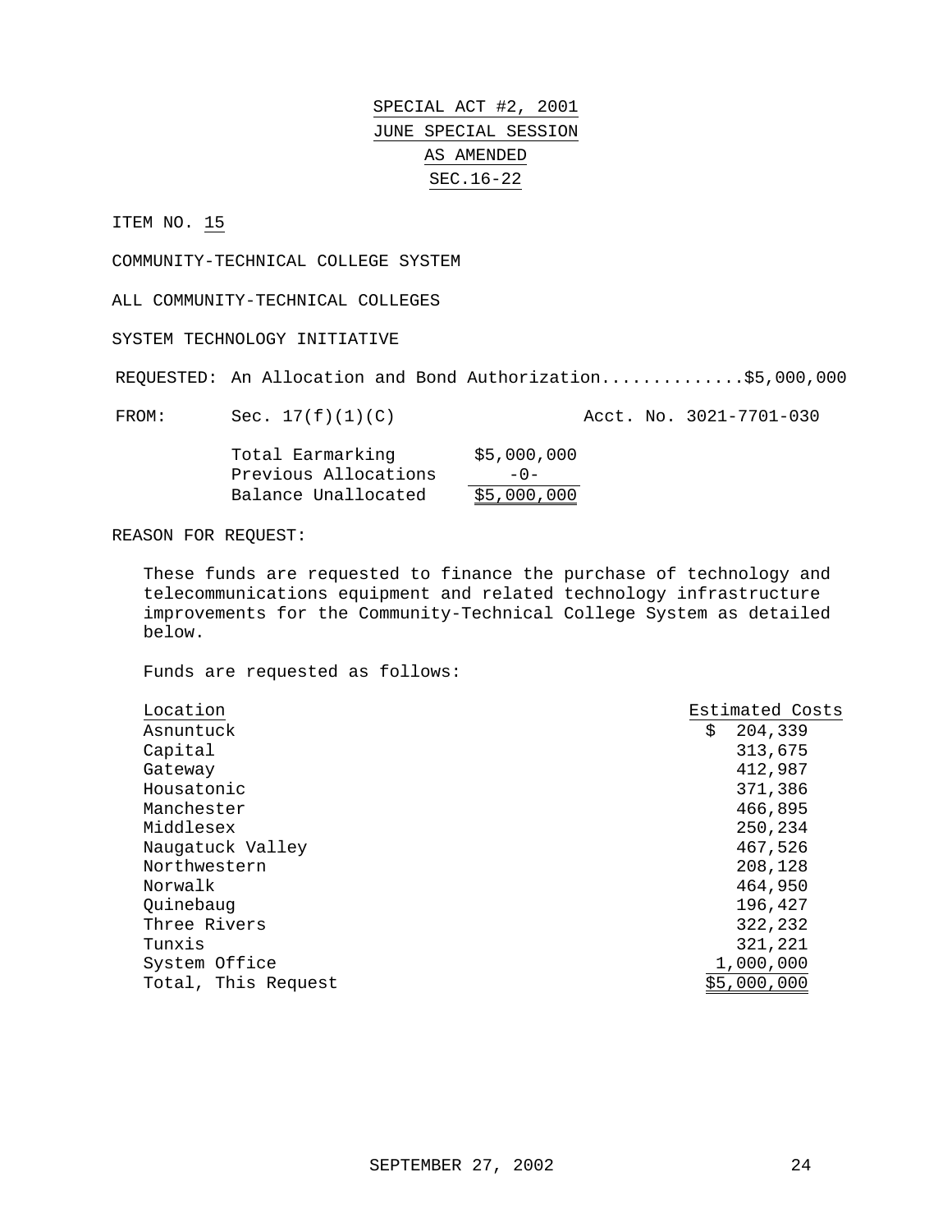SPECIAL ACT #2, 2001

JUNE SPECIAL SESSION

AS AMENDED

SEC.16-22

ITEM NO. 15

COMMUNITY-TECHNICAL COLLEGE SYSTEM

ALL COMMUNITY-TECHNICAL COLLEGES

SYSTEM TECHNOLOGY INITIATIVE

REQUESTED: An Allocation and Bond Authorization.............$5,000,000

FROM: Sec. 17(f)(1)(C) Acct. No. 3021-7701-030

| | |
|---|---|
| Total Earmarking | $5,000,000 |
| Previous Allocations | -0- |
| Balance Unallocated | $5,000,000 |

REASON FOR REQUEST:

These funds are requested to finance the purchase of technology and telecommunications equipment and related technology infrastructure improvements for the Community-Technical College System as detailed below.

Funds are requested as follows:

| Location | Estimated Costs |
|---|---|
| Asnuntuck | $ 204,339 |
| Capital | 313,675 |
| Gateway | 412,987 |
| Housatonic | 371,386 |
| Manchester | 466,895 |
| Middlesex | 250,234 |
| Naugatuck Valley | 467,526 |
| Northwestern | 208,128 |
| Norwalk | 464,950 |
| Quinebaug | 196,427 |
| Three Rivers | 322,232 |
| Tunxis | 321,221 |
| System Office | 1,000,000 |
| Total, This Request | $5,000,000 |

SEPTEMBER 27, 2002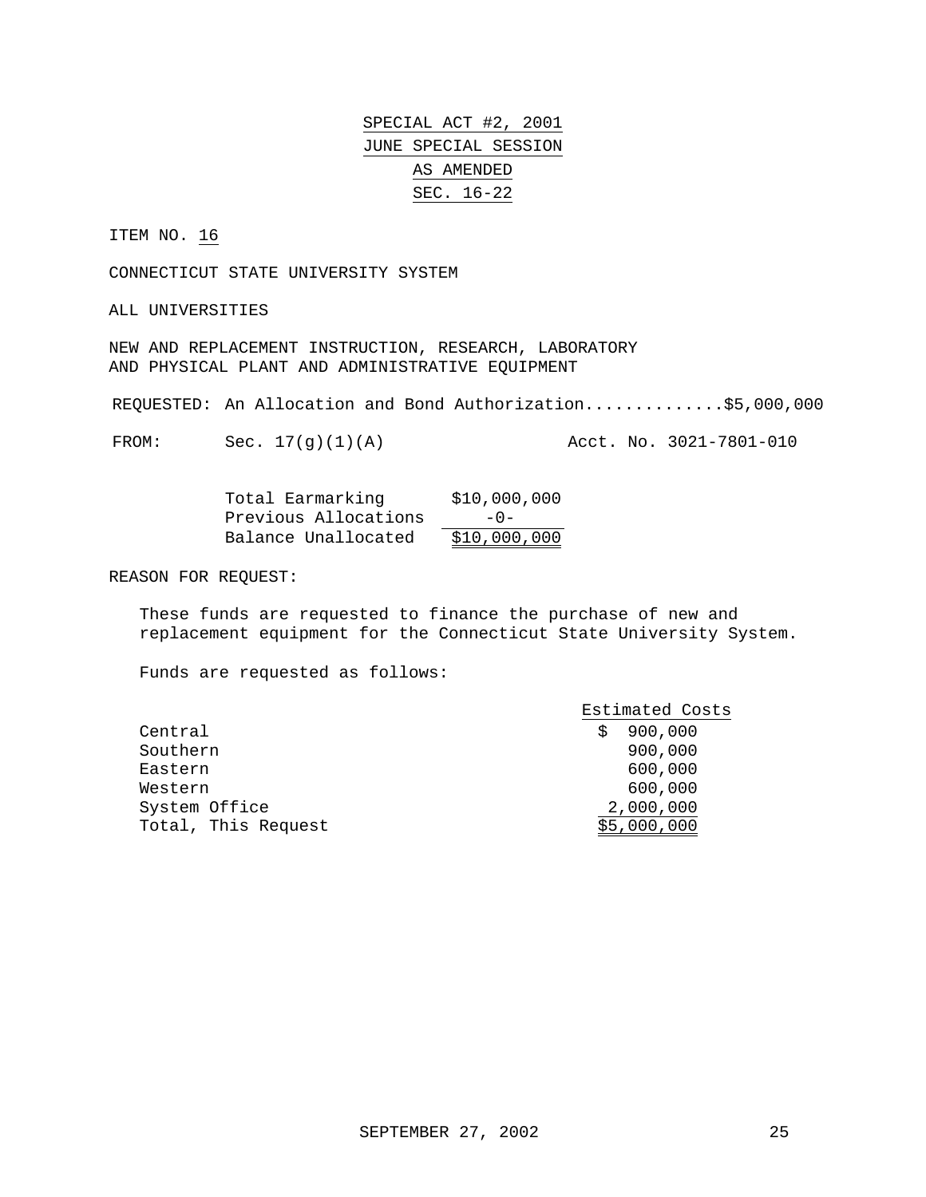SPECIAL ACT #2, 2001
JUNE SPECIAL SESSION
AS AMENDED
SEC. 16-22

ITEM NO. 16

CONNECTICUT STATE UNIVERSITY SYSTEM

ALL UNIVERSITIES

NEW AND REPLACEMENT INSTRUCTION, RESEARCH, LABORATORY AND PHYSICAL PLANT AND ADMINISTRATIVE EQUIPMENT

REQUESTED: An Allocation and Bond Authorization.............$5,000,000

FROM: Sec. 17(g)(1)(A) Acct. No. 3021-7801-010

| | |
|---|---|
| Total Earmarking | $10,000,000 |
| Previous Allocations | -0- |
| Balance Unallocated | $10,000,000 |

REASON FOR REQUEST:

These funds are requested to finance the purchase of new and replacement equipment for the Connecticut State University System.

Funds are requested as follows:

| | Estimated Costs |
|---|---|
| Central | $ 900,000 |
| Southern | 900,000 |
| Eastern | 600,000 |
| Western | 600,000 |
| System Office | 2,000,000 |
| Total, This Request | $5,000,000 |

SEPTEMBER 27, 2002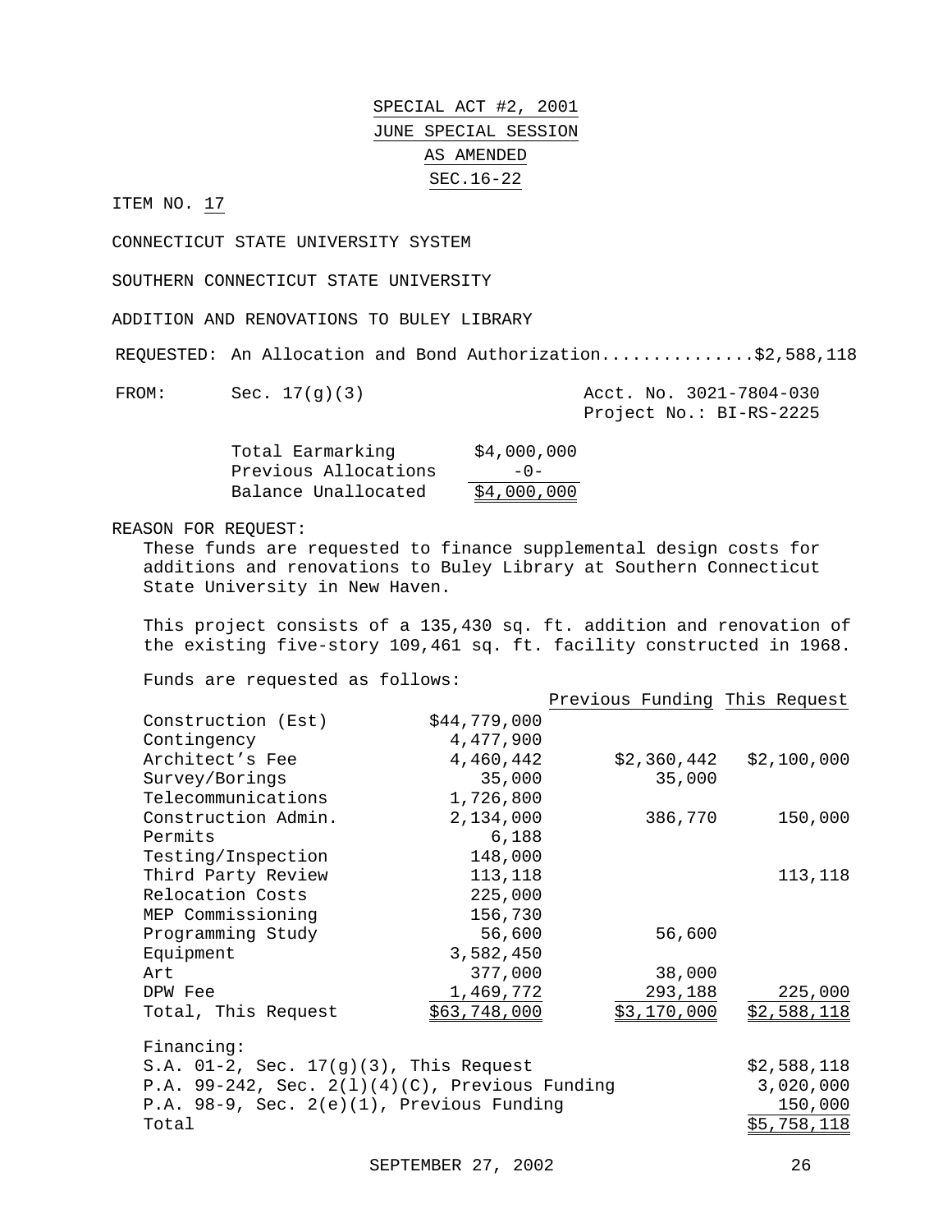SPECIAL ACT #2, 2001
JUNE SPECIAL SESSION
AS AMENDED
SEC.16-22

ITEM NO. 17

CONNECTICUT STATE UNIVERSITY SYSTEM

SOUTHERN CONNECTICUT STATE UNIVERSITY

ADDITION AND RENOVATIONS TO BULEY LIBRARY

REQUESTED: An Allocation and Bond Authorization..............$2,588,118

FROM: Sec. 17(g)(3) Acct. No. 3021-7804-030
Project No.: BI-RS-2225

| | |
|---|---|
| Total Earmarking | $4,000,000 |
| Previous Allocations | -0- |
| Balance Unallocated | $4,000,000 |

REASON FOR REQUEST:

These funds are requested to finance supplemental design costs for additions and renovations to Buley Library at Southern Connecticut State University in New Haven.

This project consists of a 135,430 sq. ft. addition and renovation of the existing five-story 109,461 sq. ft. facility constructed in 1968.

Funds are requested as follows:

| | | Previous Funding | This Request |
|---|---|---|---|
| Construction (Est) | $44,779,000 | | |
| Contingency | 4,477,900 | | |
| Architect's Fee | 4,460,442 | $2,360,442 | $2,100,000 |
| Survey/Borings | 35,000 | 35,000 | |
| Telecommunications | 1,726,800 | | |
| Construction Admin. | 2,134,000 | 386,770 | 150,000 |
| Permits | 6,188 | | |
| Testing/Inspection | 148,000 | | |
| Third Party Review | 113,118 | | 113,118 |
| Relocation Costs | 225,000 | | |
| MEP Commissioning | 156,730 | | |
| Programming Study | 56,600 | 56,600 | |
| Equipment | 3,582,450 | | |
| Art | 377,000 | 38,000 | |
| DPW Fee | 1,469,772 | 293,188 | 225,000 |
| Total, This Request | $63,748,000 | $3,170,000 | $2,588,118 |

Financing:

| | |
|---|---|
| S.A. 01-2, Sec. 17(g)(3), This Request | $2,588,118 |
| P.A. 99-242, Sec. 2(l)(4)(C), Previous Funding | 3,020,000 |
| P.A. 98-9, Sec. 2(e)(1), Previous Funding | 150,000 |
| Total | $5,758,118 |

SEPTEMBER 27, 2002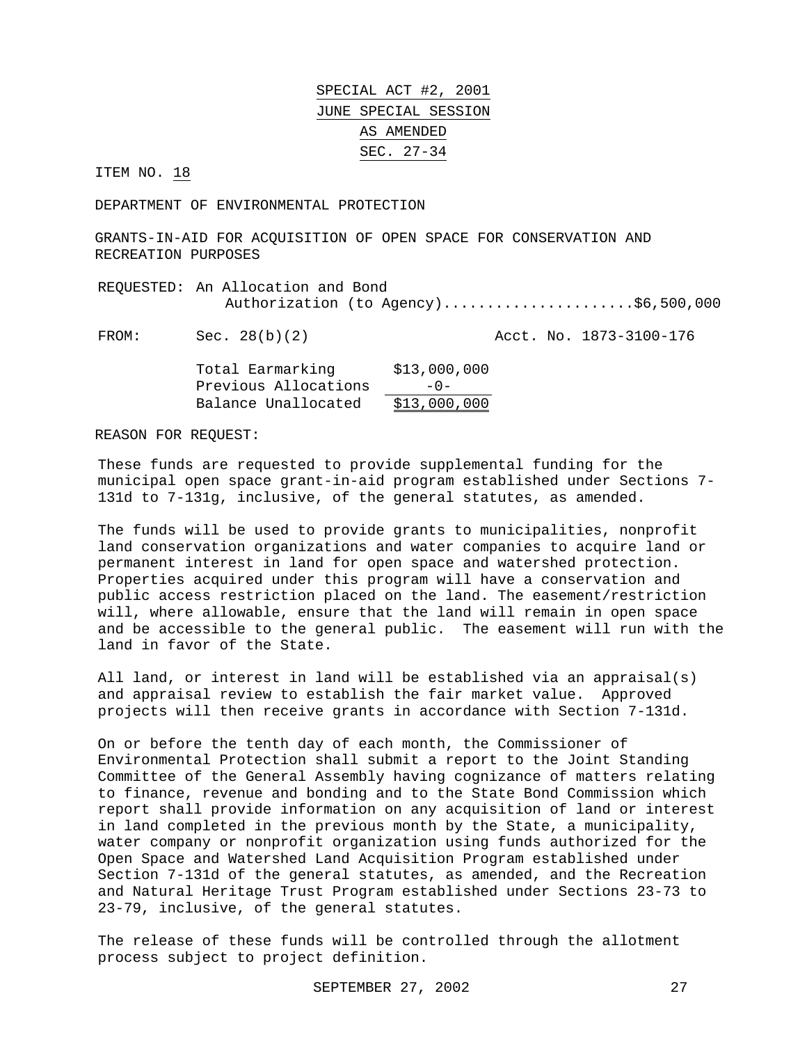# SPECIAL ACT #2, 2001
# JUNE SPECIAL SESSION
# AS AMENDED
# SEC. 27-34

ITEM NO. 18

DEPARTMENT OF ENVIRONMENTAL PROTECTION

GRANTS-IN-AID FOR ACQUISITION OF OPEN SPACE FOR CONSERVATION AND RECREATION PURPOSES

REQUESTED: An Allocation and Bond Authorization (to Agency)......................$6,500,000

FROM: Sec. 28(b)(2) Acct. No. 1873-3100-176

| | |
|---|---|
| Total Earmarking | $13,000,000 |
| Previous Allocations | -0- |
| Balance Unallocated | $13,000,000 |

REASON FOR REQUEST:

These funds are requested to provide supplemental funding for the municipal open space grant-in-aid program established under Sections 7-131d to 7-131g, inclusive, of the general statutes, as amended.

The funds will be used to provide grants to municipalities, nonprofit land conservation organizations and water companies to acquire land or permanent interest in land for open space and watershed protection. Properties acquired under this program will have a conservation and public access restriction placed on the land. The easement/restriction will, where allowable, ensure that the land will remain in open space and be accessible to the general public. The easement will run with the land in favor of the State.

All land, or interest in land will be established via an appraisal(s) and appraisal review to establish the fair market value. Approved projects will then receive grants in accordance with Section 7-131d.

On or before the tenth day of each month, the Commissioner of Environmental Protection shall submit a report to the Joint Standing Committee of the General Assembly having cognizance of matters relating to finance, revenue and bonding and to the State Bond Commission which report shall provide information on any acquisition of land or interest in land completed in the previous month by the State, a municipality, water company or nonprofit organization using funds authorized for the Open Space and Watershed Land Acquisition Program established under Section 7-131d of the general statutes, as amended, and the Recreation and Natural Heritage Trust Program established under Sections 23-73 to 23-79, inclusive, of the general statutes.

The release of these funds will be controlled through the allotment process subject to project definition.

SEPTEMBER 27, 2002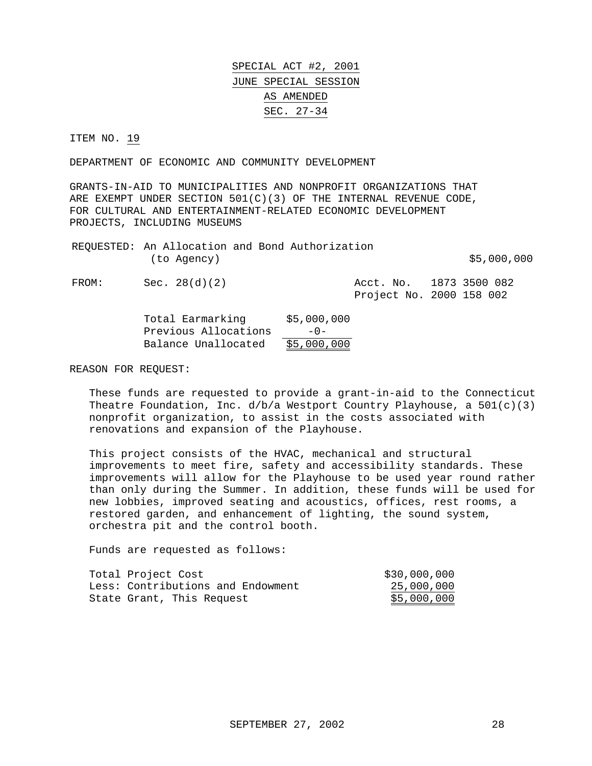SPECIAL ACT #2, 2001

JUNE SPECIAL SESSION

AS AMENDED

SEC. 27-34

ITEM NO. 19

DEPARTMENT OF ECONOMIC AND COMMUNITY DEVELOPMENT

GRANTS-IN-AID TO MUNICIPALITIES AND NONPROFIT ORGANIZATIONS THAT ARE EXEMPT UNDER SECTION 501(C)(3) OF THE INTERNAL REVENUE CODE, FOR CULTURAL AND ENTERTAINMENT-RELATED ECONOMIC DEVELOPMENT PROJECTS, INCLUDING MUSEUMS

REQUESTED: An Allocation and Bond Authorization (to Agency) $5,000,000

FROM: Sec. 28(d)(2) Acct. No. 1873 3500 082
Project No. 2000 158 002

| | |
|---|---|
| Total Earmarking | $5,000,000 |
| Previous Allocations | -0- |
| Balance Unallocated | $5,000,000 |

REASON FOR REQUEST:

These funds are requested to provide a grant-in-aid to the Connecticut Theatre Foundation, Inc. d/b/a Westport Country Playhouse, a 501(c)(3) nonprofit organization, to assist in the costs associated with renovations and expansion of the Playhouse.

This project consists of the HVAC, mechanical and structural improvements to meet fire, safety and accessibility standards. These improvements will allow for the Playhouse to be used year round rather than only during the Summer. In addition, these funds will be used for new lobbies, improved seating and acoustics, offices, rest rooms, a restored garden, and enhancement of lighting, the sound system, orchestra pit and the control booth.

Funds are requested as follows:

| | |
|---|---|
| Total Project Cost | $30,000,000 |
| Less: Contributions and Endowment | 25,000,000 |
| State Grant, This Request | $5,000,000 |

SEPTEMBER 27, 2002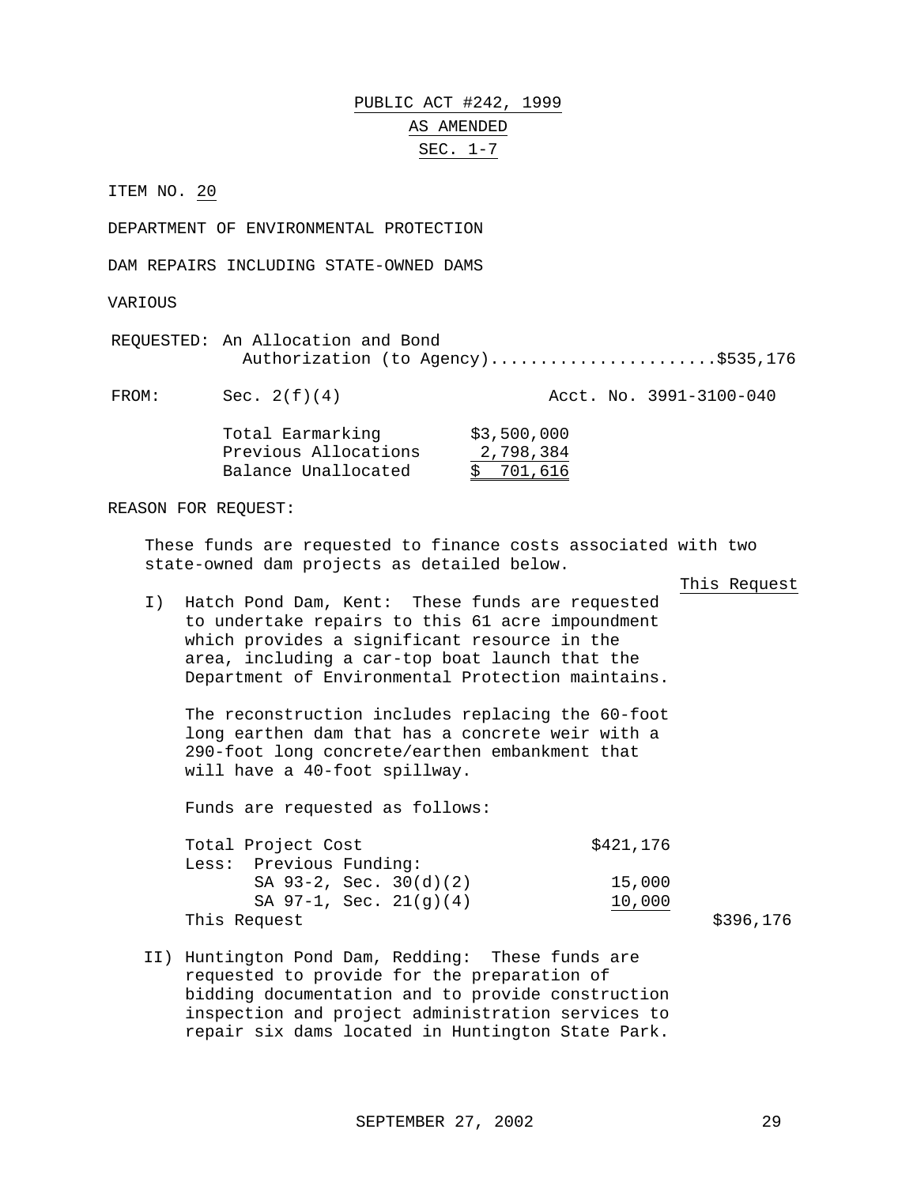PUBLIC ACT #242, 1999

AS AMENDED

SEC. 1-7

ITEM NO. 20

DEPARTMENT OF ENVIRONMENTAL PROTECTION

DAM REPAIRS INCLUDING STATE-OWNED DAMS

VARIOUS

REQUESTED: An Allocation and Bond Authorization (to Agency).......................$535,176

FROM: Sec. 2(f)(4) Acct. No. 3991-3100-040

| | |
|---|---|
| Total Earmarking | $3,500,000 |
| Previous Allocations | 2,798,384 |
| Balance Unallocated | $ 701,616 |

REASON FOR REQUEST:

These funds are requested to finance costs associated with two state-owned dam projects as detailed below.

This Request

I) Hatch Pond Dam, Kent: These funds are requested to undertake repairs to this 61 acre impoundment which provides a significant resource in the area, including a car-top boat launch that the Department of Environmental Protection maintains.

The reconstruction includes replacing the 60-foot long earthen dam that has a concrete weir with a 290-foot long concrete/earthen embankment that will have a 40-foot spillway.

Funds are requested as follows:

| | | |
|---|---|---|
| Total Project Cost | $421,176 | |
| Less: Previous Funding: | | |
| SA 93-2, Sec. 30(d)(2) | 15,000 | |
| SA 97-1, Sec. 21(g)(4) | 10,000 | |
| This Request | | $396,176 |

II) Huntington Pond Dam, Redding: These funds are requested to provide for the preparation of bidding documentation and to provide construction inspection and project administration services to repair six dams located in Huntington State Park.

SEPTEMBER 27, 2002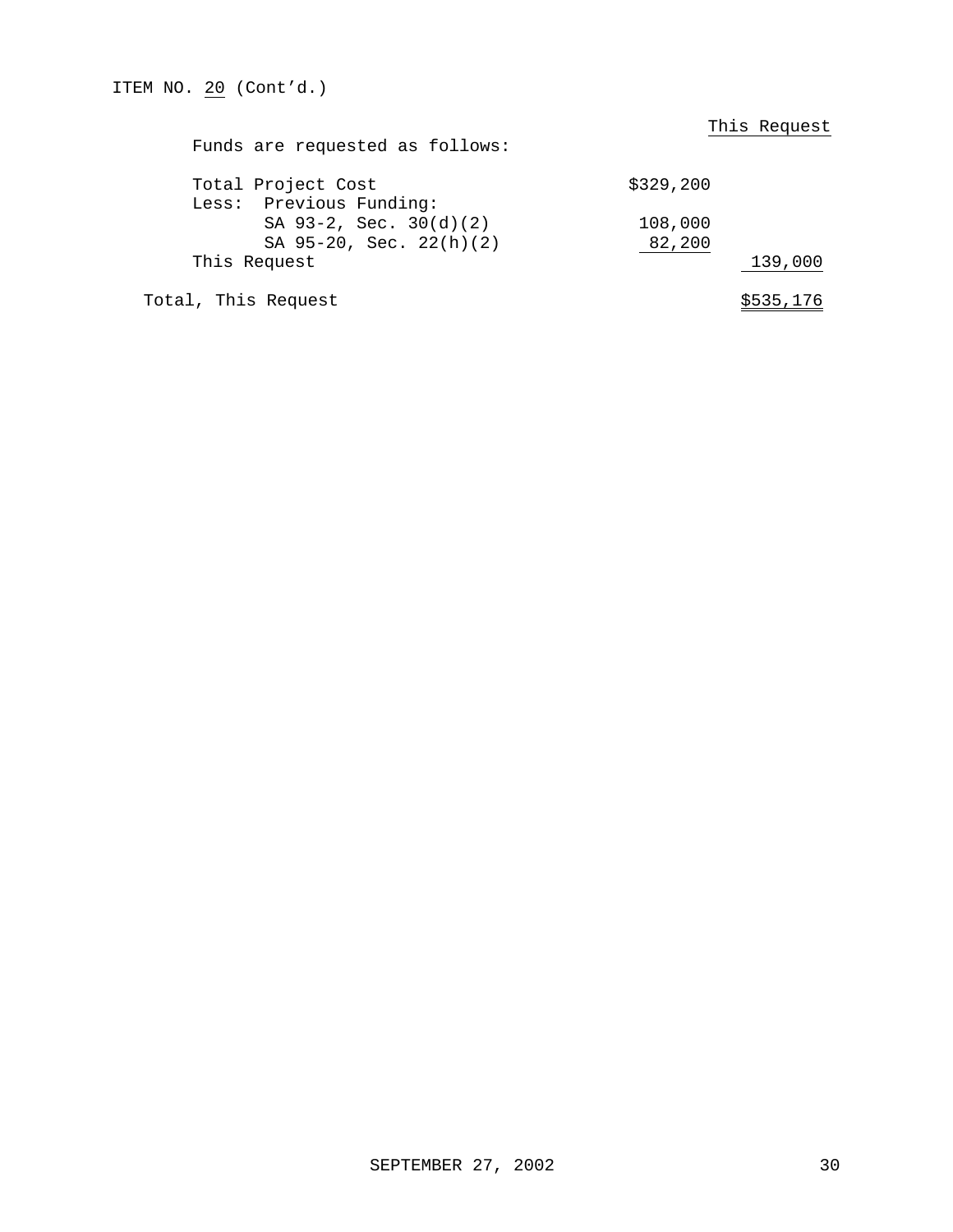ITEM NO. 20 (Cont'd.)

Funds are requested as follows:

| | | This Request |
|---|---|---|
| Total Project Cost | $329,200 | |
| Less: Previous Funding: | | |
| SA 93-2, Sec. 30(d)(2) | 108,000 | |
| SA 95-20, Sec. 22(h)(2) | 82,200 | |
| This Request | | 139,000 |
| Total, This Request | | $535,176 |

SEPTEMBER 27, 2002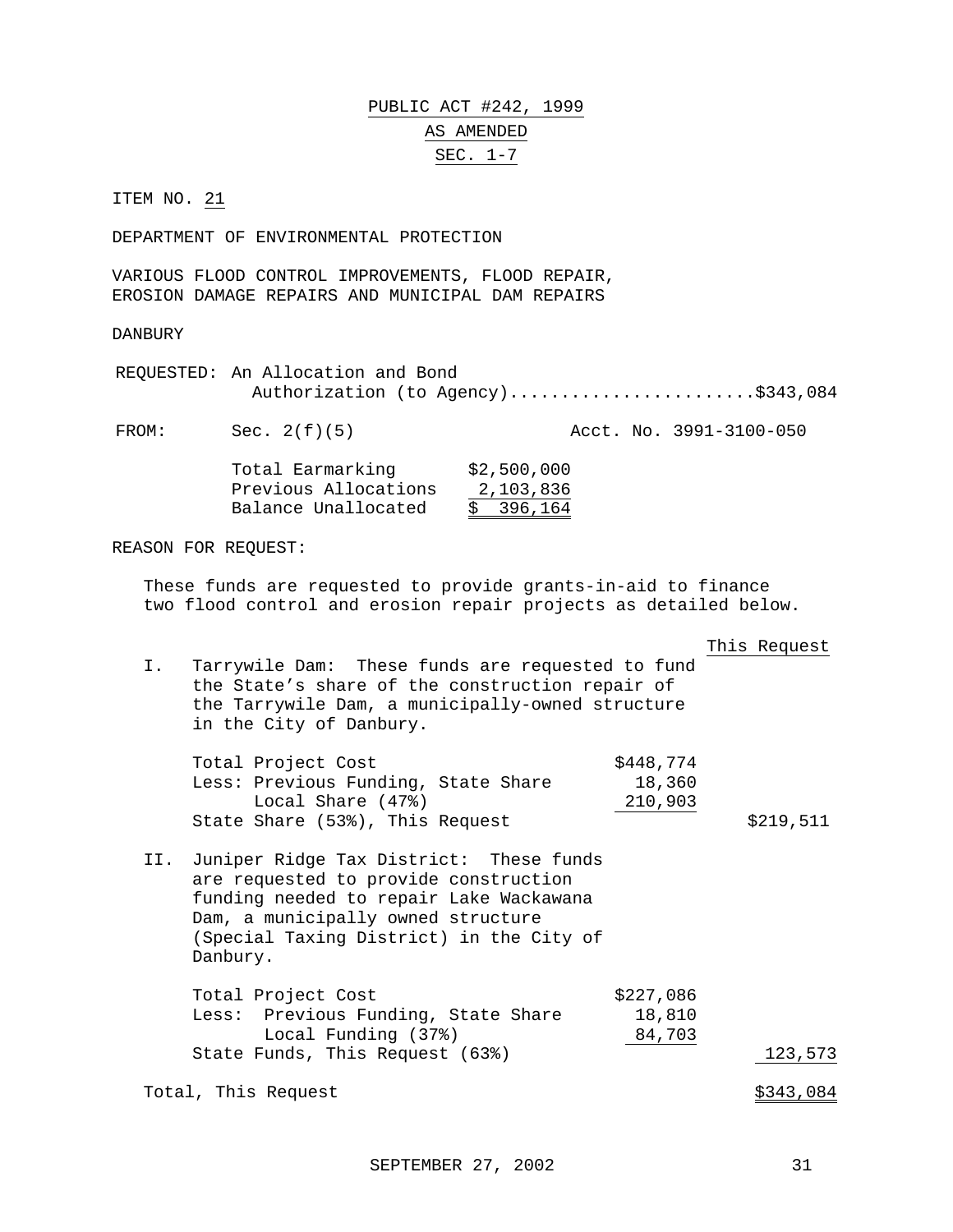PUBLIC ACT #242, 1999

AS AMENDED

SEC. 1-7

ITEM NO. 21

DEPARTMENT OF ENVIRONMENTAL PROTECTION

VARIOUS FLOOD CONTROL IMPROVEMENTS, FLOOD REPAIR, EROSION DAMAGE REPAIRS AND MUNICIPAL DAM REPAIRS

DANBURY

REQUESTED: An Allocation and Bond Authorization (to Agency).......................$343,084

FROM: Sec. 2(f)(5) Acct. No. 3991-3100-050

| | |
|---|---|
| Total Earmarking | $2,500,000 |
| Previous Allocations | 2,103,836 |
| Balance Unallocated | $ 396,164 |

REASON FOR REQUEST:

These funds are requested to provide grants-in-aid to finance two flood control and erosion repair projects as detailed below.

I. Tarrywile Dam: These funds are requested to fund the State's share of the construction repair of the Tarrywile Dam, a municipally-owned structure in the City of Danbury.

| | | This Request |
|---|---|---|
| Total Project Cost | $448,774 | |
| Less: Previous Funding, State Share | 18,360 | |
| Local Share (47%) | 210,903 | |
| State Share (53%), This Request | | $219,511 |

II. Juniper Ridge Tax District: These funds are requested to provide construction funding needed to repair Lake Wackawana Dam, a municipally owned structure (Special Taxing District) in the City of Danbury.

| | | This Request |
|---|---|---|
| Total Project Cost | $227,086 | |
| Less: Previous Funding, State Share | 18,810 | |
| Local Funding (37%) | 84,703 | |
| State Funds, This Request (63%) | | 123,573 |

Total, This Request $343,084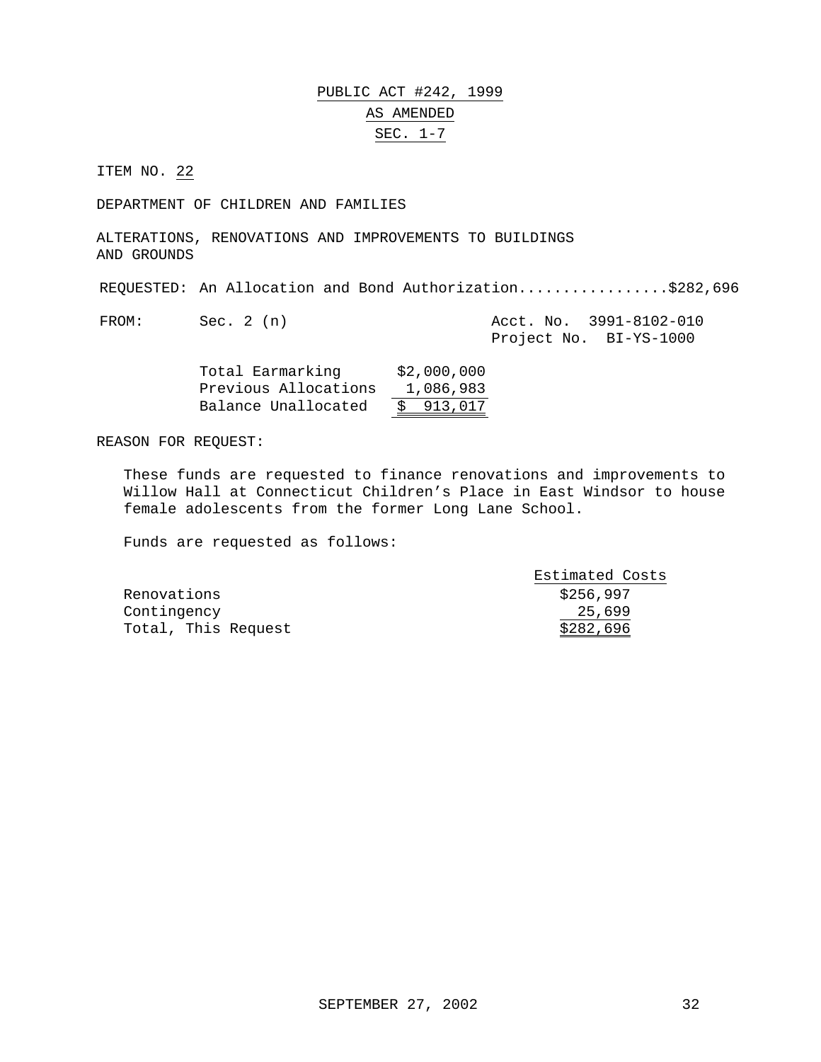PUBLIC ACT #242, 1999

AS AMENDED

SEC. 1-7

ITEM NO. 22

DEPARTMENT OF CHILDREN AND FAMILIES

ALTERATIONS, RENOVATIONS AND IMPROVEMENTS TO BUILDINGS AND GROUNDS

REQUESTED: An Allocation and Bond Authorization.................$282,696

FROM: Sec. 2 (n)    Acct. No. 3991-8102-010
Project No. BI-YS-1000

| | |
|---|---|
| Total Earmarking | $2,000,000 |
| Previous Allocations | 1,086,983 |
| Balance Unallocated | $ 913,017 |

REASON FOR REQUEST:

These funds are requested to finance renovations and improvements to Willow Hall at Connecticut Children's Place in East Windsor to house female adolescents from the former Long Lane School.

Funds are requested as follows:

| | Estimated Costs |
|---|---|
| Renovations | $256,997 |
| Contingency | 25,699 |
| Total, This Request | $282,696 |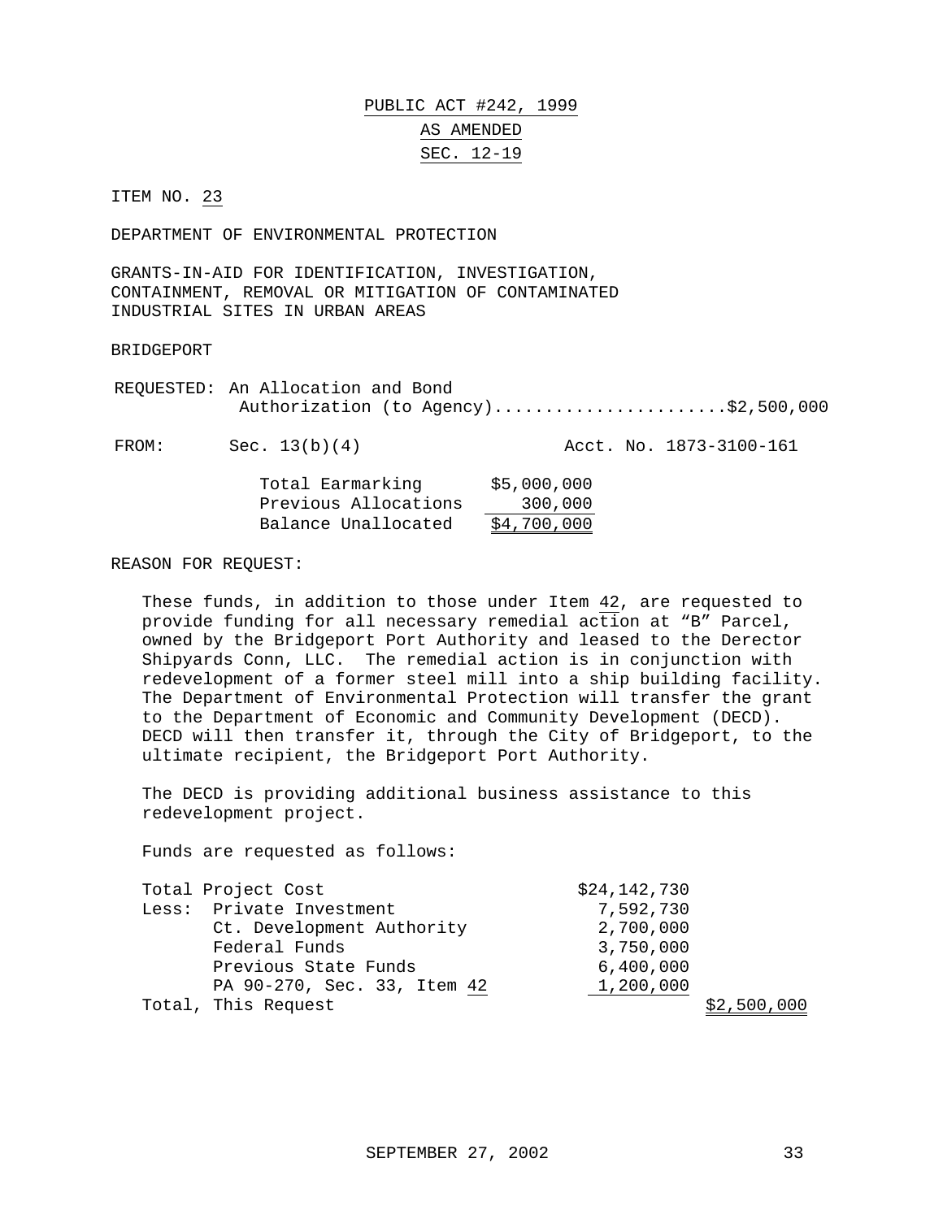# PUBLIC ACT #242, 1999

## AS AMENDED

## SEC. 12-19

ITEM NO. 23

DEPARTMENT OF ENVIRONMENTAL PROTECTION

GRANTS-IN-AID FOR IDENTIFICATION, INVESTIGATION, CONTAINMENT, REMOVAL OR MITIGATION OF CONTAMINATED INDUSTRIAL SITES IN URBAN AREAS

BRIDGEPORT

REQUESTED: An Allocation and Bond Authorization (to Agency).......................$2,500,000

FROM: Sec. 13(b)(4) Acct. No. 1873-3100-161

| | |
|---|---|
| Total Earmarking | $5,000,000 |
| Previous Allocations | 300,000 |
| Balance Unallocated | $4,700,000 |

REASON FOR REQUEST:

These funds, in addition to those under Item 42, are requested to provide funding for all necessary remedial action at "B" Parcel, owned by the Bridgeport Port Authority and leased to the Derector Shipyards Conn, LLC. The remedial action is in conjunction with redevelopment of a former steel mill into a ship building facility. The Department of Environmental Protection will transfer the grant to the Department of Economic and Community Development (DECD). DECD will then transfer it, through the City of Bridgeport, to the ultimate recipient, the Bridgeport Port Authority.

The DECD is providing additional business assistance to this redevelopment project.

Funds are requested as follows:

| | | |
|---|---|---|
| Total Project Cost | $24,142,730 | |
| Less: Private Investment | 7,592,730 | |
| Ct. Development Authority | 2,700,000 | |
| Federal Funds | 3,750,000 | |
| Previous State Funds | 6,400,000 | |
| PA 90-270, Sec. 33, Item 42 | 1,200,000 | |
| Total, This Request | | $2,500,000 |

SEPTEMBER 27, 2002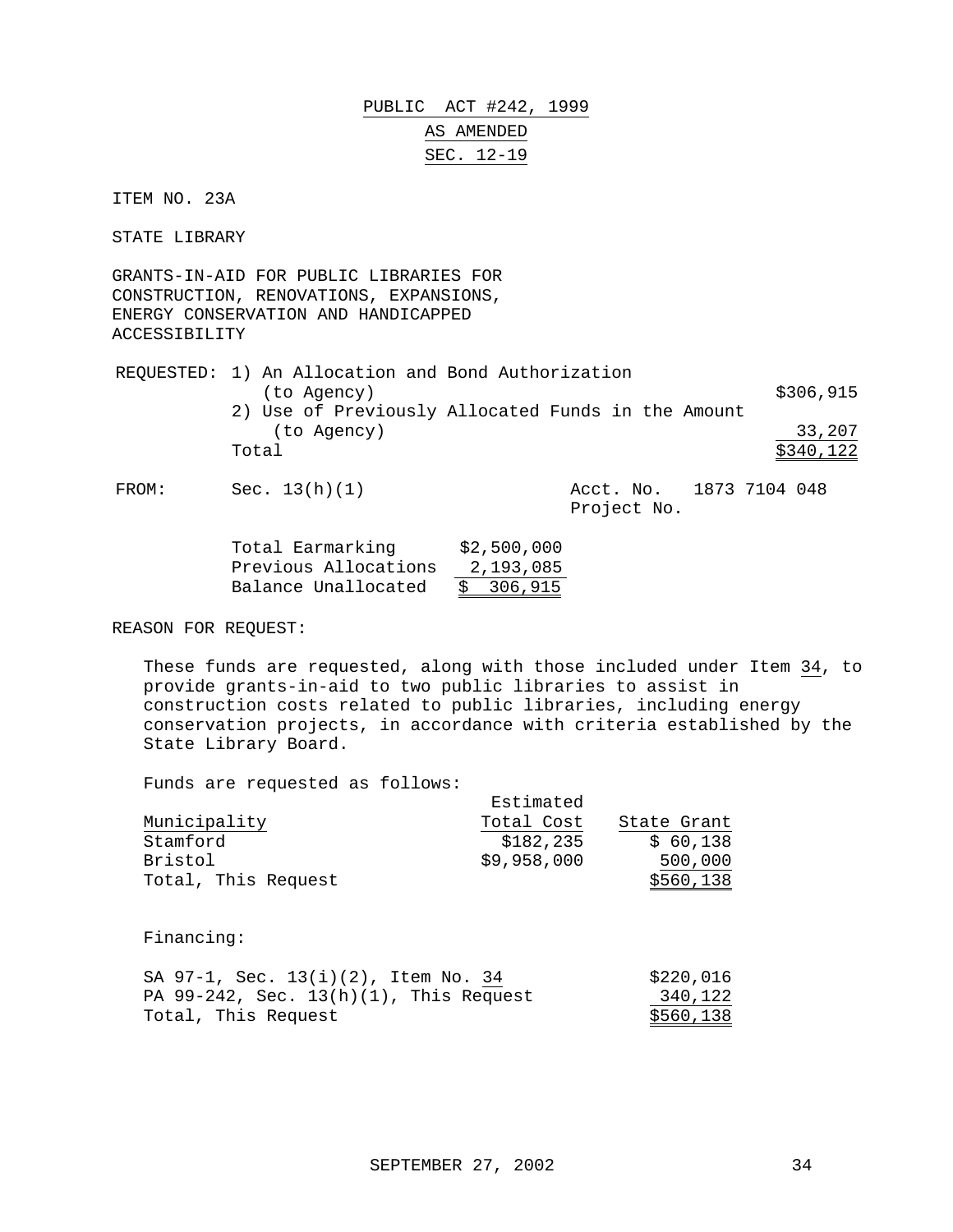**PUBLIC ACT #242, 1999**

**AS AMENDED**

**SEC. 12-19**

ITEM NO. 23A

STATE LIBRARY

GRANTS-IN-AID FOR PUBLIC LIBRARIES FOR CONSTRUCTION, RENOVATIONS, EXPANSIONS, ENERGY CONSERVATION AND HANDICAPPED ACCESSIBILITY

| | | |
|---|---|---|
| REQUESTED: | 1) An Allocation and Bond Authorization (to Agency) | $306,915 |
| | 2) Use of Previously Allocated Funds in the Amount (to Agency) | 33,207 |
| | Total | $340,122 |

FROM: Sec. 13(h)(1) — Acct. No. 1873 7104 048, Project No.

| | |
|---|---|
| Total Earmarking | $2,500,000 |
| Previous Allocations | 2,193,085 |
| Balance Unallocated | $ 306,915 |

REASON FOR REQUEST:

These funds are requested, along with those included under Item 34, to provide grants-in-aid to two public libraries to assist in construction costs related to public libraries, including energy conservation projects, in accordance with criteria established by the State Library Board.

Funds are requested as follows:

| Municipality | Estimated Total Cost | State Grant |
|---|---|---|
| Stamford | $182,235 | $ 60,138 |
| Bristol | $9,958,000 | 500,000 |
| Total, This Request | | $560,138 |

Financing:

| | |
|---|---|
| SA 97-1, Sec. 13(i)(2), Item No. 34 | $220,016 |
| PA 99-242, Sec. 13(h)(1), This Request | 340,122 |
| Total, This Request | $560,138 |

SEPTEMBER 27, 2002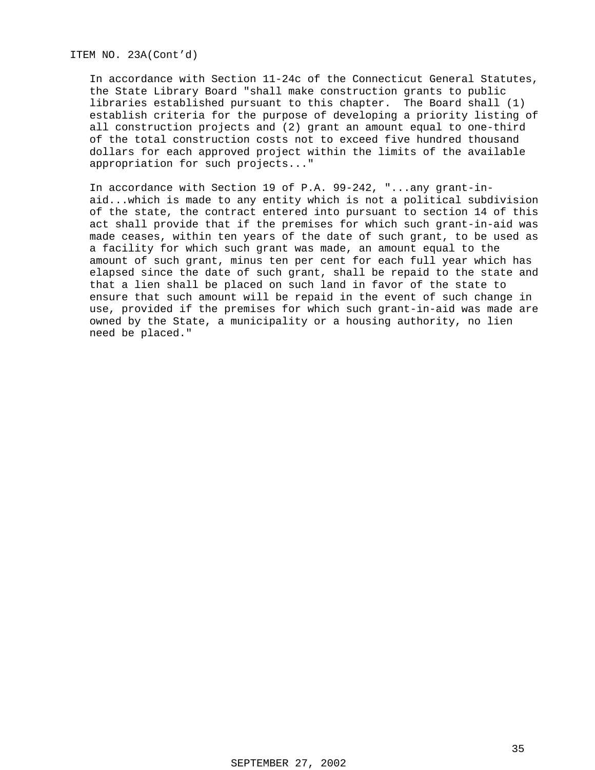ITEM NO. 23A(Cont'd)

In accordance with Section 11-24c of the Connecticut General Statutes, the State Library Board "shall make construction grants to public libraries established pursuant to this chapter. The Board shall (1) establish criteria for the purpose of developing a priority listing of all construction projects and (2) grant an amount equal to one-third of the total construction costs not to exceed five hundred thousand dollars for each approved project within the limits of the available appropriation for such projects..."

In accordance with Section 19 of P.A. 99-242, "...any grant-in-aid...which is made to any entity which is not a political subdivision of the state, the contract entered into pursuant to section 14 of this act shall provide that if the premises for which such grant-in-aid was made ceases, within ten years of the date of such grant, to be used as a facility for which such grant was made, an amount equal to the amount of such grant, minus ten per cent for each full year which has elapsed since the date of such grant, shall be repaid to the state and that a lien shall be placed on such land in favor of the state to ensure that such amount will be repaid in the event of such change in use, provided if the premises for which such grant-in-aid was made are owned by the State, a municipality or a housing authority, no lien need be placed."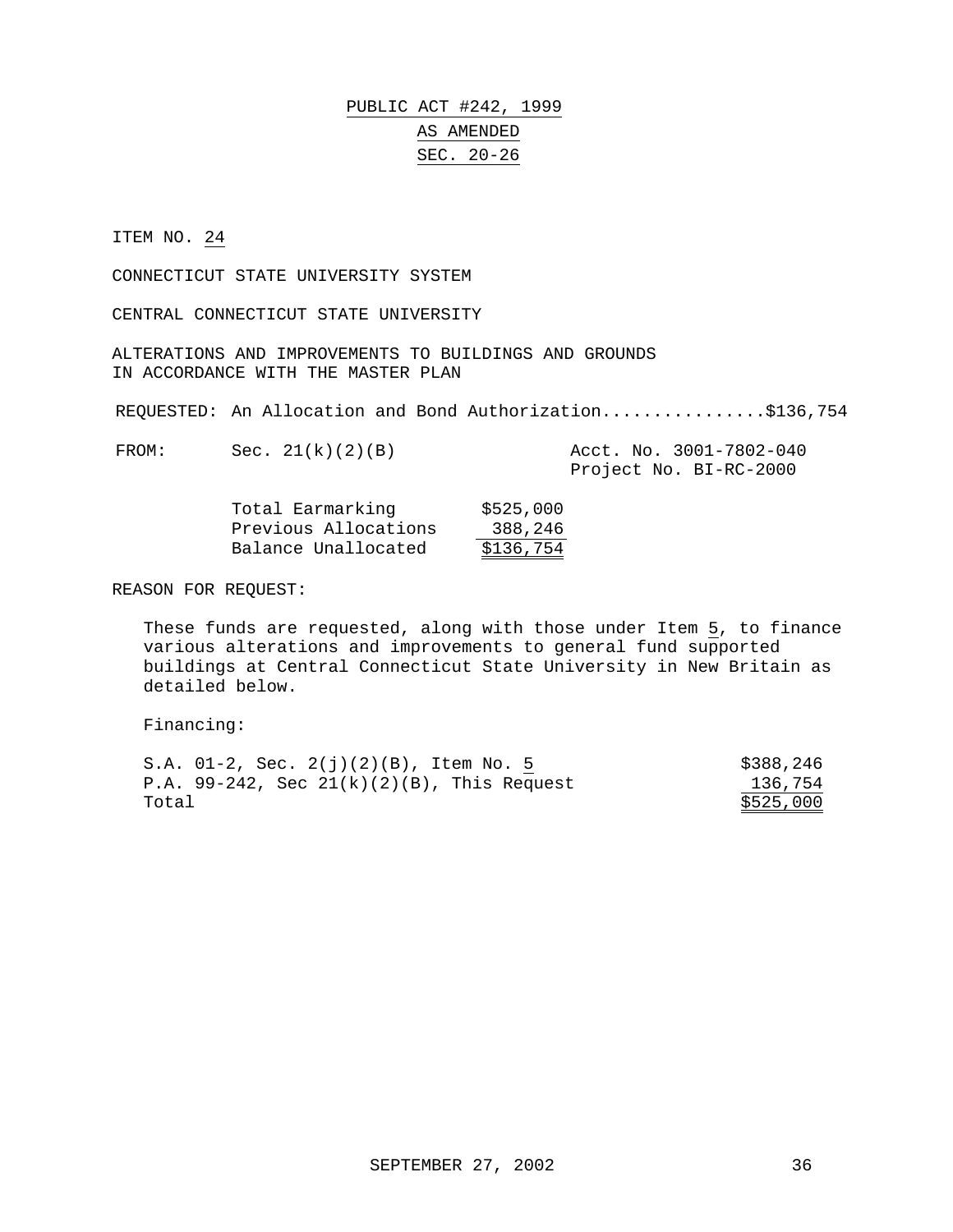PUBLIC ACT #242, 1999

AS AMENDED

SEC. 20-26

ITEM NO. 24

CONNECTICUT STATE UNIVERSITY SYSTEM

CENTRAL CONNECTICUT STATE UNIVERSITY

ALTERATIONS AND IMPROVEMENTS TO BUILDINGS AND GROUNDS
IN ACCORDANCE WITH THE MASTER PLAN

REQUESTED: An Allocation and Bond Authorization................$136,754

FROM: Sec. 21(k)(2)(B) — Acct. No. 3001-7802-040, Project No. BI-RC-2000

| | |
|---|---|
| Total Earmarking | $525,000 |
| Previous Allocations | 388,246 |
| Balance Unallocated | $136,754 |

REASON FOR REQUEST:

These funds are requested, along with those under Item 5, to finance various alterations and improvements to general fund supported buildings at Central Connecticut State University in New Britain as detailed below.

Financing:

| | |
|---|---|
| S.A. 01-2, Sec. 2(j)(2)(B), Item No. 5 | $388,246 |
| P.A. 99-242, Sec 21(k)(2)(B), This Request | 136,754 |
| Total | $525,000 |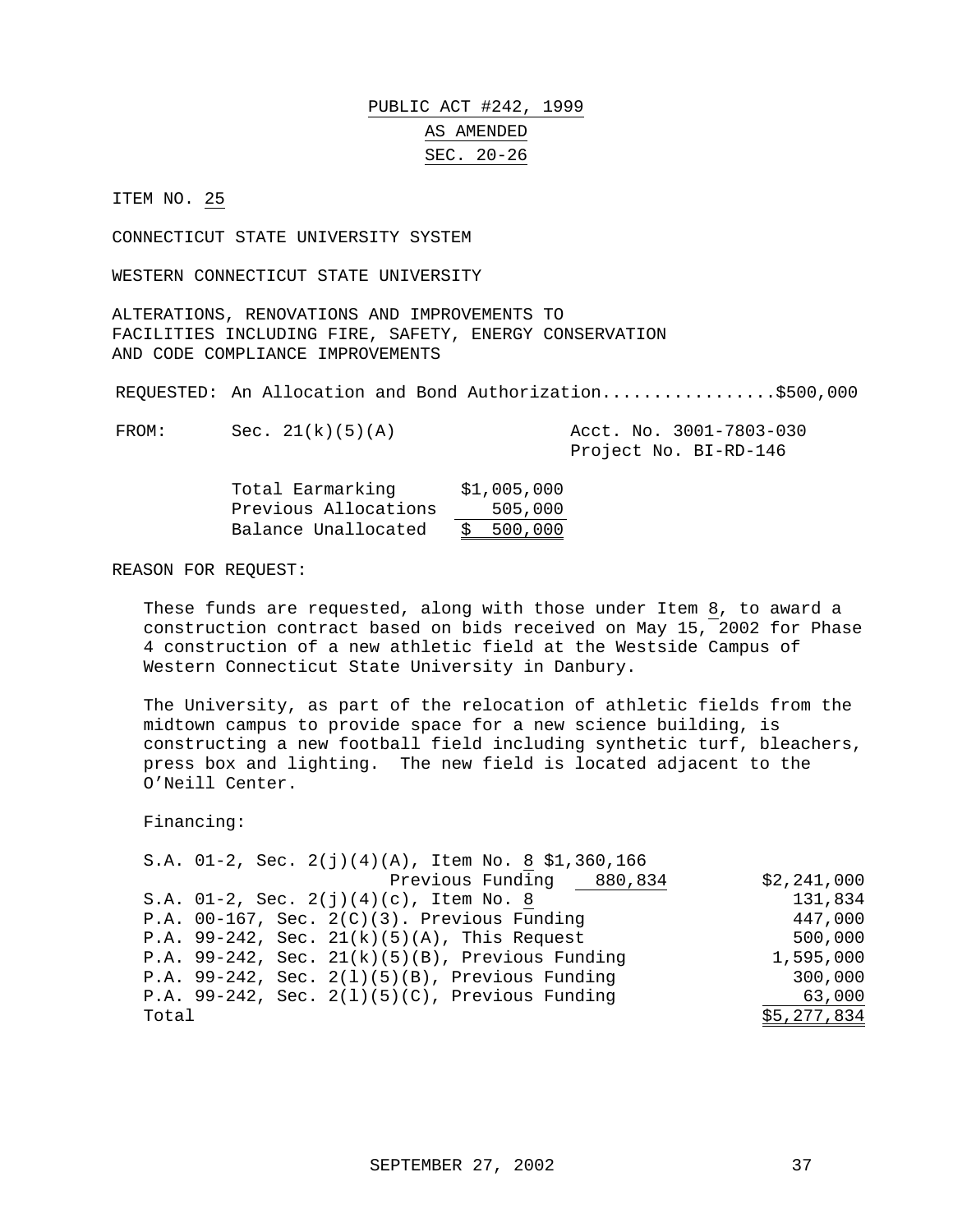PUBLIC ACT #242, 1999

AS AMENDED

SEC. 20-26

ITEM NO. 25

CONNECTICUT STATE UNIVERSITY SYSTEM

WESTERN CONNECTICUT STATE UNIVERSITY

ALTERATIONS, RENOVATIONS AND IMPROVEMENTS TO FACILITIES INCLUDING FIRE, SAFETY, ENERGY CONSERVATION AND CODE COMPLIANCE IMPROVEMENTS

REQUESTED: An Allocation and Bond Authorization.................$500,000

FROM: Sec. 21(k)(5)(A) — Acct. No. 3001-7803-030, Project No. BI-RD-146

| | |
|---|---|
| Total Earmarking | $1,005,000 |
| Previous Allocations | 505,000 |
| Balance Unallocated | $ 500,000 |

REASON FOR REQUEST:

These funds are requested, along with those under Item 8, to award a construction contract based on bids received on May 15, 2002 for Phase 4 construction of a new athletic field at the Westside Campus of Western Connecticut State University in Danbury.

The University, as part of the relocation of athletic fields from the midtown campus to provide space for a new science building, is constructing a new football field including synthetic turf, bleachers, press box and lighting. The new field is located adjacent to the O'Neill Center.

Financing:

| | | |
|---|---|---|
| S.A. 01-2, Sec. 2(j)(4)(A), Item No. 8 | $1,360,166 | |
| Previous Funding | 880,834 | $2,241,000 |
| S.A. 01-2, Sec. 2(j)(4)(c), Item No. 8 | | 131,834 |
| P.A. 00-167, Sec. 2(C)(3). Previous Funding | | 447,000 |
| P.A. 99-242, Sec. 21(k)(5)(A), This Request | | 500,000 |
| P.A. 99-242, Sec. 21(k)(5)(B), Previous Funding | | 1,595,000 |
| P.A. 99-242, Sec. 2(l)(5)(B), Previous Funding | | 300,000 |
| P.A. 99-242, Sec. 2(l)(5)(C), Previous Funding | | 63,000 |
| Total | | $5,277,834 |

SEPTEMBER 27, 2002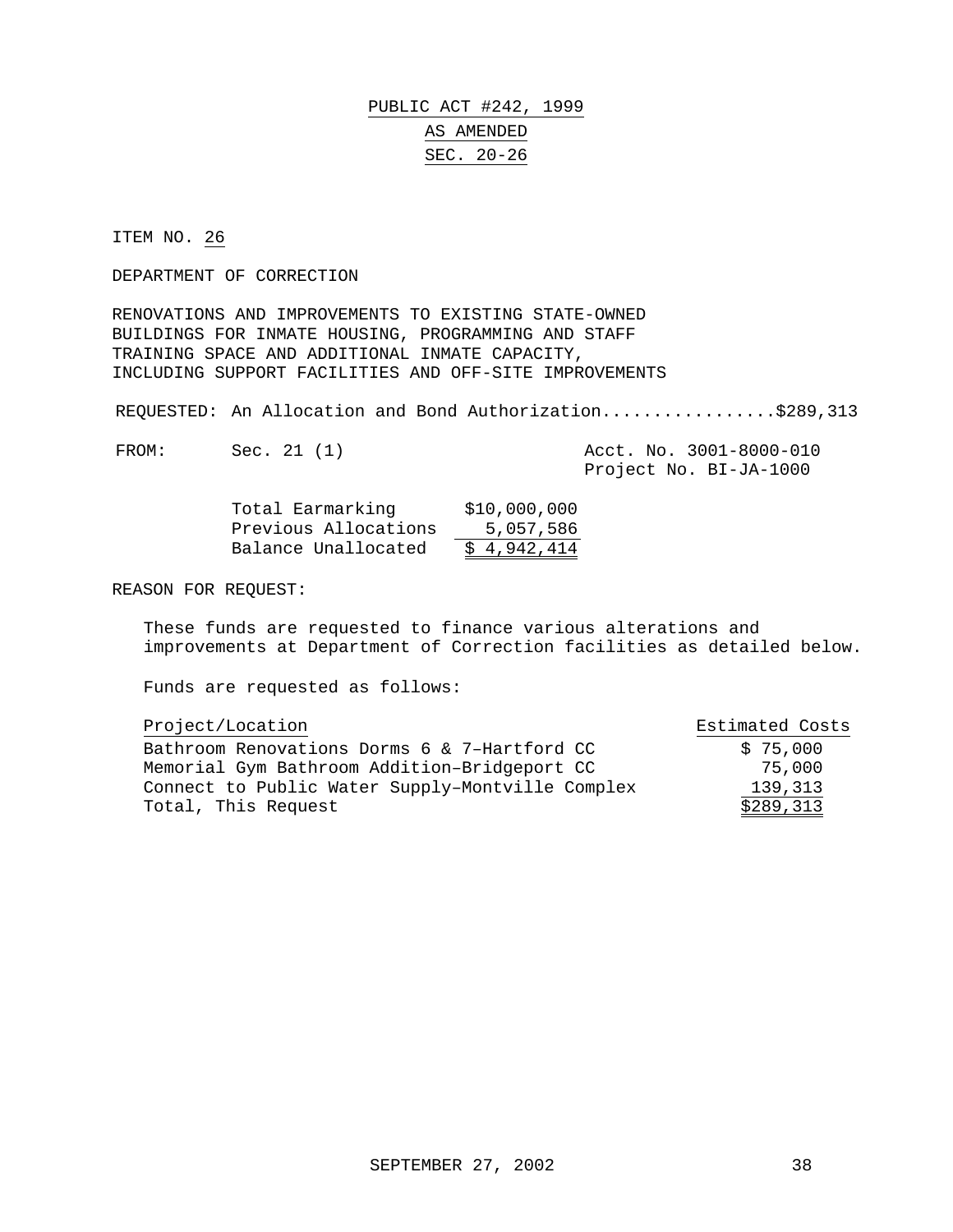PUBLIC ACT #242, 1999

AS AMENDED

SEC. 20-26

ITEM NO. 26

DEPARTMENT OF CORRECTION

RENOVATIONS AND IMPROVEMENTS TO EXISTING STATE-OWNED BUILDINGS FOR INMATE HOUSING, PROGRAMMING AND STAFF TRAINING SPACE AND ADDITIONAL INMATE CAPACITY, INCLUDING SUPPORT FACILITIES AND OFF-SITE IMPROVEMENTS

REQUESTED: An Allocation and Bond Authorization.................$289,313

FROM: Sec. 21 (1)

Acct. No. 3001-8000-010
Project No. BI-JA-1000

| | |
|---|---|
| Total Earmarking | $10,000,000 |
| Previous Allocations | 5,057,586 |
| Balance Unallocated | $ 4,942,414 |

REASON FOR REQUEST:

These funds are requested to finance various alterations and improvements at Department of Correction facilities as detailed below.

Funds are requested as follows:

| Project/Location | Estimated Costs |
|---|---|
| Bathroom Renovations Dorms 6 & 7–Hartford CC | $ 75,000 |
| Memorial Gym Bathroom Addition–Bridgeport CC | 75,000 |
| Connect to Public Water Supply–Montville Complex | 139,313 |
| Total, This Request | $289,313 |

SEPTEMBER 27, 2002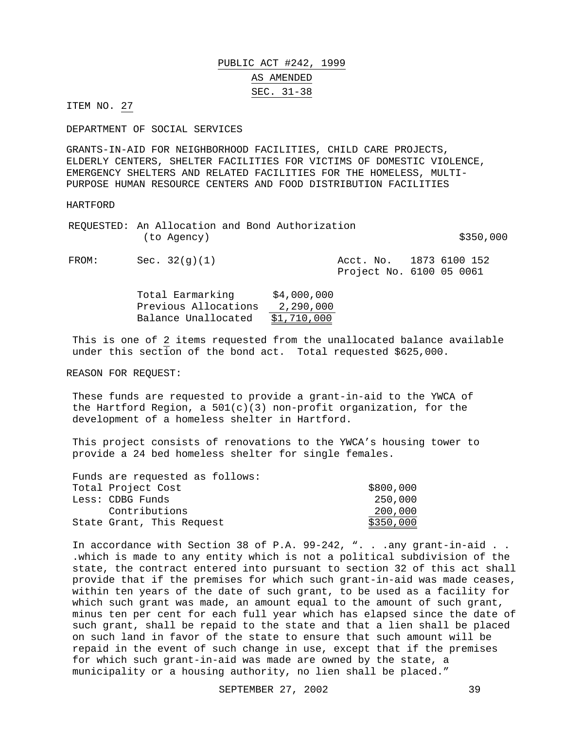PUBLIC ACT #242, 1999

AS AMENDED

SEC. 31-38

ITEM NO. 27

DEPARTMENT OF SOCIAL SERVICES

GRANTS-IN-AID FOR NEIGHBORHOOD FACILITIES, CHILD CARE PROJECTS, ELDERLY CENTERS, SHELTER FACILITIES FOR VICTIMS OF DOMESTIC VIOLENCE, EMERGENCY SHELTERS AND RELATED FACILITIES FOR THE HOMELESS, MULTI-PURPOSE HUMAN RESOURCE CENTERS AND FOOD DISTRIBUTION FACILITIES

HARTFORD

REQUESTED: An Allocation and Bond Authorization (to Agency) $350,000

FROM: Sec. 32(g)(1) Acct. No. 1873 6100 152
Project No. 6100 05 0061

| | |
|---|---|
| Total Earmarking | $4,000,000 |
| Previous Allocations | 2,290,000 |
| Balance Unallocated | $1,710,000 |

This is one of 2 items requested from the unallocated balance available under this section of the bond act. Total requested $625,000.

REASON FOR REQUEST:

These funds are requested to provide a grant-in-aid to the YWCA of the Hartford Region, a 501(c)(3) non-profit organization, for the development of a homeless shelter in Hartford.

This project consists of renovations to the YWCA's housing tower to provide a 24 bed homeless shelter for single females.

Funds are requested as follows:

| | |
|---|---|
| Total Project Cost | $800,000 |
| Less: CDBG Funds | 250,000 |
| Contributions | 200,000 |
| State Grant, This Request | $350,000 |

In accordance with Section 38 of P.A. 99-242, ". . .any grant-in-aid . . .which is made to any entity which is not a political subdivision of the state, the contract entered into pursuant to section 32 of this act shall provide that if the premises for which such grant-in-aid was made ceases, within ten years of the date of such grant, to be used as a facility for which such grant was made, an amount equal to the amount of such grant, minus ten per cent for each full year which has elapsed since the date of such grant, shall be repaid to the state and that a lien shall be placed on such land in favor of the state to ensure that such amount will be repaid in the event of such change in use, except that if the premises for which such grant-in-aid was made are owned by the state, a municipality or a housing authority, no lien shall be placed."

SEPTEMBER 27, 2002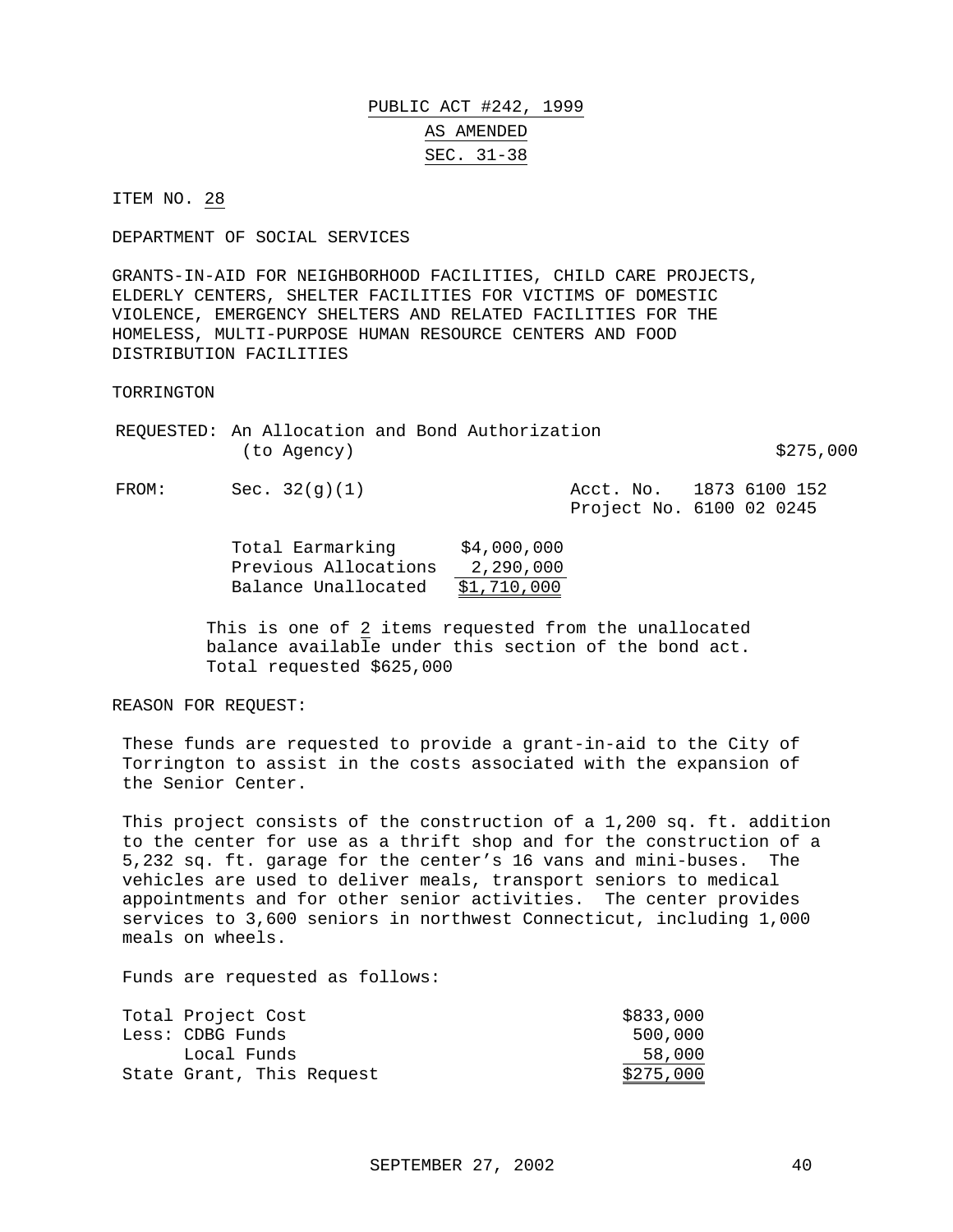PUBLIC ACT #242, 1999

AS AMENDED

SEC. 31-38

ITEM NO. 28

DEPARTMENT OF SOCIAL SERVICES

GRANTS-IN-AID FOR NEIGHBORHOOD FACILITIES, CHILD CARE PROJECTS, ELDERLY CENTERS, SHELTER FACILITIES FOR VICTIMS OF DOMESTIC VIOLENCE, EMERGENCY SHELTERS AND RELATED FACILITIES FOR THE HOMELESS, MULTI-PURPOSE HUMAN RESOURCE CENTERS AND FOOD DISTRIBUTION FACILITIES

TORRINGTON

REQUESTED: An Allocation and Bond Authorization (to Agency) $275,000

FROM: Sec. 32(g)(1) Acct. No. 1873 6100 152
Project No. 6100 02 0245

| | |
|---|---|
| Total Earmarking | $4,000,000 |
| Previous Allocations | 2,290,000 |
| Balance Unallocated | $1,710,000 |

This is one of 2 items requested from the unallocated balance available under this section of the bond act. Total requested $625,000

REASON FOR REQUEST:

These funds are requested to provide a grant-in-aid to the City of Torrington to assist in the costs associated with the expansion of the Senior Center.

This project consists of the construction of a 1,200 sq. ft. addition to the center for use as a thrift shop and for the construction of a 5,232 sq. ft. garage for the center's 16 vans and mini-buses. The vehicles are used to deliver meals, transport seniors to medical appointments and for other senior activities. The center provides services to 3,600 seniors in northwest Connecticut, including 1,000 meals on wheels.

Funds are requested as follows:

| | |
|---|---|
| Total Project Cost | $833,000 |
| Less: CDBG Funds | 500,000 |
| Local Funds | 58,000 |
| State Grant, This Request | $275,000 |

SEPTEMBER 27, 2002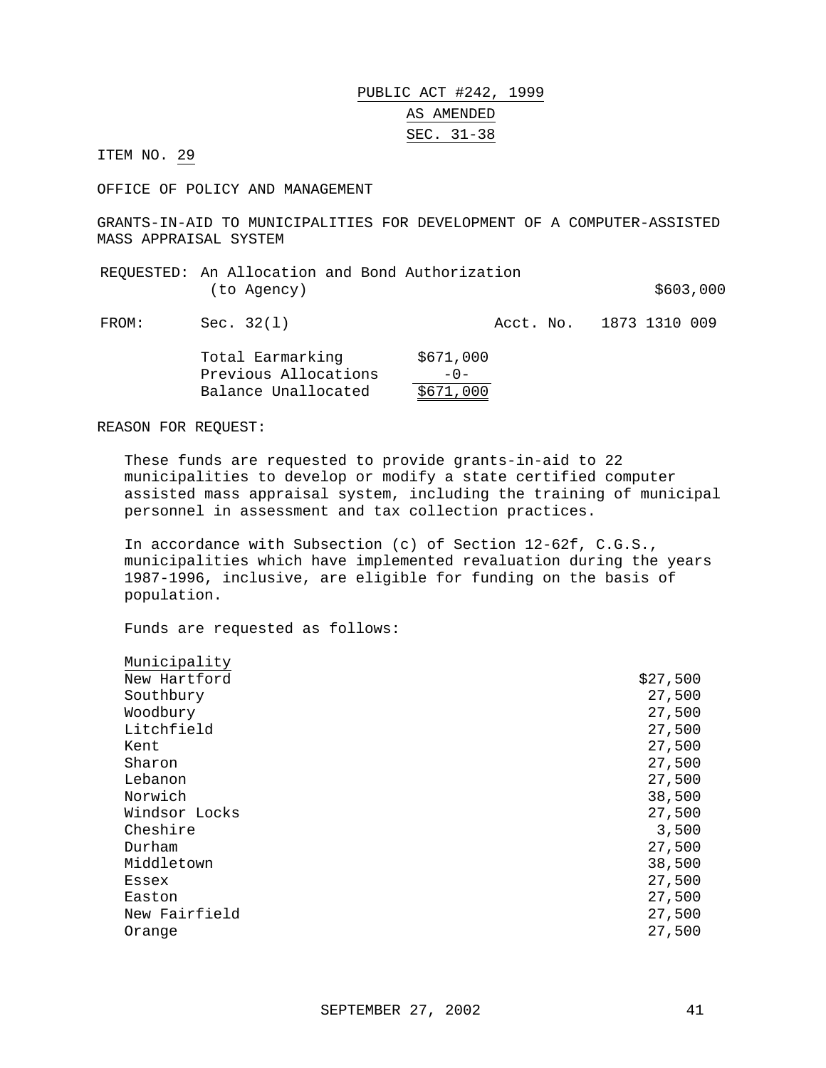PUBLIC ACT #242, 1999

AS AMENDED

SEC. 31-38

ITEM NO. 29

OFFICE OF POLICY AND MANAGEMENT

GRANTS-IN-AID TO MUNICIPALITIES FOR DEVELOPMENT OF A COMPUTER-ASSISTED MASS APPRAISAL SYSTEM

REQUESTED: An Allocation and Bond Authorization (to Agency) $603,000

FROM: Sec. 32(l) Acct. No. 1873 1310 009

| | |
|---|---|
| Total Earmarking | $671,000 |
| Previous Allocations | -0- |
| Balance Unallocated | $671,000 |

REASON FOR REQUEST:

These funds are requested to provide grants-in-aid to 22 municipalities to develop or modify a state certified computer assisted mass appraisal system, including the training of municipal personnel in assessment and tax collection practices.

In accordance with Subsection (c) of Section 12-62f, C.G.S., municipalities which have implemented revaluation during the years 1987-1996, inclusive, are eligible for funding on the basis of population.

Funds are requested as follows:

| Municipality | |
|---|---|
| New Hartford | $27,500 |
| Southbury | 27,500 |
| Woodbury | 27,500 |
| Litchfield | 27,500 |
| Kent | 27,500 |
| Sharon | 27,500 |
| Lebanon | 27,500 |
| Norwich | 38,500 |
| Windsor Locks | 27,500 |
| Cheshire | 3,500 |
| Durham | 27,500 |
| Middletown | 38,500 |
| Essex | 27,500 |
| Easton | 27,500 |
| New Fairfield | 27,500 |
| Orange | 27,500 |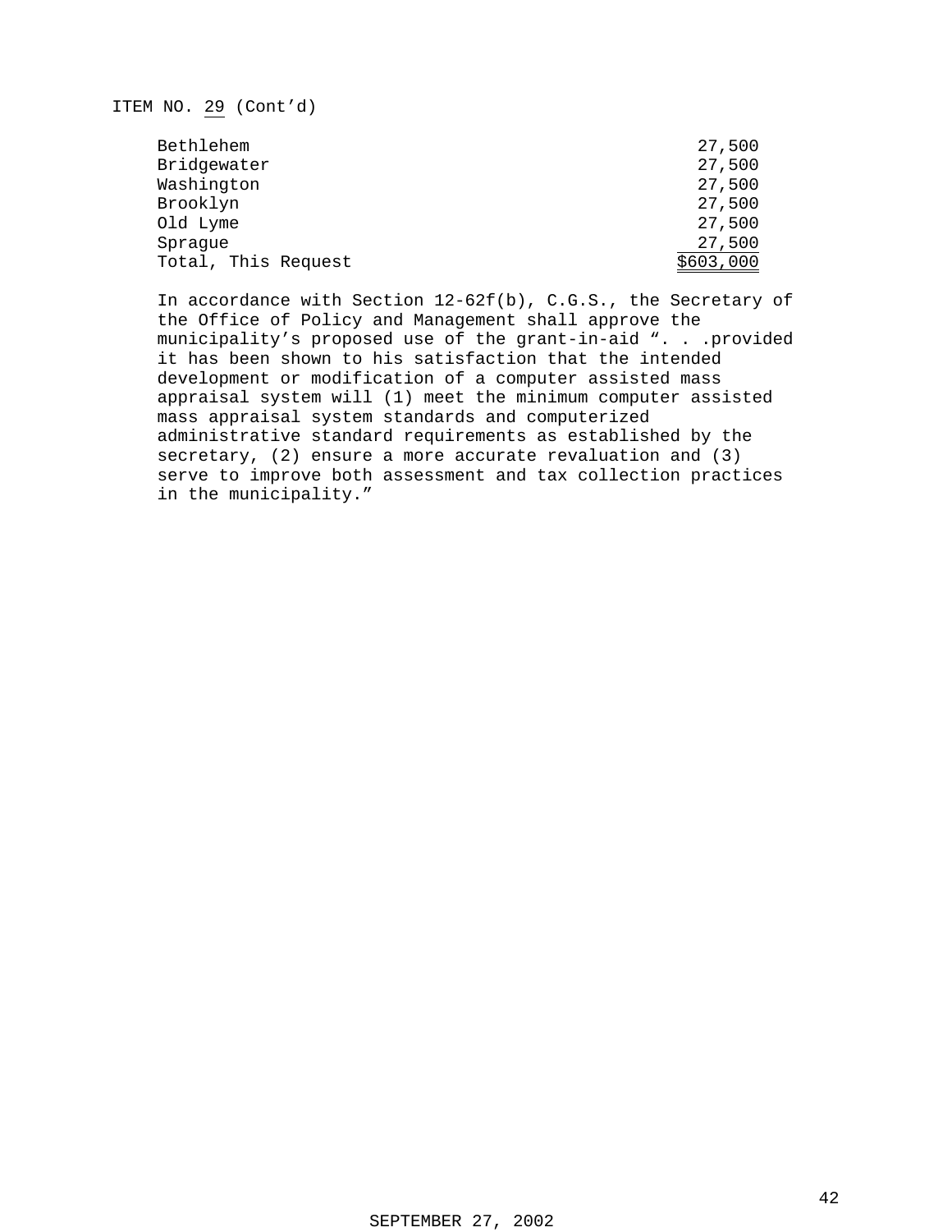ITEM NO. 29 (Cont'd)

| | |
|---|---|
| Bethlehem | 27,500 |
| Bridgewater | 27,500 |
| Washington | 27,500 |
| Brooklyn | 27,500 |
| Old Lyme | 27,500 |
| Sprague | 27,500 |
| Total, This Request | $603,000 |

In accordance with Section 12-62f(b), C.G.S., the Secretary of the Office of Policy and Management shall approve the municipality's proposed use of the grant-in-aid ". . .provided it has been shown to his satisfaction that the intended development or modification of a computer assisted mass appraisal system will (1) meet the minimum computer assisted mass appraisal system standards and computerized administrative standard requirements as established by the secretary, (2) ensure a more accurate revaluation and (3) serve to improve both assessment and tax collection practices in the municipality."

SEPTEMBER 27, 2002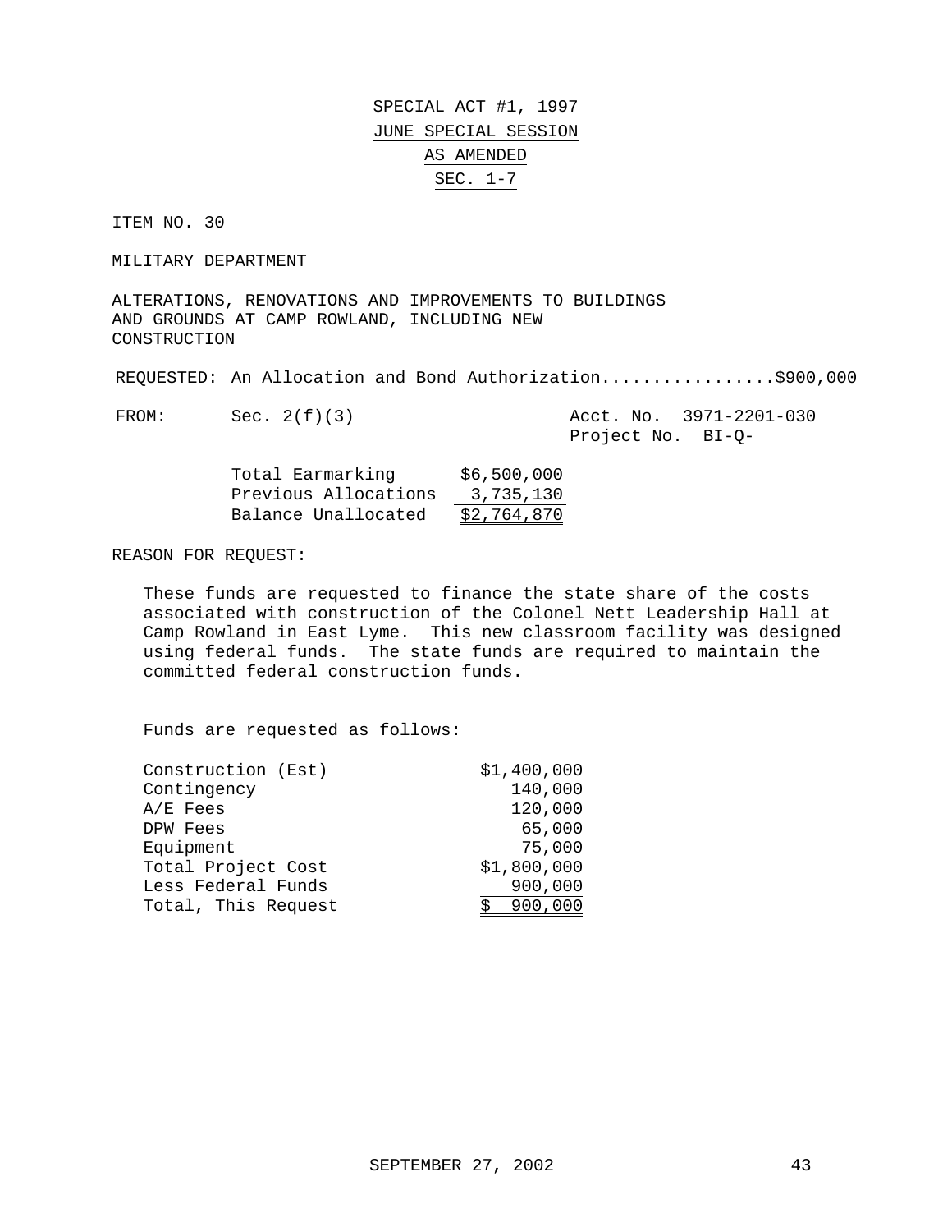SPECIAL ACT #1, 1997

JUNE SPECIAL SESSION

AS AMENDED

SEC. 1-7

ITEM NO. 30

MILITARY DEPARTMENT

ALTERATIONS, RENOVATIONS AND IMPROVEMENTS TO BUILDINGS AND GROUNDS AT CAMP ROWLAND, INCLUDING NEW CONSTRUCTION

REQUESTED: An Allocation and Bond Authorization.................$900,000

FROM: Sec. 2(f)(3) Acct. No. 3971-2201-030
Project No. BI-Q-

| | |
|---|---|
| Total Earmarking | $6,500,000 |
| Previous Allocations | 3,735,130 |
| Balance Unallocated | $2,764,870 |

REASON FOR REQUEST:

These funds are requested to finance the state share of the costs associated with construction of the Colonel Nett Leadership Hall at Camp Rowland in East Lyme. This new classroom facility was designed using federal funds. The state funds are required to maintain the committed federal construction funds.

Funds are requested as follows:

| | |
|---|---|
| Construction (Est) | $1,400,000 |
| Contingency | 140,000 |
| A/E Fees | 120,000 |
| DPW Fees | 65,000 |
| Equipment | 75,000 |
| Total Project Cost | $1,800,000 |
| Less Federal Funds | 900,000 |
| Total, This Request | $ 900,000 |

SEPTEMBER 27, 2002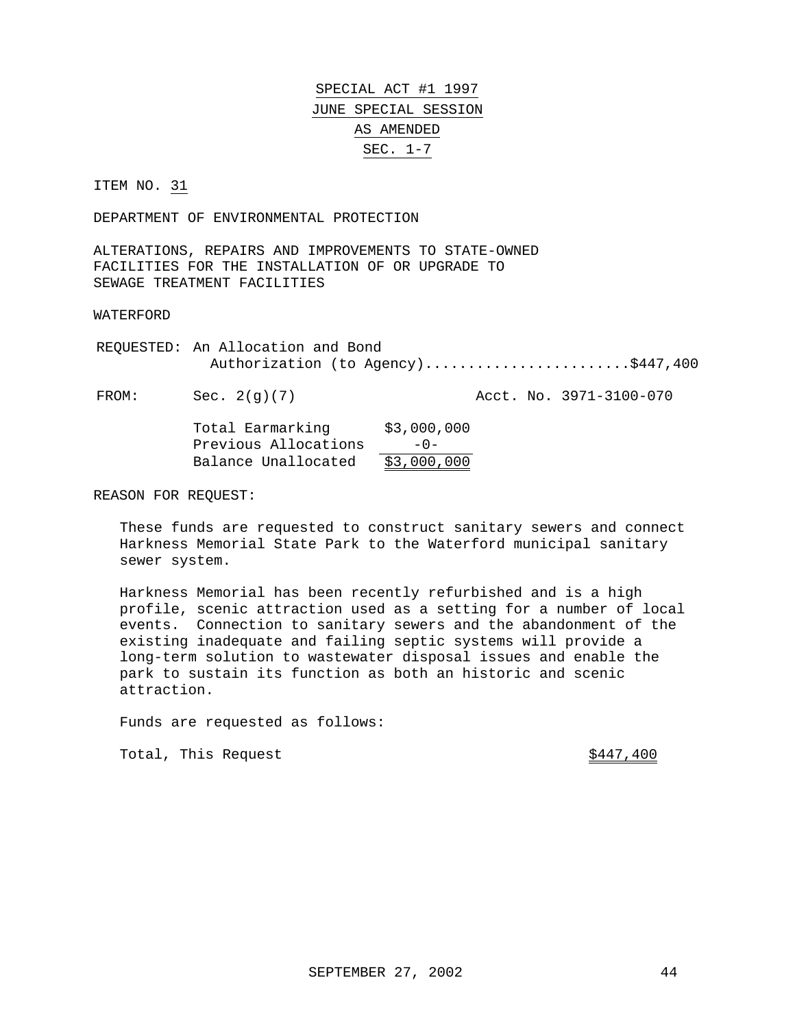SPECIAL ACT #1 1997

JUNE SPECIAL SESSION

AS AMENDED

SEC. 1-7

ITEM NO. 31

DEPARTMENT OF ENVIRONMENTAL PROTECTION

ALTERATIONS, REPAIRS AND IMPROVEMENTS TO STATE-OWNED FACILITIES FOR THE INSTALLATION OF OR UPGRADE TO SEWAGE TREATMENT FACILITIES

WATERFORD

REQUESTED: An Allocation and Bond Authorization (to Agency)........................$447,400

FROM: Sec. 2(g)(7) Acct. No. 3971-3100-070

| | |
|---|---|
| Total Earmarking | $3,000,000 |
| Previous Allocations | -0- |
| Balance Unallocated | $3,000,000 |

REASON FOR REQUEST:

These funds are requested to construct sanitary sewers and connect Harkness Memorial State Park to the Waterford municipal sanitary sewer system.

Harkness Memorial has been recently refurbished and is a high profile, scenic attraction used as a setting for a number of local events. Connection to sanitary sewers and the abandonment of the existing inadequate and failing septic systems will provide a long-term solution to wastewater disposal issues and enable the park to sustain its function as both an historic and scenic attraction.

Funds are requested as follows:

Total, This Request $447,400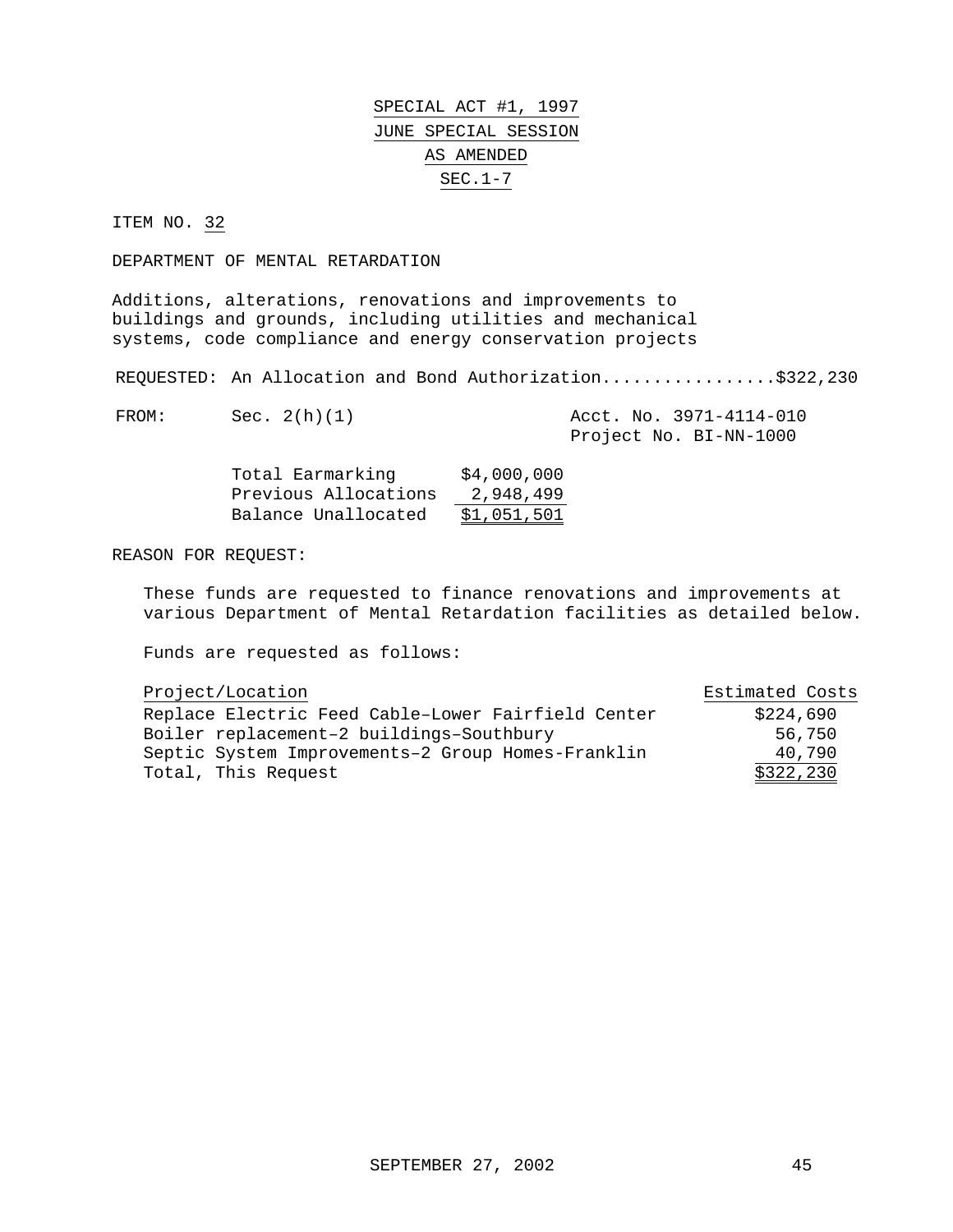SPECIAL ACT #1, 1997

JUNE SPECIAL SESSION

AS AMENDED

SEC.1-7

ITEM NO. 32

DEPARTMENT OF MENTAL RETARDATION

Additions, alterations, renovations and improvements to buildings and grounds, including utilities and mechanical systems, code compliance and energy conservation projects

REQUESTED: An Allocation and Bond Authorization.................$322,230

FROM: Sec. 2(h)(1) Acct. No. 3971-4114-010
Project No. BI-NN-1000

| | |
|---|---|
| Total Earmarking | $4,000,000 |
| Previous Allocations | 2,948,499 |
| Balance Unallocated | $1,051,501 |

REASON FOR REQUEST:

These funds are requested to finance renovations and improvements at various Department of Mental Retardation facilities as detailed below.

Funds are requested as follows:

| Project/Location | Estimated Costs |
|---|---|
| Replace Electric Feed Cable–Lower Fairfield Center | $224,690 |
| Boiler replacement–2 buildings–Southbury | 56,750 |
| Septic System Improvements–2 Group Homes-Franklin | 40,790 |
| Total, This Request | $322,230 |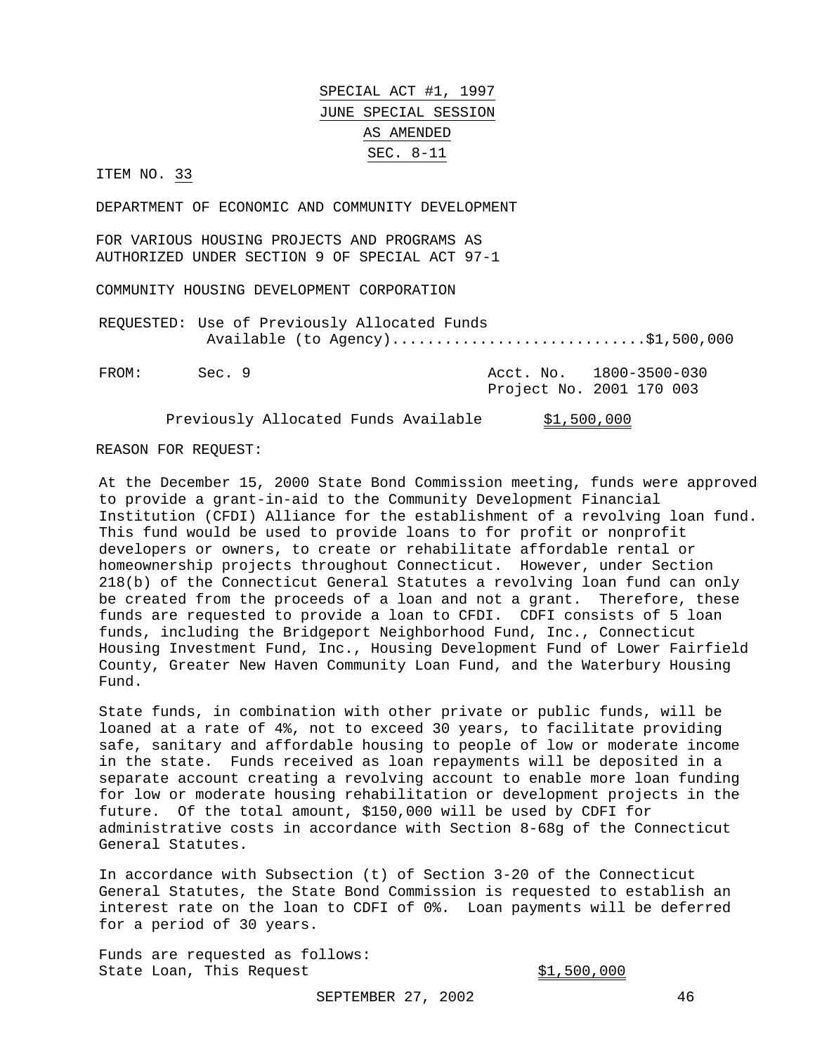SPECIAL ACT #1, 1997
JUNE SPECIAL SESSION
AS AMENDED
SEC. 8-11

ITEM NO. 33

DEPARTMENT OF ECONOMIC AND COMMUNITY DEVELOPMENT

FOR VARIOUS HOUSING PROJECTS AND PROGRAMS AS AUTHORIZED UNDER SECTION 9 OF SPECIAL ACT 97-1

COMMUNITY HOUSING DEVELOPMENT CORPORATION

REQUESTED: Use of Previously Allocated Funds Available (to Agency)............................$1,500,000

FROM: Sec. 9 Acct. No. 1800-3500-030
Project No. 2001 170 003

Previously Allocated Funds Available $1,500,000

REASON FOR REQUEST:

At the December 15, 2000 State Bond Commission meeting, funds were approved to provide a grant-in-aid to the Community Development Financial Institution (CFDI) Alliance for the establishment of a revolving loan fund. This fund would be used to provide loans to for profit or nonprofit developers or owners, to create or rehabilitate affordable rental or homeownership projects throughout Connecticut. However, under Section 218(b) of the Connecticut General Statutes a revolving loan fund can only be created from the proceeds of a loan and not a grant. Therefore, these funds are requested to provide a loan to CFDI. CDFI consists of 5 loan funds, including the Bridgeport Neighborhood Fund, Inc., Connecticut Housing Investment Fund, Inc., Housing Development Fund of Lower Fairfield County, Greater New Haven Community Loan Fund, and the Waterbury Housing Fund.

State funds, in combination with other private or public funds, will be loaned at a rate of 4%, not to exceed 30 years, to facilitate providing safe, sanitary and affordable housing to people of low or moderate income in the state. Funds received as loan repayments will be deposited in a separate account creating a revolving account to enable more loan funding for low or moderate housing rehabilitation or development projects in the future. Of the total amount, $150,000 will be used by CDFI for administrative costs in accordance with Section 8-68g of the Connecticut General Statutes.

In accordance with Subsection (t) of Section 3-20 of the Connecticut General Statutes, the State Bond Commission is requested to establish an interest rate on the loan to CDFI of 0%. Loan payments will be deferred for a period of 30 years.

Funds are requested as follows:
State Loan, This Request $1,500,000

SEPTEMBER 27, 2002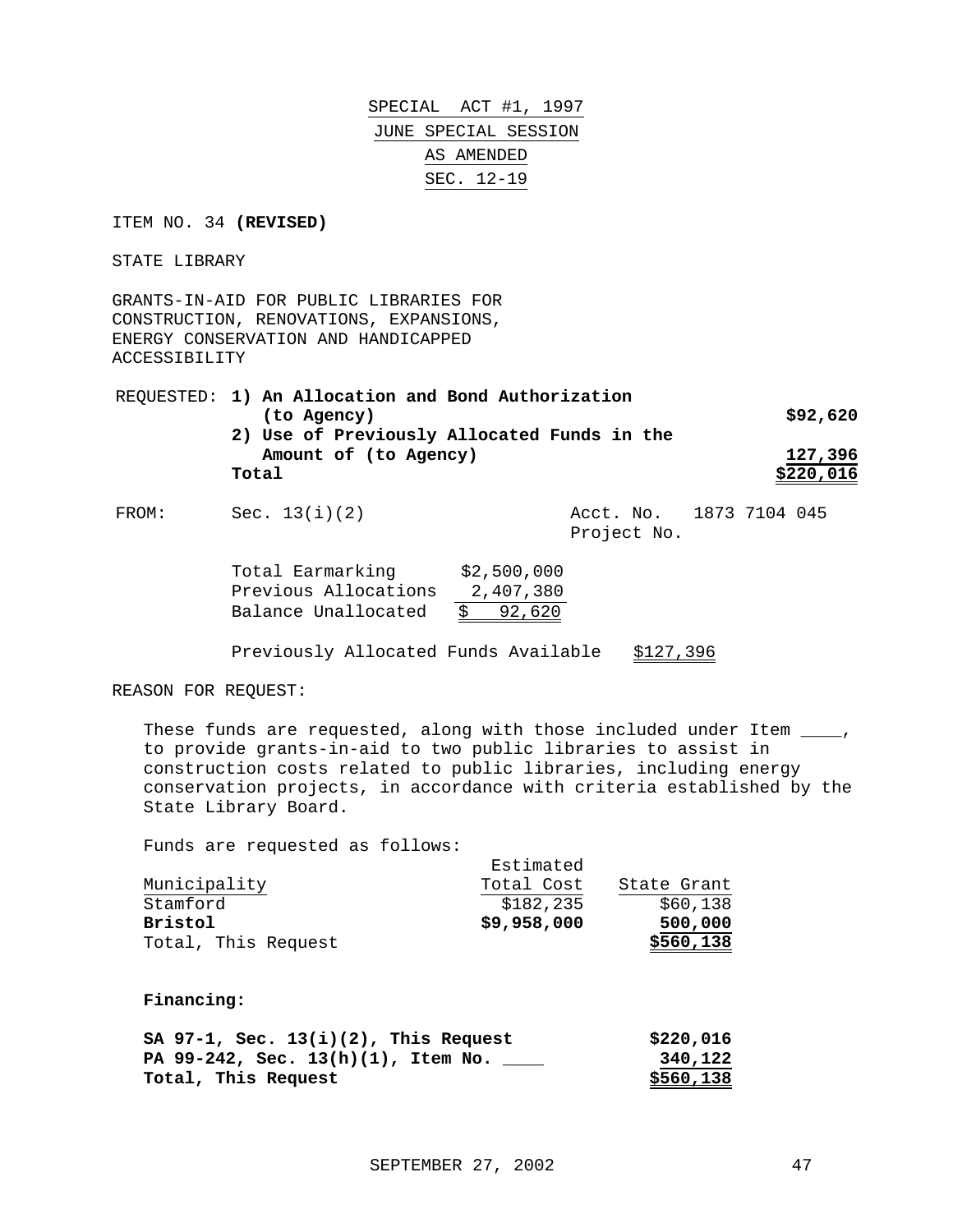# SPECIAL ACT #1, 1997
## JUNE SPECIAL SESSION
## AS AMENDED
## SEC. 12-19

ITEM NO. 34 **(REVISED)**

STATE LIBRARY

GRANTS-IN-AID FOR PUBLIC LIBRARIES FOR CONSTRUCTION, RENOVATIONS, EXPANSIONS, ENERGY CONSERVATION AND HANDICAPPED ACCESSIBILITY

| REQUESTED: | | |
|---|---|---|
| | **1) An Allocation and Bond Authorization (to Agency)** | **$92,620** |
| | **2) Use of Previously Allocated Funds in the Amount of (to Agency)** | **127,396** |
| | **Total** | **$220,016** |

FROM: Sec. 13(i)(2) — Acct. No. 1873 7104 045 — Project No.

| | |
|---|---|
| Total Earmarking | $2,500,000 |
| Previous Allocations | 2,407,380 |
| Balance Unallocated | $ 92,620 |

Previously Allocated Funds Available $127,396

REASON FOR REQUEST:

These funds are requested, along with those included under Item ____, to provide grants-in-aid to two public libraries to assist in construction costs related to public libraries, including energy conservation projects, in accordance with criteria established by the State Library Board.

Funds are requested as follows:

| Municipality | Estimated Total Cost | State Grant |
|---|---|---|
| Stamford | $182,235 | $60,138 |
| **Bristol** | **$9,958,000** | **500,000** |
| Total, This Request | | **$560,138** |

**Financing:**

| | |
|---|---|
| **SA 97-1, Sec. 13(i)(2), This Request** | **$220,016** |
| **PA 99-242, Sec. 13(h)(1), Item No. ____** | **340,122** |
| **Total, This Request** | **$560,138** |

SEPTEMBER 27, 2002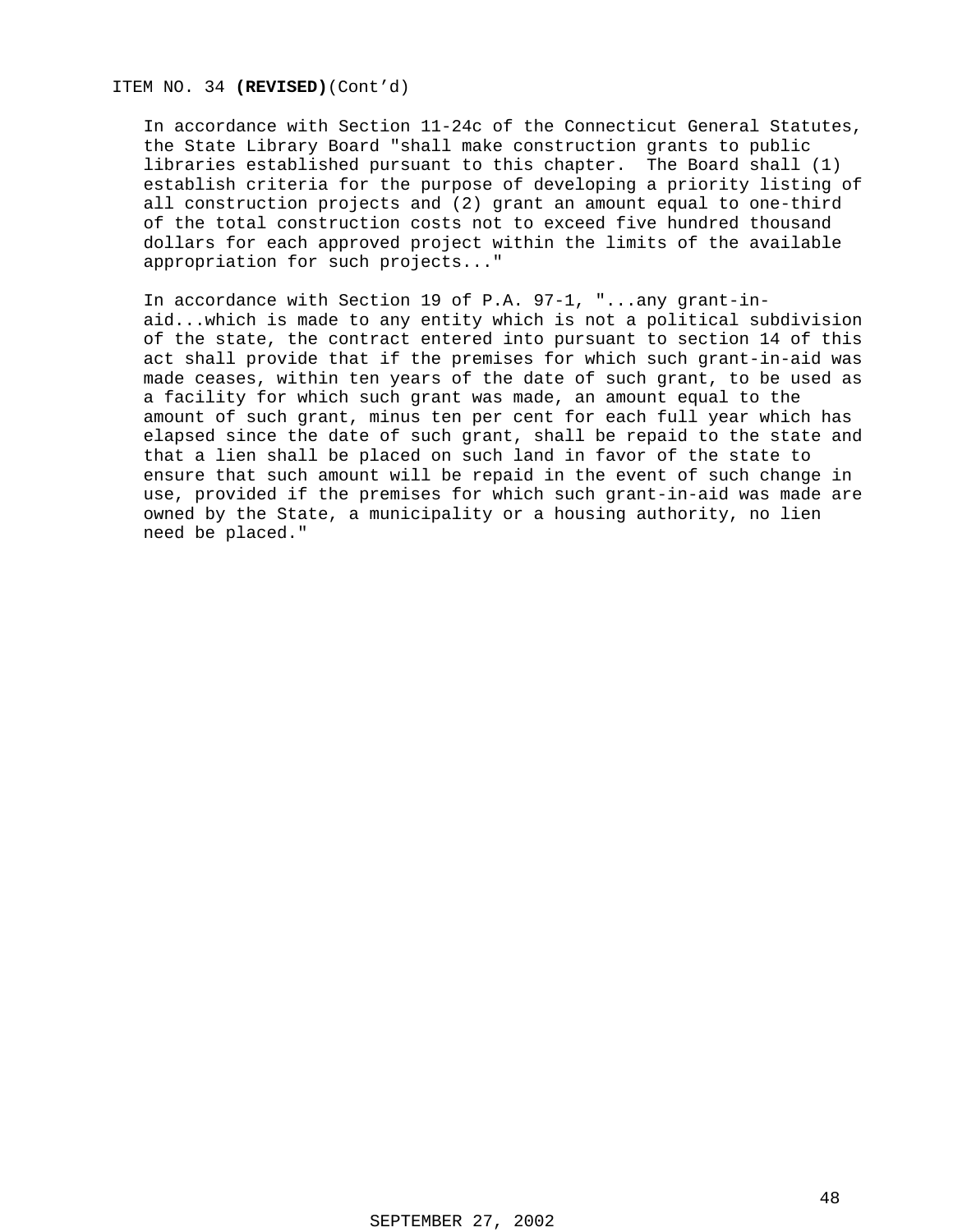ITEM NO. 34 **(REVISED)**(Cont'd)

In accordance with Section 11-24c of the Connecticut General Statutes, the State Library Board "shall make construction grants to public libraries established pursuant to this chapter. The Board shall (1) establish criteria for the purpose of developing a priority listing of all construction projects and (2) grant an amount equal to one-third of the total construction costs not to exceed five hundred thousand dollars for each approved project within the limits of the available appropriation for such projects..."

In accordance with Section 19 of P.A. 97-1, "...any grant-in-aid...which is made to any entity which is not a political subdivision of the state, the contract entered into pursuant to section 14 of this act shall provide that if the premises for which such grant-in-aid was made ceases, within ten years of the date of such grant, to be used as a facility for which such grant was made, an amount equal to the amount of such grant, minus ten per cent for each full year which has elapsed since the date of such grant, shall be repaid to the state and that a lien shall be placed on such land in favor of the state to ensure that such amount will be repaid in the event of such change in use, provided if the premises for which such grant-in-aid was made are owned by the State, a municipality or a housing authority, no lien need be placed."

SEPTEMBER 27, 2002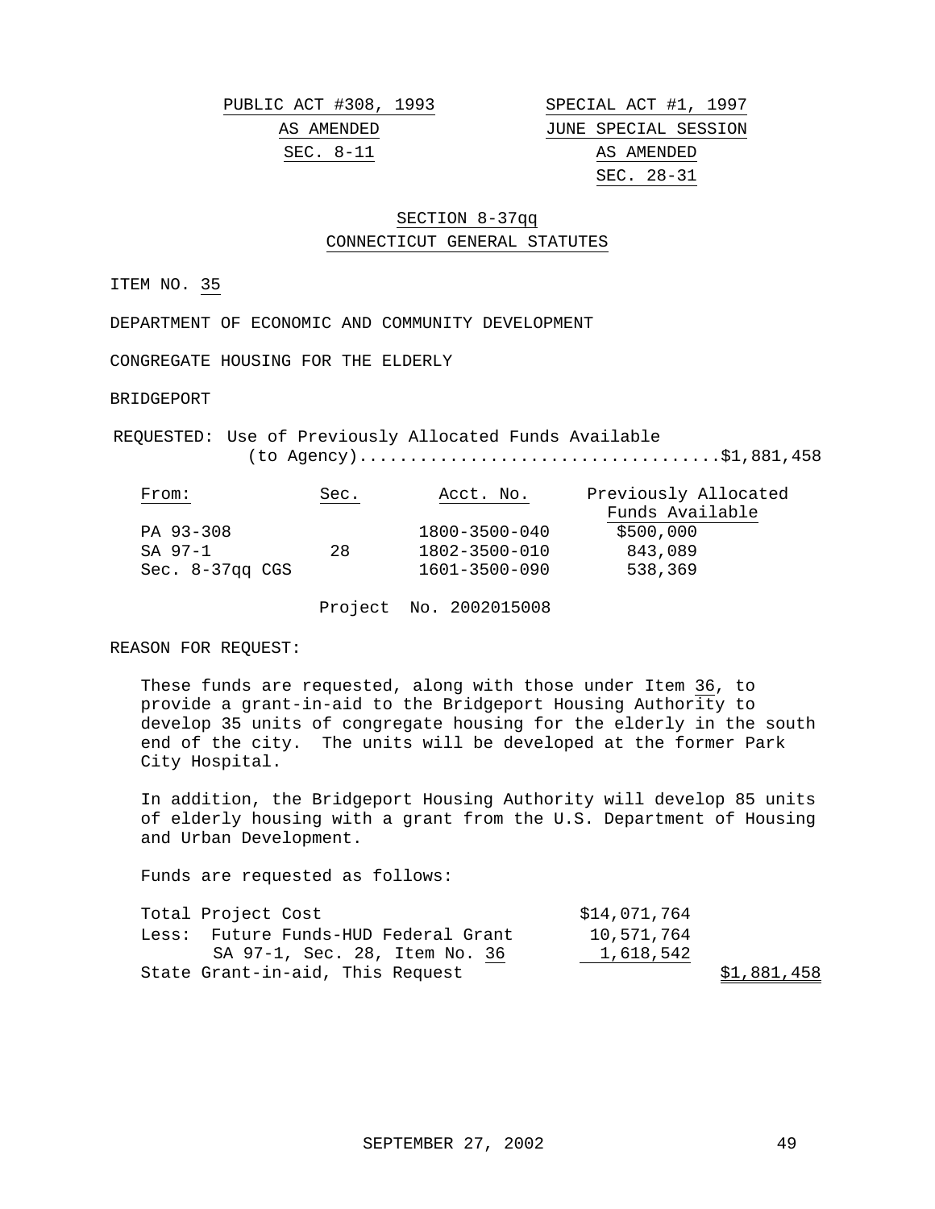PUBLIC ACT #308, 1993
AS AMENDED
SEC. 8-11

SPECIAL ACT #1, 1997
JUNE SPECIAL SESSION
AS AMENDED
SEC. 28-31

SECTION 8-37qq
CONNECTICUT GENERAL STATUTES

ITEM NO. 35

DEPARTMENT OF ECONOMIC AND COMMUNITY DEVELOPMENT

CONGREGATE HOUSING FOR THE ELDERLY

BRIDGEPORT

REQUESTED: Use of Previously Allocated Funds Available (to Agency)....................................$1,881,458

| From: | Sec. | Acct. No. | Previously Allocated Funds Available |
|---|---|---|---|
| PA 93-308 | | 1800-3500-040 | $500,000 |
| SA 97-1 | 28 | 1802-3500-010 | 843,089 |
| Sec. 8-37qq CGS | | 1601-3500-090 | 538,369 |

Project No. 2002015008

REASON FOR REQUEST:

These funds are requested, along with those under Item 36, to provide a grant-in-aid to the Bridgeport Housing Authority to develop 35 units of congregate housing for the elderly in the south end of the city. The units will be developed at the former Park City Hospital.

In addition, the Bridgeport Housing Authority will develop 85 units of elderly housing with a grant from the U.S. Department of Housing and Urban Development.

Funds are requested as follows:

| | | |
|---|---|---|
| Total Project Cost | $14,071,764 | |
| Less: Future Funds-HUD Federal Grant | 10,571,764 | |
| SA 97-1, Sec. 28, Item No. 36 | 1,618,542 | |
| State Grant-in-aid, This Request | | $1,881,458 |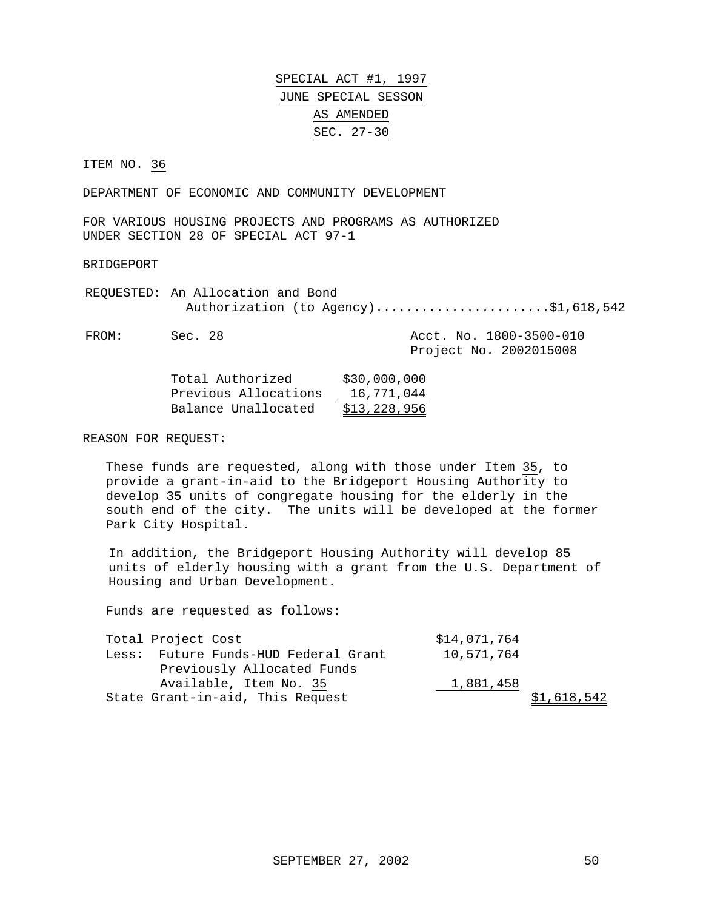SPECIAL ACT #1, 1997

JUNE SPECIAL SESSON

AS AMENDED

SEC. 27-30

ITEM NO. 36

DEPARTMENT OF ECONOMIC AND COMMUNITY DEVELOPMENT

FOR VARIOUS HOUSING PROJECTS AND PROGRAMS AS AUTHORIZED UNDER SECTION 28 OF SPECIAL ACT 97-1

BRIDGEPORT

REQUESTED: An Allocation and Bond Authorization (to Agency).......................$1,618,542

FROM: Sec. 28 — Acct. No. 1800-3500-010, Project No. 2002015008

| | |
|---|---|
| Total Authorized | $30,000,000 |
| Previous Allocations | 16,771,044 |
| Balance Unallocated | $13,228,956 |

REASON FOR REQUEST:

These funds are requested, along with those under Item 35, to provide a grant-in-aid to the Bridgeport Housing Authority to develop 35 units of congregate housing for the elderly in the south end of the city. The units will be developed at the former Park City Hospital.

In addition, the Bridgeport Housing Authority will develop 85 units of elderly housing with a grant from the U.S. Department of Housing and Urban Development.

Funds are requested as follows:

| | | |
|---|---|---|
| Total Project Cost | $14,071,764 | |
| Less: Future Funds-HUD Federal Grant | 10,571,764 | |
| Previously Allocated Funds Available, Item No. 35 | 1,881,458 | |
| State Grant-in-aid, This Request | | $1,618,542 |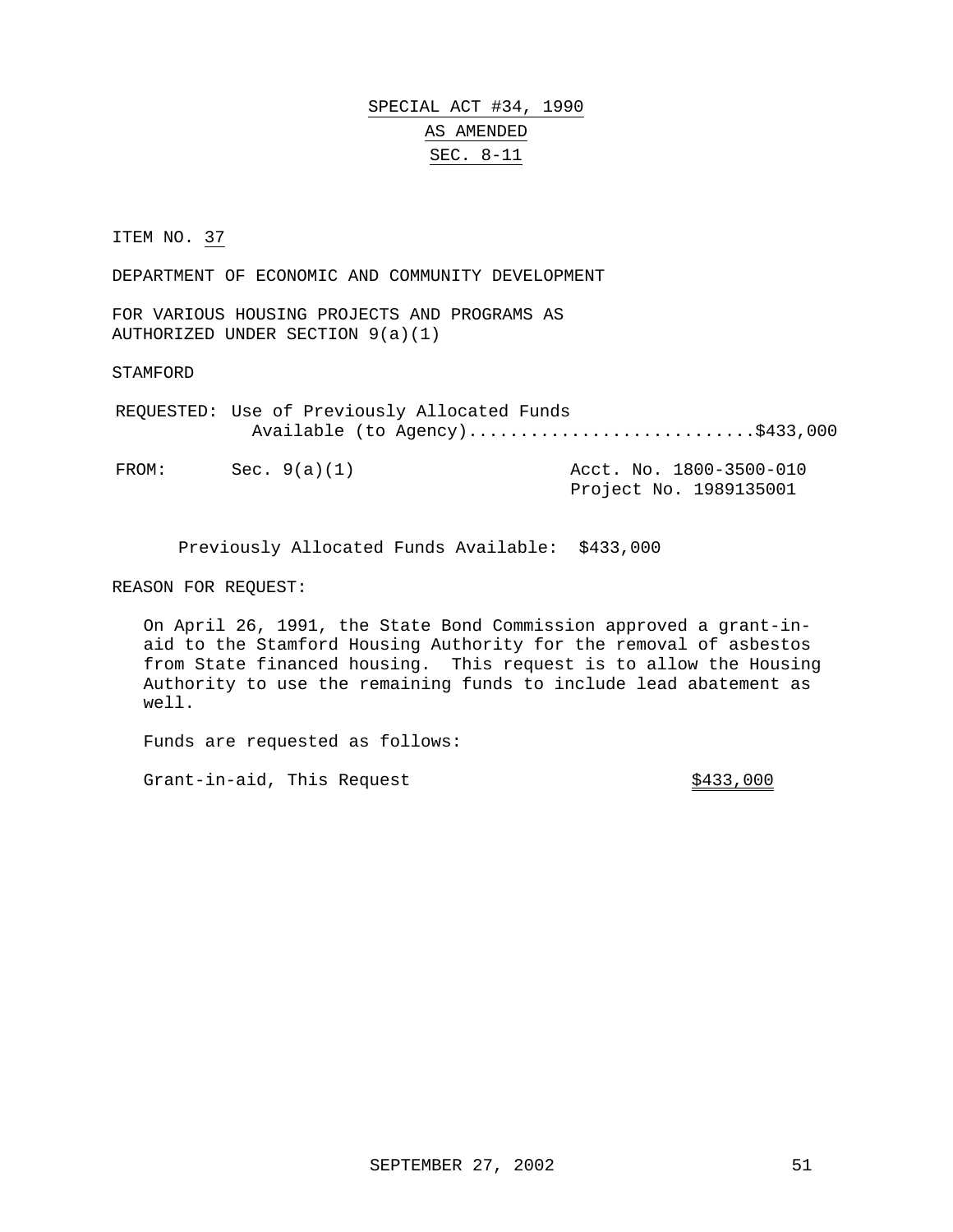# SPECIAL ACT #34, 1990

## AS AMENDED

## SEC. 8-11

ITEM NO. 37

DEPARTMENT OF ECONOMIC AND COMMUNITY DEVELOPMENT

FOR VARIOUS HOUSING PROJECTS AND PROGRAMS AS AUTHORIZED UNDER SECTION 9(a)(1)

STAMFORD

REQUESTED: Use of Previously Allocated Funds Available (to Agency)...........................$433,000

FROM: Sec. 9(a)(1) — Acct. No. 1800-3500-010, Project No. 1989135001

Previously Allocated Funds Available: $433,000

REASON FOR REQUEST:

On April 26, 1991, the State Bond Commission approved a grant-in-aid to the Stamford Housing Authority for the removal of asbestos from State financed housing. This request is to allow the Housing Authority to use the remaining funds to include lead abatement as well.

Funds are requested as follows:

| | |
|---|---|
| Grant-in-aid, This Request | $433,000 |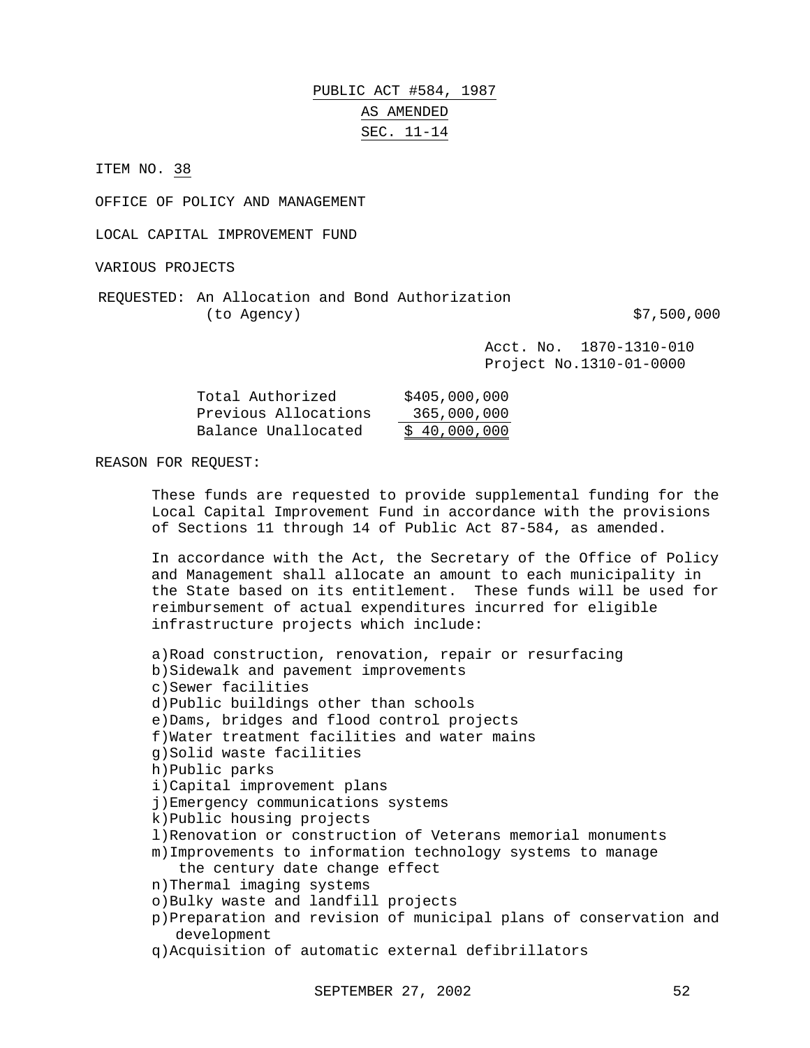PUBLIC ACT #584, 1987

AS AMENDED

SEC. 11-14

ITEM NO. 38

OFFICE OF POLICY AND MANAGEMENT

LOCAL CAPITAL IMPROVEMENT FUND

VARIOUS PROJECTS

REQUESTED: An Allocation and Bond Authorization (to Agency) $7,500,000

Acct. No. 1870-1310-010
Project No.1310-01-0000

| | |
|---|---|
| Total Authorized | $405,000,000 |
| Previous Allocations | 365,000,000 |
| Balance Unallocated | $ 40,000,000 |

REASON FOR REQUEST:

These funds are requested to provide supplemental funding for the Local Capital Improvement Fund in accordance with the provisions of Sections 11 through 14 of Public Act 87-584, as amended.

In accordance with the Act, the Secretary of the Office of Policy and Management shall allocate an amount to each municipality in the State based on its entitlement. These funds will be used for reimbursement of actual expenditures incurred for eligible infrastructure projects which include:

a)Road construction, renovation, repair or resurfacing
b)Sidewalk and pavement improvements
c)Sewer facilities
d)Public buildings other than schools
e)Dams, bridges and flood control projects
f)Water treatment facilities and water mains
g)Solid waste facilities
h)Public parks
i)Capital improvement plans
j)Emergency communications systems
k)Public housing projects
l)Renovation or construction of Veterans memorial monuments
m)Improvements to information technology systems to manage the century date change effect
n)Thermal imaging systems
o)Bulky waste and landfill projects
p)Preparation and revision of municipal plans of conservation and development
q)Acquisition of automatic external defibrillators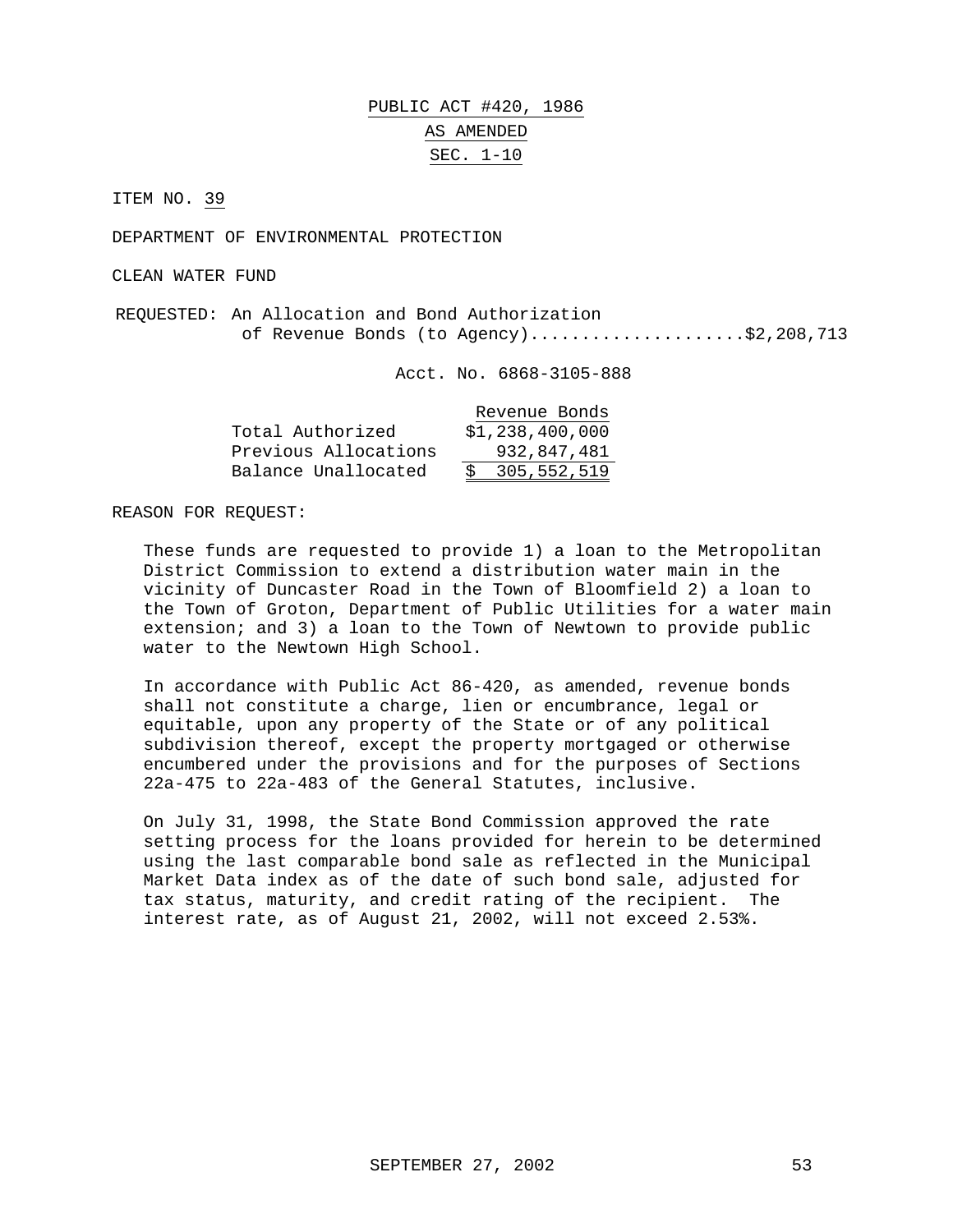PUBLIC ACT #420, 1986

AS AMENDED

SEC. 1-10

ITEM NO. 39

DEPARTMENT OF ENVIRONMENTAL PROTECTION

CLEAN WATER FUND

REQUESTED: An Allocation and Bond Authorization of Revenue Bonds (to Agency)....................$2,208,713

Acct. No. 6868-3105-888

| | Revenue Bonds |
|---|---|
| Total Authorized | $1,238,400,000 |
| Previous Allocations | 932,847,481 |
| Balance Unallocated | $ 305,552,519 |

REASON FOR REQUEST:

These funds are requested to provide 1) a loan to the Metropolitan District Commission to extend a distribution water main in the vicinity of Duncaster Road in the Town of Bloomfield 2) a loan to the Town of Groton, Department of Public Utilities for a water main extension; and 3) a loan to the Town of Newtown to provide public water to the Newtown High School.

In accordance with Public Act 86-420, as amended, revenue bonds shall not constitute a charge, lien or encumbrance, legal or equitable, upon any property of the State or of any political subdivision thereof, except the property mortgaged or otherwise encumbered under the provisions and for the purposes of Sections 22a-475 to 22a-483 of the General Statutes, inclusive.

On July 31, 1998, the State Bond Commission approved the rate setting process for the loans provided for herein to be determined using the last comparable bond sale as reflected in the Municipal Market Data index as of the date of such bond sale, adjusted for tax status, maturity, and credit rating of the recipient. The interest rate, as of August 21, 2002, will not exceed 2.53%.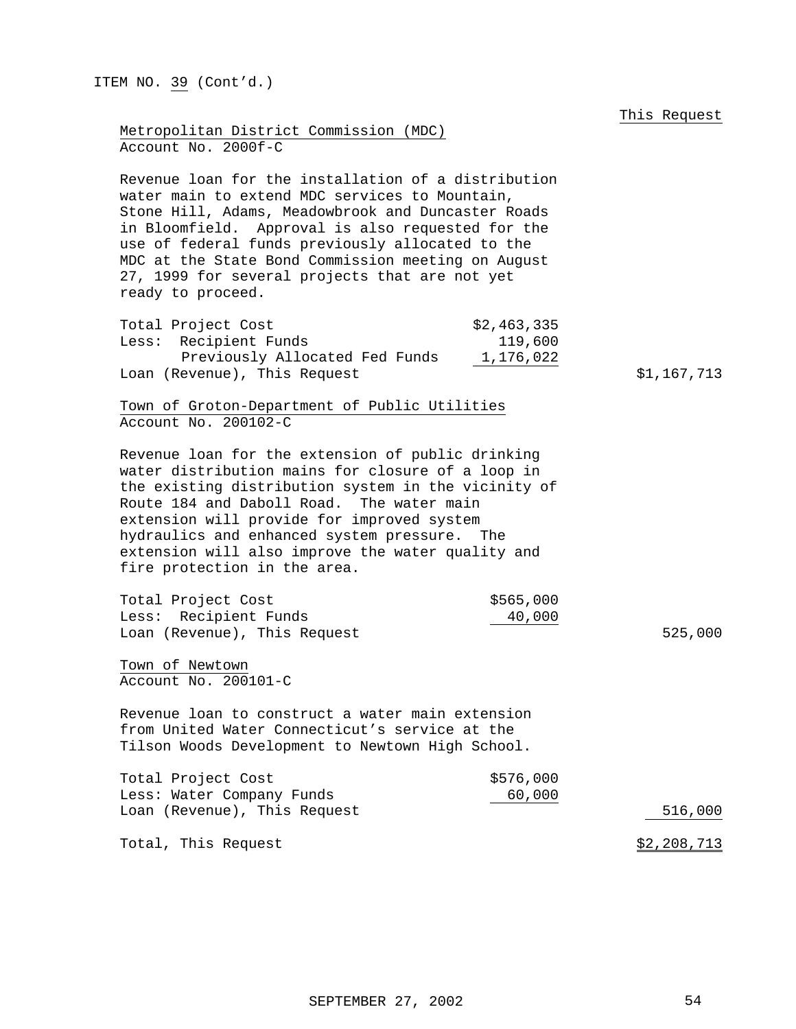ITEM NO. 39 (Cont'd.)

This Request

Metropolitan District Commission (MDC)
Account No. 2000f-C

Revenue loan for the installation of a distribution water main to extend MDC services to Mountain, Stone Hill, Adams, Meadowbrook and Duncaster Roads in Bloomfield. Approval is also requested for the use of federal funds previously allocated to the MDC at the State Bond Commission meeting on August 27, 1999 for several projects that are not yet ready to proceed.

| | | This Request |
|---|---|---|
| Total Project Cost | $2,463,335 | |
| Less: Recipient Funds | 119,600 | |
| Previously Allocated Fed Funds | 1,176,022 | |
| Loan (Revenue), This Request | | $1,167,713 |

Town of Groton-Department of Public Utilities
Account No. 200102-C

Revenue loan for the extension of public drinking water distribution mains for closure of a loop in the existing distribution system in the vicinity of Route 184 and Daboll Road. The water main extension will provide for improved system hydraulics and enhanced system pressure. The extension will also improve the water quality and fire protection in the area.

| | | |
|---|---|---|
| Total Project Cost | $565,000 | |
| Less: Recipient Funds | 40,000 | |
| Loan (Revenue), This Request | | 525,000 |

Town of Newtown
Account No. 200101-C

Revenue loan to construct a water main extension from United Water Connecticut's service at the Tilson Woods Development to Newtown High School.

| | | |
|---|---|---|
| Total Project Cost | $576,000 | |
| Less: Water Company Funds | 60,000 | |
| Loan (Revenue), This Request | | 516,000 |

| | | |
|---|---|---|
| Total, This Request | | $2,208,713 |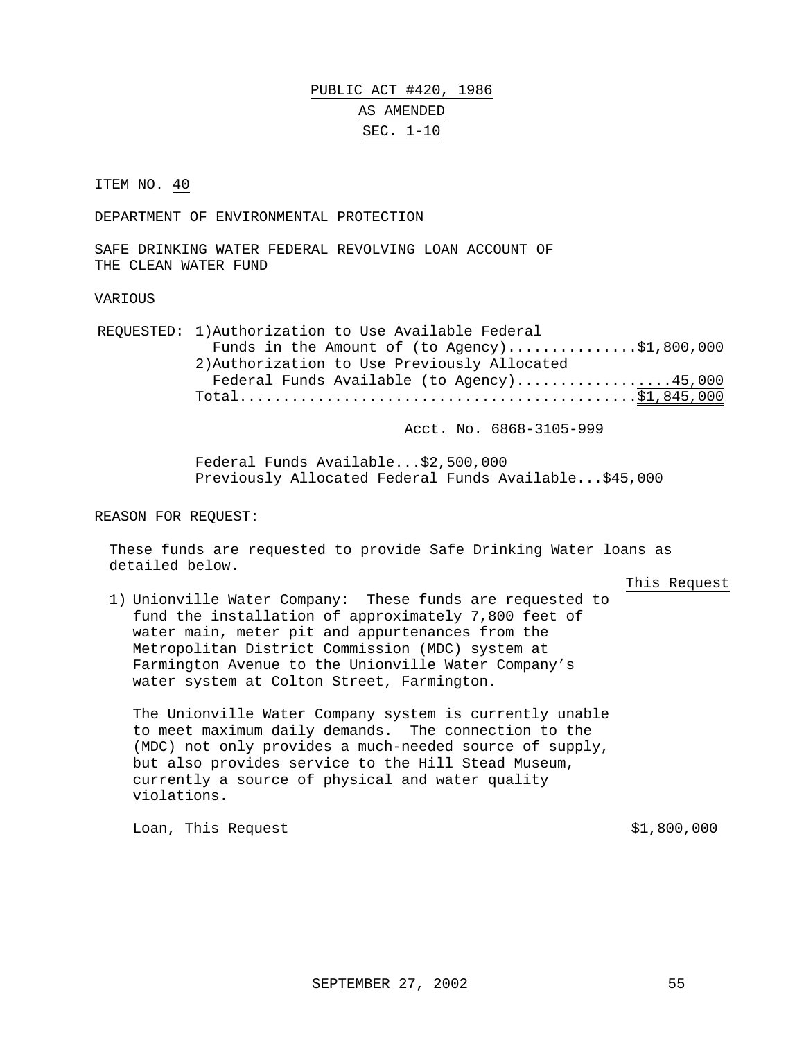PUBLIC ACT #420, 1986

AS AMENDED

SEC. 1-10

ITEM NO. 40

DEPARTMENT OF ENVIRONMENTAL PROTECTION

SAFE DRINKING WATER FEDERAL REVOLVING LOAN ACCOUNT OF THE CLEAN WATER FUND

VARIOUS

| REQUESTED: | |
|---|---|
| 1) Authorization to Use Available Federal Funds in the Amount of (to Agency) | $1,800,000 |
| 2) Authorization to Use Previously Allocated Federal Funds Available (to Agency) | 45,000 |
| Total | $1,845,000 |

Acct. No. 6868-3105-999

Federal Funds Available...$2,500,000
Previously Allocated Federal Funds Available...$45,000

REASON FOR REQUEST:

These funds are requested to provide Safe Drinking Water loans as detailed below.

This Request

1) Unionville Water Company: These funds are requested to fund the installation of approximately 7,800 feet of water main, meter pit and appurtenances from the Metropolitan District Commission (MDC) system at Farmington Avenue to the Unionville Water Company's water system at Colton Street, Farmington.

   The Unionville Water Company system is currently unable to meet maximum daily demands. The connection to the (MDC) not only provides a much-needed source of supply, but also provides service to the Hill Stead Museum, currently a source of physical and water quality violations.

   Loan, This Request $1,800,000

SEPTEMBER 27, 2002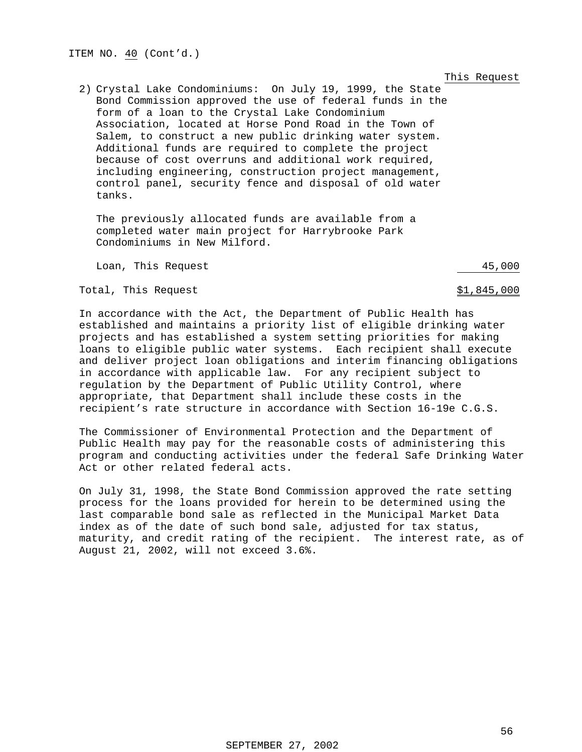ITEM NO. 40 (Cont'd.)

| | This Request |
|---|---|
| 2) Crystal Lake Condominiums: On July 19, 1999, the State Bond Commission approved the use of federal funds in the form of a loan to the Crystal Lake Condominium Association, located at Horse Pond Road in the Town of Salem, to construct a new public drinking water system. Additional funds are required to complete the project because of cost overruns and additional work required, including engineering, construction project management, control panel, security fence and disposal of old water tanks. | |
| The previously allocated funds are available from a completed water main project for Harrybrooke Park Condominiums in New Milford. | |
| Loan, This Request | 45,000 |
| Total, This Request | $1,845,000 |

In accordance with the Act, the Department of Public Health has established and maintains a priority list of eligible drinking water projects and has established a system setting priorities for making loans to eligible public water systems. Each recipient shall execute and deliver project loan obligations and interim financing obligations in accordance with applicable law. For any recipient subject to regulation by the Department of Public Utility Control, where appropriate, that Department shall include these costs in the recipient's rate structure in accordance with Section 16-19e C.G.S.

The Commissioner of Environmental Protection and the Department of Public Health may pay for the reasonable costs of administering this program and conducting activities under the federal Safe Drinking Water Act or other related federal acts.

On July 31, 1998, the State Bond Commission approved the rate setting process for the loans provided for herein to be determined using the last comparable bond sale as reflected in the Municipal Market Data index as of the date of such bond sale, adjusted for tax status, maturity, and credit rating of the recipient. The interest rate, as of August 21, 2002, will not exceed 3.6%.

SEPTEMBER 27, 2002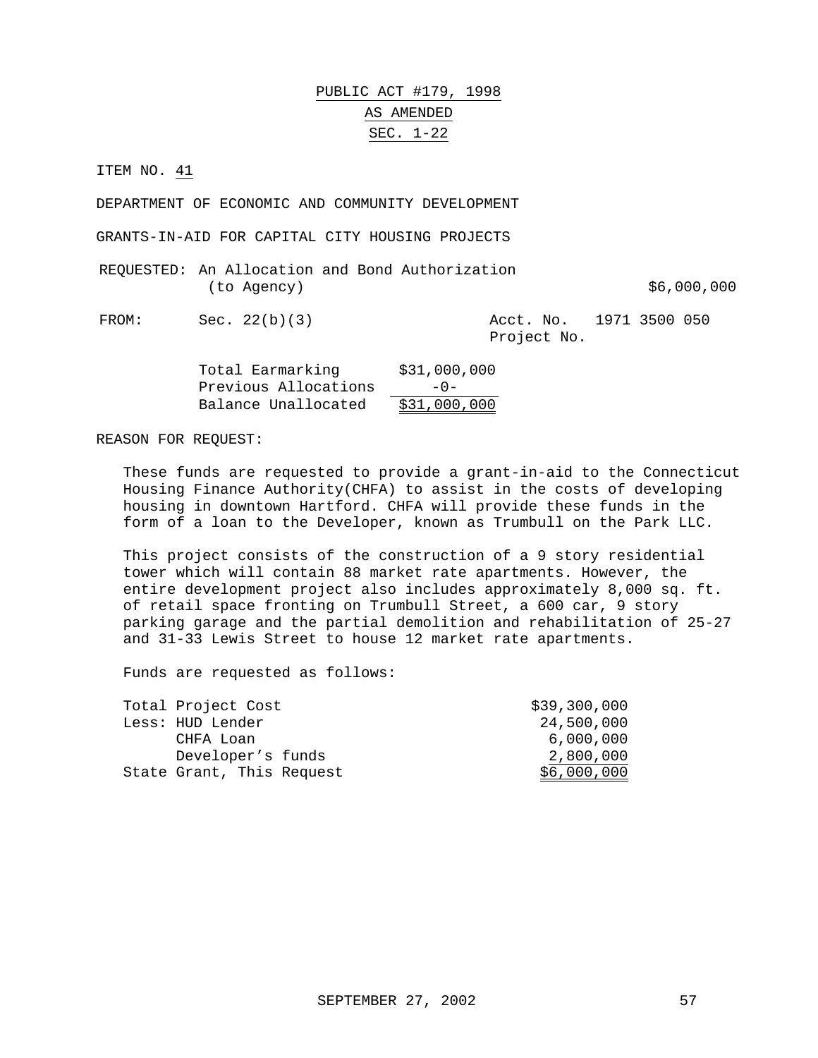PUBLIC ACT #179, 1998

AS AMENDED

SEC. 1-22

ITEM NO. 41

DEPARTMENT OF ECONOMIC AND COMMUNITY DEVELOPMENT

GRANTS-IN-AID FOR CAPITAL CITY HOUSING PROJECTS

REQUESTED: An Allocation and Bond Authorization (to Agency) $6,000,000

FROM: Sec. 22(b)(3) Acct. No. 1971 3500 050 Project No.

| | |
|---|---|
| Total Earmarking | $31,000,000 |
| Previous Allocations | -0- |
| Balance Unallocated | $31,000,000 |

REASON FOR REQUEST:

These funds are requested to provide a grant-in-aid to the Connecticut Housing Finance Authority(CHFA) to assist in the costs of developing housing in downtown Hartford. CHFA will provide these funds in the form of a loan to the Developer, known as Trumbull on the Park LLC.

This project consists of the construction of a 9 story residential tower which will contain 88 market rate apartments. However, the entire development project also includes approximately 8,000 sq. ft. of retail space fronting on Trumbull Street, a 600 car, 9 story parking garage and the partial demolition and rehabilitation of 25-27 and 31-33 Lewis Street to house 12 market rate apartments.

Funds are requested as follows:

| | |
|---|---|
| Total Project Cost | $39,300,000 |
| Less: HUD Lender | 24,500,000 |
| CHFA Loan | 6,000,000 |
| Developer's funds | 2,800,000 |
| State Grant, This Request | $6,000,000 |

SEPTEMBER 27, 2002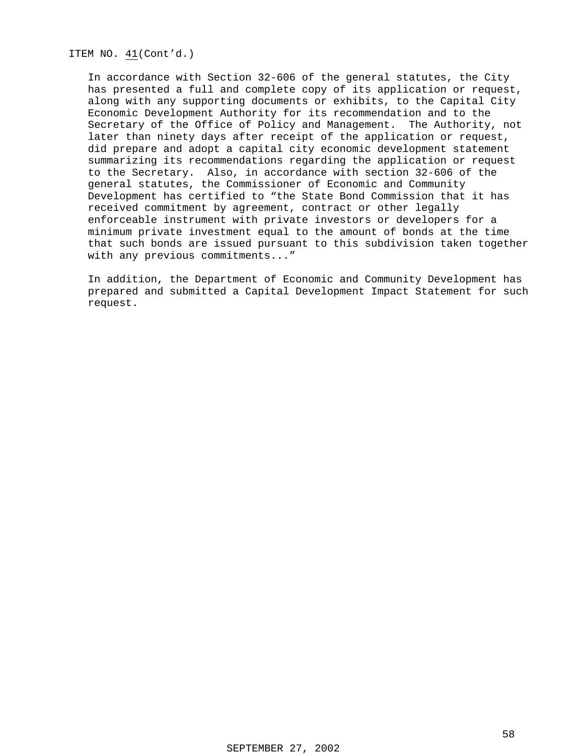ITEM NO. 41(Cont'd.)

In accordance with Section 32-606 of the general statutes, the City has presented a full and complete copy of its application or request, along with any supporting documents or exhibits, to the Capital City Economic Development Authority for its recommendation and to the Secretary of the Office of Policy and Management. The Authority, not later than ninety days after receipt of the application or request, did prepare and adopt a capital city economic development statement summarizing its recommendations regarding the application or request to the Secretary. Also, in accordance with section 32-606 of the general statutes, the Commissioner of Economic and Community Development has certified to "the State Bond Commission that it has received commitment by agreement, contract or other legally enforceable instrument with private investors or developers for a minimum private investment equal to the amount of bonds at the time that such bonds are issued pursuant to this subdivision taken together with any previous commitments..."

In addition, the Department of Economic and Community Development has prepared and submitted a Capital Development Impact Statement for such request.

SEPTEMBER 27, 2002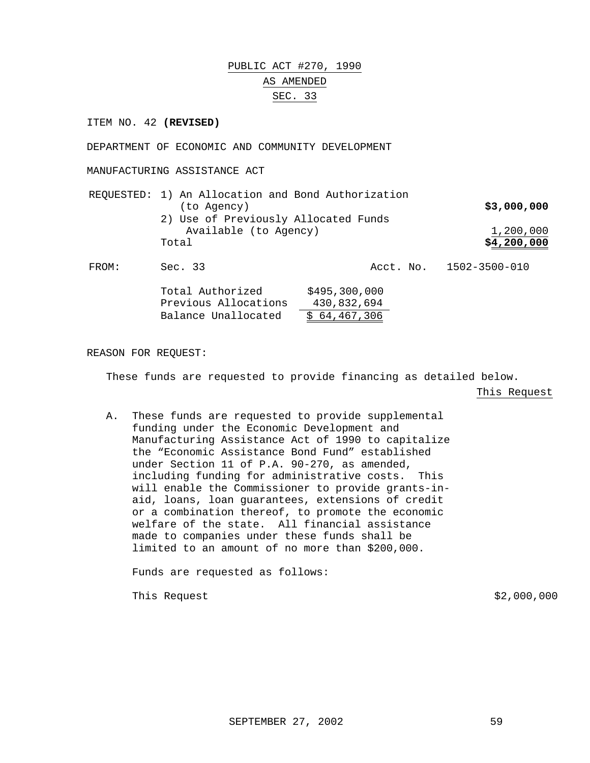PUBLIC ACT #270, 1990

AS AMENDED

SEC. 33

ITEM NO. 42 **(REVISED)**

DEPARTMENT OF ECONOMIC AND COMMUNITY DEVELOPMENT

MANUFACTURING ASSISTANCE ACT

| REQUESTED: | | |
|---|---|---|
| | 1) An Allocation and Bond Authorization (to Agency) | **$3,000,000** |
| | 2) Use of Previously Allocated Funds Available (to Agency) | 1,200,000 |
| | Total | **$4,200,000** |

FROM: Sec. 33 Acct. No. 1502-3500-010

| | |
|---|---|
| Total Authorized | $495,300,000 |
| Previous Allocations | 430,832,694 |
| Balance Unallocated | $ 64,467,306 |

REASON FOR REQUEST:

These funds are requested to provide financing as detailed below.

This Request

A. These funds are requested to provide supplemental funding under the Economic Development and Manufacturing Assistance Act of 1990 to capitalize the "Economic Assistance Bond Fund" established under Section 11 of P.A. 90-270, as amended, including funding for administrative costs. This will enable the Commissioner to provide grants-in-aid, loans, loan guarantees, extensions of credit or a combination thereof, to promote the economic welfare of the state. All financial assistance made to companies under these funds shall be limited to an amount of no more than $200,000.

Funds are requested as follows:

This Request $2,000,000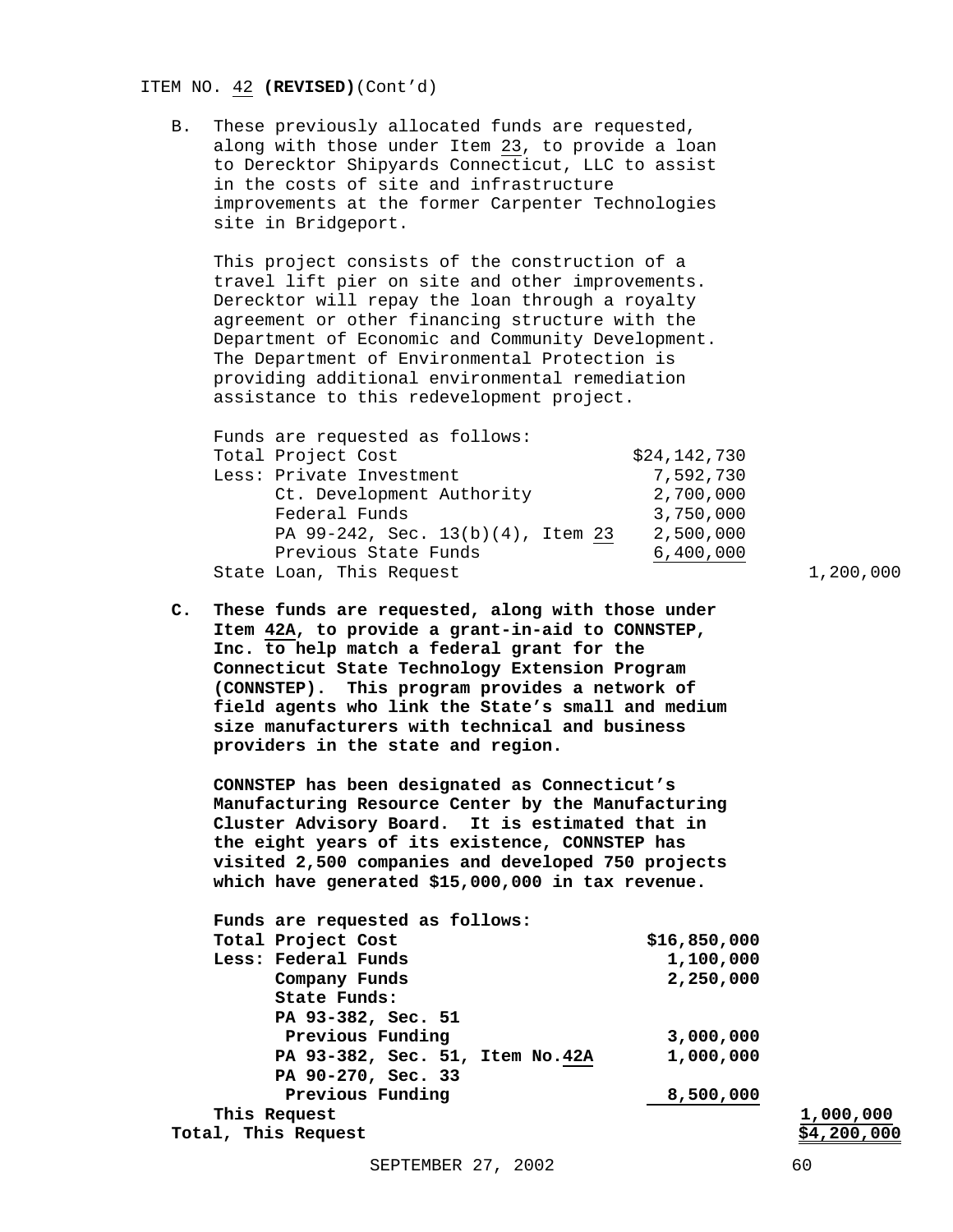ITEM NO. 42 **(REVISED)**(Cont'd)

B. These previously allocated funds are requested, along with those under Item 23, to provide a loan to Derecktor Shipyards Connecticut, LLC to assist in the costs of site and infrastructure improvements at the former Carpenter Technologies site in Bridgeport.

This project consists of the construction of a travel lift pier on site and other improvements. Derecktor will repay the loan through a royalty agreement or other financing structure with the Department of Economic and Community Development. The Department of Environmental Protection is providing additional environmental remediation assistance to this redevelopment project.

| Funds are requested as follows: | | |
|---|---|---|
| Total Project Cost | $24,142,730 | |
| Less: Private Investment | 7,592,730 | |
| Ct. Development Authority | 2,700,000 | |
| Federal Funds | 3,750,000 | |
| PA 99-242, Sec. 13(b)(4), Item 23 | 2,500,000 | |
| Previous State Funds | 6,400,000 | |
| State Loan, This Request | | 1,200,000 |

**C. These funds are requested, along with those under Item 42A, to provide a grant-in-aid to CONNSTEP, Inc. to help match a federal grant for the Connecticut State Technology Extension Program (CONNSTEP). This program provides a network of field agents who link the State's small and medium size manufacturers with technical and business providers in the state and region.**

**CONNSTEP has been designated as Connecticut's Manufacturing Resource Center by the Manufacturing Cluster Advisory Board. It is estimated that in the eight years of its existence, CONNSTEP has visited 2,500 companies and developed 750 projects which have generated $15,000,000 in tax revenue.**

| **Funds are requested as follows:** | | |
|---|---|---|
| **Total Project Cost** | **$16,850,000** | |
| **Less: Federal Funds** | **1,100,000** | |
| **Company Funds** | **2,250,000** | |
| **State Funds:** | | |
| **PA 93-382, Sec. 51** | | |
| **Previous Funding** | **3,000,000** | |
| **PA 93-382, Sec. 51, Item No.42A** | **1,000,000** | |
| **PA 90-270, Sec. 33** | | |
| **Previous Funding** | **8,500,000** | |
| **This Request** | | **1,000,000** |
| **Total, This Request** | | **$4,200,000** |

SEPTEMBER 27, 2002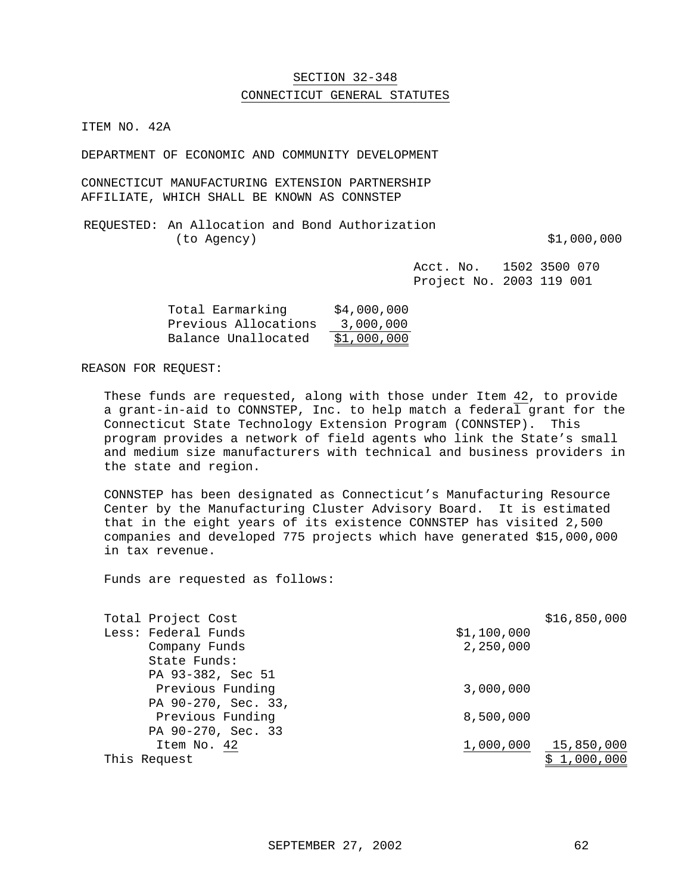SECTION 32-348

CONNECTICUT GENERAL STATUTES

ITEM NO. 42A

DEPARTMENT OF ECONOMIC AND COMMUNITY DEVELOPMENT

CONNECTICUT MANUFACTURING EXTENSION PARTNERSHIP AFFILIATE, WHICH SHALL BE KNOWN AS CONNSTEP

REQUESTED: An Allocation and Bond Authorization (to Agency) $1,000,000

Acct. No. 1502 3500 070
Project No. 2003 119 001

| | |
|---|---|
| Total Earmarking | $4,000,000 |
| Previous Allocations | 3,000,000 |
| Balance Unallocated | $1,000,000 |

REASON FOR REQUEST:

These funds are requested, along with those under Item 42, to provide a grant-in-aid to CONNSTEP, Inc. to help match a federal grant for the Connecticut State Technology Extension Program (CONNSTEP). This program provides a network of field agents who link the State's small and medium size manufacturers with technical and business providers in the state and region.

CONNSTEP has been designated as Connecticut's Manufacturing Resource Center by the Manufacturing Cluster Advisory Board. It is estimated that in the eight years of its existence CONNSTEP has visited 2,500 companies and developed 775 projects which have generated $15,000,000 in tax revenue.

Funds are requested as follows:

| | | |
|---|---|---|
| Total Project Cost | | $16,850,000 |
| Less: Federal Funds | $1,100,000 | |
| Company Funds | 2,250,000 | |
| State Funds: | | |
| PA 93-382, Sec 51 Previous Funding | 3,000,000 | |
| PA 90-270, Sec. 33, Previous Funding | 8,500,000 | |
| PA 90-270, Sec. 33 Item No. 42 | 1,000,000 | 15,850,000 |
| This Request | | $ 1,000,000 |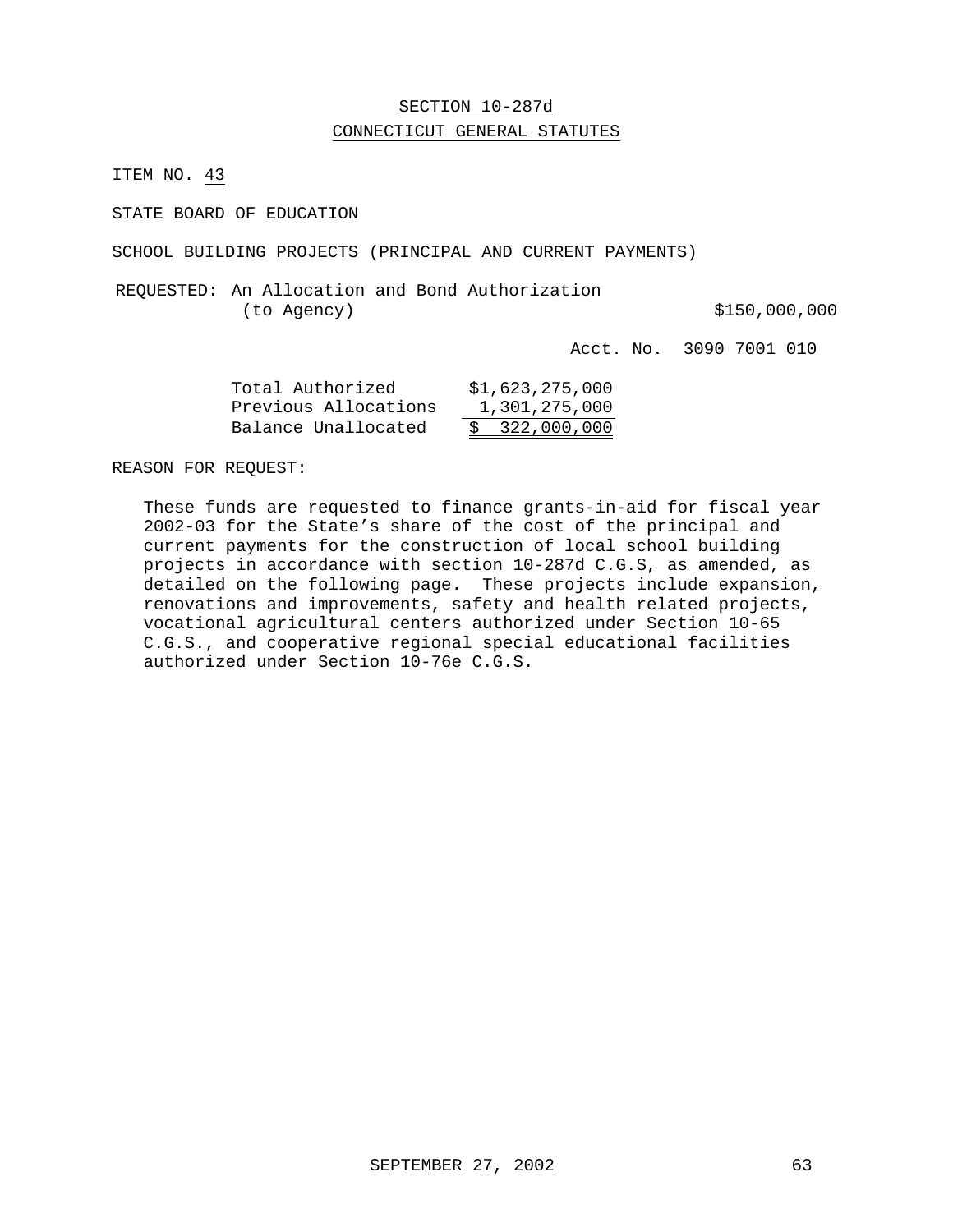## SECTION 10-287d
## CONNECTICUT GENERAL STATUTES

ITEM NO. 43

STATE BOARD OF EDUCATION

SCHOOL BUILDING PROJECTS (PRINCIPAL AND CURRENT PAYMENTS)

REQUESTED: An Allocation and Bond Authorization (to Agency) $150,000,000

Acct. No. 3090 7001 010

| | |
|---|---|
| Total Authorized | $1,623,275,000 |
| Previous Allocations | 1,301,275,000 |
| Balance Unallocated | $ 322,000,000 |

REASON FOR REQUEST:

These funds are requested to finance grants-in-aid for fiscal year 2002-03 for the State's share of the cost of the principal and current payments for the construction of local school building projects in accordance with section 10-287d C.G.S, as amended, as detailed on the following page. These projects include expansion, renovations and improvements, safety and health related projects, vocational agricultural centers authorized under Section 10-65 C.G.S., and cooperative regional special educational facilities authorized under Section 10-76e C.G.S.

SEPTEMBER 27, 2002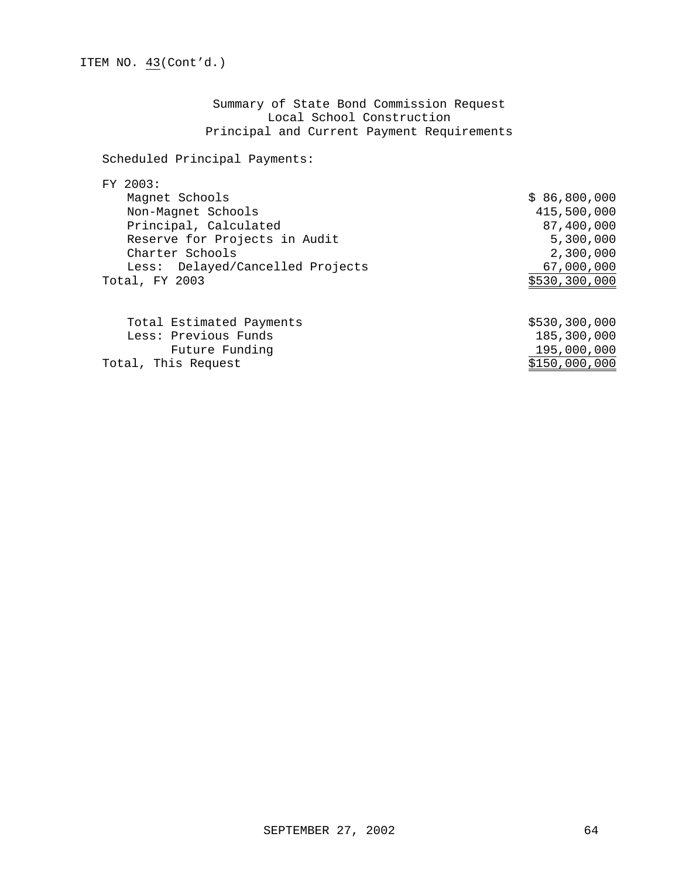ITEM NO. 43(Cont'd.)

Summary of State Bond Commission Request
Local School Construction
Principal and Current Payment Requirements

Scheduled Principal Payments:

| | |
|---|---|
| FY 2003: | |
| Magnet Schools | $ 86,800,000 |
| Non-Magnet Schools | 415,500,000 |
| Principal, Calculated | 87,400,000 |
| Reserve for Projects in Audit | 5,300,000 |
| Charter Schools | 2,300,000 |
| Less: Delayed/Cancelled Projects | 67,000,000 |
| Total, FY 2003 | $530,300,000 |

| | |
|---|---|
| Total Estimated Payments | $530,300,000 |
| Less: Previous Funds | 185,300,000 |
| Future Funding | 195,000,000 |
| Total, This Request | $150,000,000 |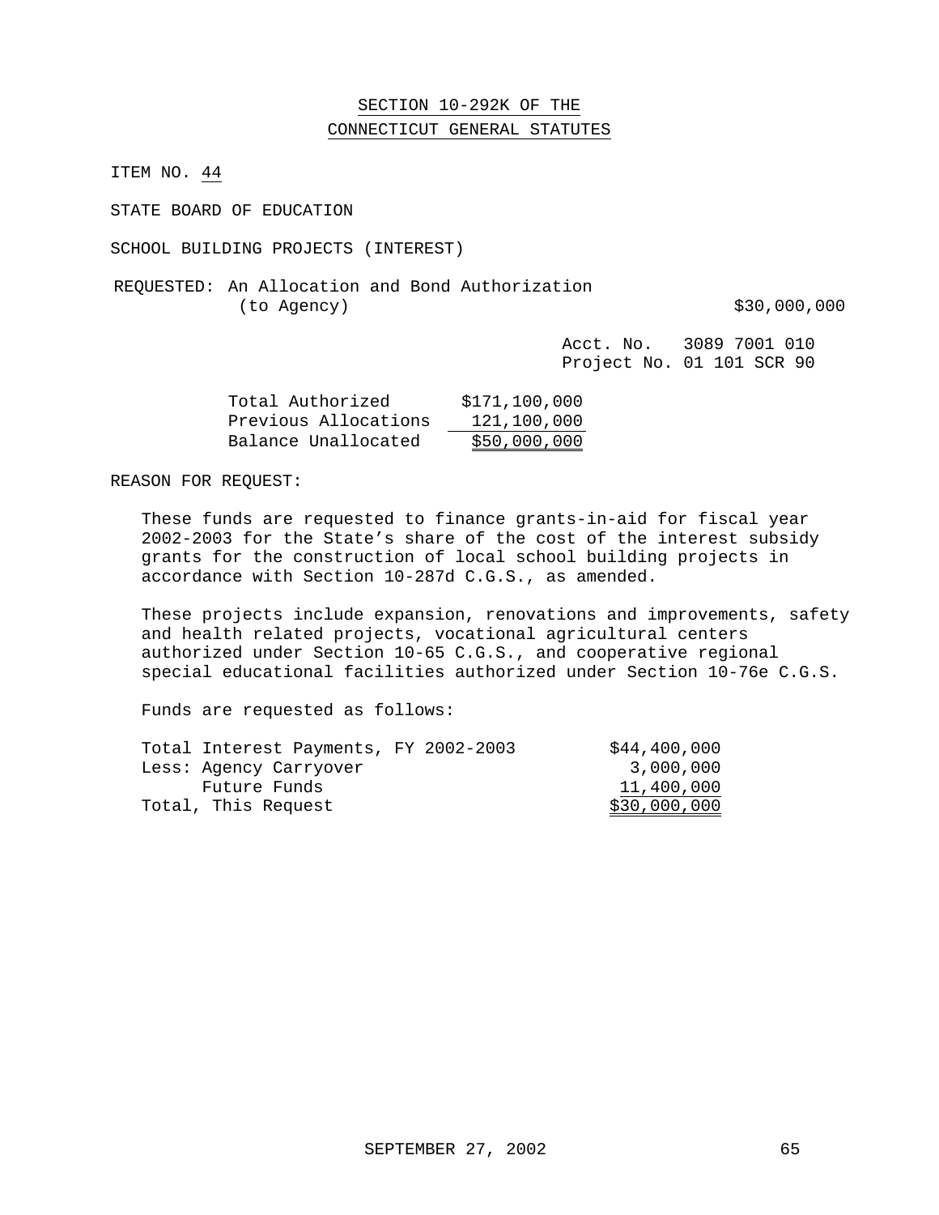## SECTION 10-292K OF THE CONNECTICUT GENERAL STATUTES

ITEM NO. 44

STATE BOARD OF EDUCATION

SCHOOL BUILDING PROJECTS (INTEREST)

REQUESTED: An Allocation and Bond Authorization (to Agency) $30,000,000

Acct. No. 3089 7001 010
Project No. 01 101 SCR 90

| | |
|---|---|
| Total Authorized | $171,100,000 |
| Previous Allocations | 121,100,000 |
| Balance Unallocated | $50,000,000 |

REASON FOR REQUEST:

These funds are requested to finance grants-in-aid for fiscal year 2002-2003 for the State's share of the cost of the interest subsidy grants for the construction of local school building projects in accordance with Section 10-287d C.G.S., as amended.

These projects include expansion, renovations and improvements, safety and health related projects, vocational agricultural centers authorized under Section 10-65 C.G.S., and cooperative regional special educational facilities authorized under Section 10-76e C.G.S.

Funds are requested as follows:

| | |
|---|---|
| Total Interest Payments, FY 2002-2003 | $44,400,000 |
| Less: Agency Carryover | 3,000,000 |
| Future Funds | 11,400,000 |
| Total, This Request | $30,000,000 |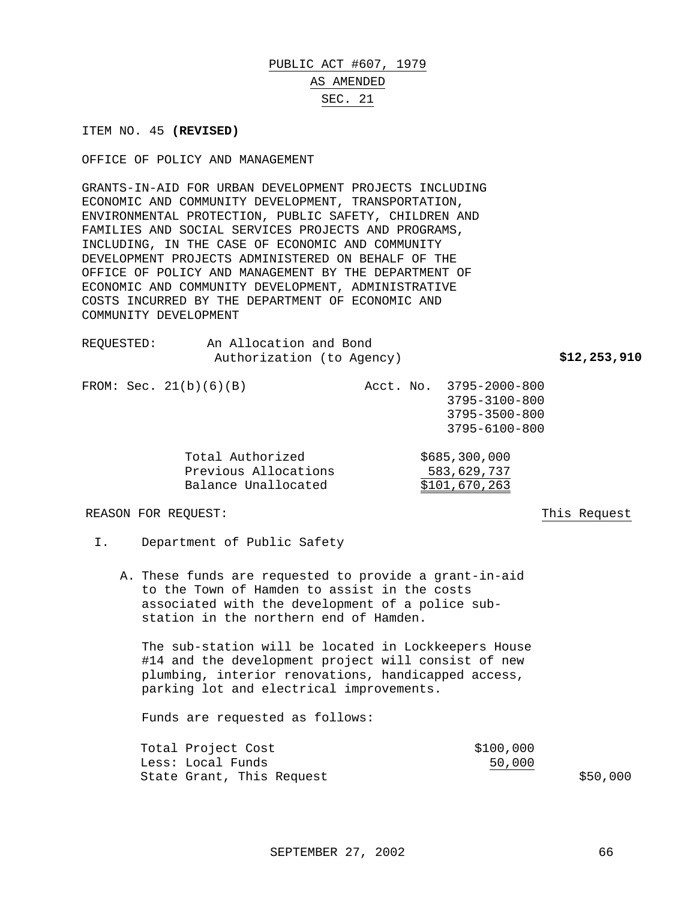# PUBLIC ACT #607, 1979
## AS AMENDED
## SEC. 21

ITEM NO. 45 **(REVISED)**

OFFICE OF POLICY AND MANAGEMENT

GRANTS-IN-AID FOR URBAN DEVELOPMENT PROJECTS INCLUDING ECONOMIC AND COMMUNITY DEVELOPMENT, TRANSPORTATION, ENVIRONMENTAL PROTECTION, PUBLIC SAFETY, CHILDREN AND FAMILIES AND SOCIAL SERVICES PROJECTS AND PROGRAMS, INCLUDING, IN THE CASE OF ECONOMIC AND COMMUNITY DEVELOPMENT PROJECTS ADMINISTERED ON BEHALF OF THE OFFICE OF POLICY AND MANAGEMENT BY THE DEPARTMENT OF ECONOMIC AND COMMUNITY DEVELOPMENT, ADMINISTRATIVE COSTS INCURRED BY THE DEPARTMENT OF ECONOMIC AND COMMUNITY DEVELOPMENT

REQUESTED: An Allocation and Bond Authorization (to Agency) **$12,253,910**

FROM: Sec. 21(b)(6)(B) Acct. No. 3795-2000-800, 3795-3100-800, 3795-3500-800, 3795-6100-800

| | |
|---|---|
| Total Authorized | $685,300,000 |
| Previous Allocations | 583,629,737 |
| Balance Unallocated | $101,670,263 |

REASON FOR REQUEST: <u>This Request</u>

I. Department of Public Safety

A. These funds are requested to provide a grant-in-aid to the Town of Hamden to assist in the costs associated with the development of a police sub-station in the northern end of Hamden.

The sub-station will be located in Lockkeepers House #14 and the development project will consist of new plumbing, interior renovations, handicapped access, parking lot and electrical improvements.

Funds are requested as follows:

| | | |
|---|---|---|
| Total Project Cost | $100,000 | |
| Less: Local Funds | 50,000 | |
| State Grant, This Request | | $50,000 |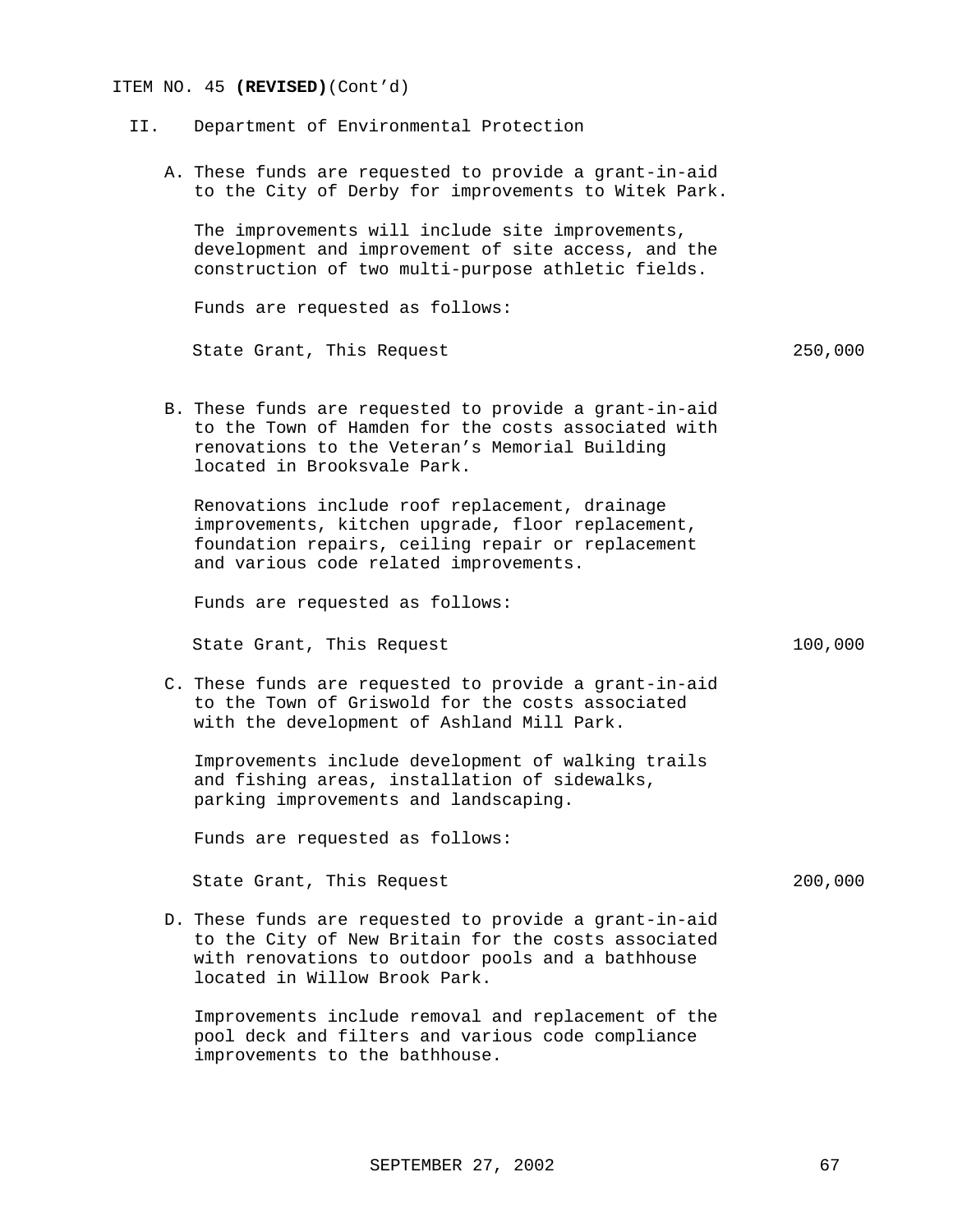ITEM NO. 45 **(REVISED)**(Cont'd)

II. Department of Environmental Protection

A. These funds are requested to provide a grant-in-aid to the City of Derby for improvements to Witek Park.

The improvements will include site improvements, development and improvement of site access, and the construction of two multi-purpose athletic fields.

Funds are requested as follows:

| | |
|---|---|
| State Grant, This Request | 250,000 |

B. These funds are requested to provide a grant-in-aid to the Town of Hamden for the costs associated with renovations to the Veteran's Memorial Building located in Brooksvale Park.

Renovations include roof replacement, drainage improvements, kitchen upgrade, floor replacement, foundation repairs, ceiling repair or replacement and various code related improvements.

Funds are requested as follows:

| | |
|---|---|
| State Grant, This Request | 100,000 |

C. These funds are requested to provide a grant-in-aid to the Town of Griswold for the costs associated with the development of Ashland Mill Park.

Improvements include development of walking trails and fishing areas, installation of sidewalks, parking improvements and landscaping.

Funds are requested as follows:

| | |
|---|---|
| State Grant, This Request | 200,000 |

D. These funds are requested to provide a grant-in-aid to the City of New Britain for the costs associated with renovations to outdoor pools and a bathhouse located in Willow Brook Park.

Improvements include removal and replacement of the pool deck and filters and various code compliance improvements to the bathhouse.

SEPTEMBER 27, 2002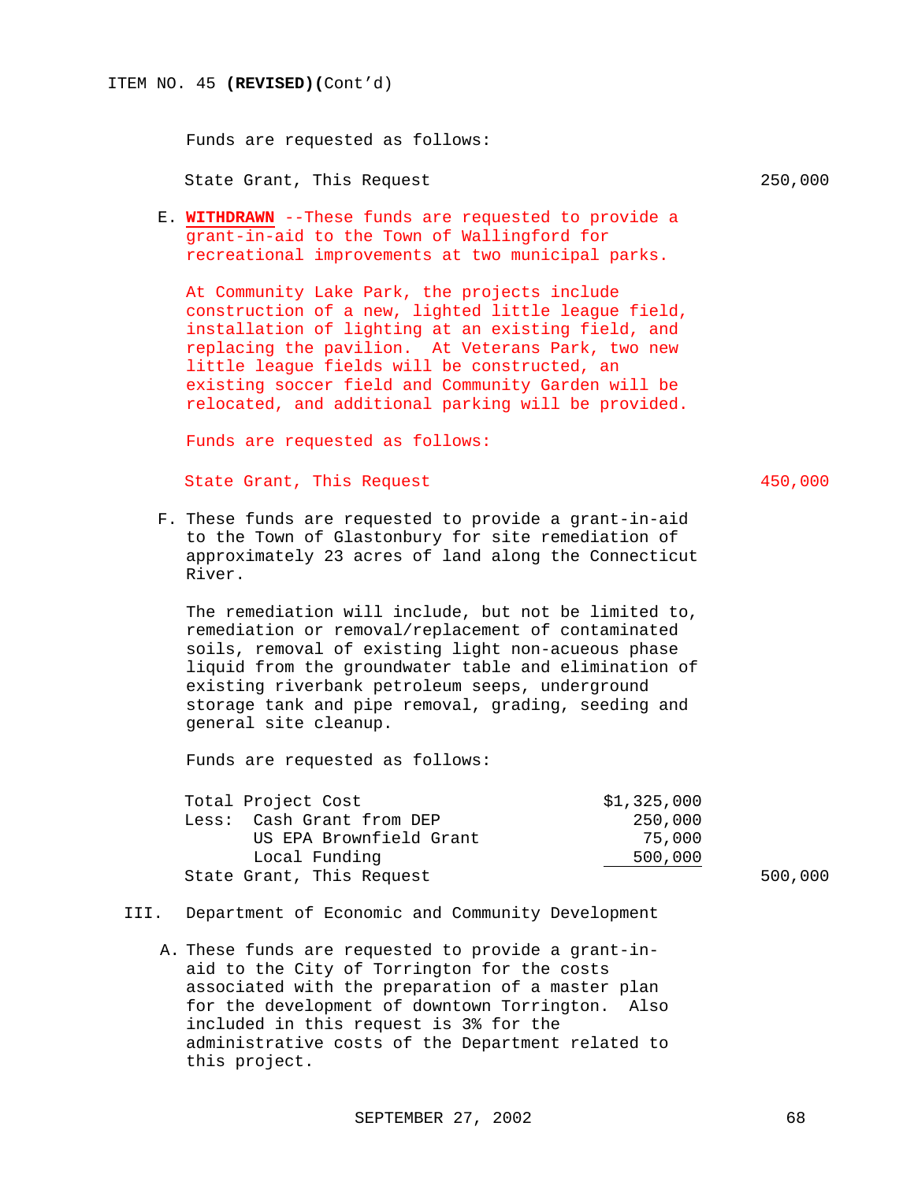ITEM NO. 45 **(REVISED)(**Cont'd)

Funds are requested as follows:

State Grant, This Request 250,000

E. **WITHDRAWN** --These funds are requested to provide a grant-in-aid to the Town of Wallingford for recreational improvements at two municipal parks.

At Community Lake Park, the projects include construction of a new, lighted little league field, installation of lighting at an existing field, and replacing the pavilion. At Veterans Park, two new little league fields will be constructed, an existing soccer field and Community Garden will be relocated, and additional parking will be provided.

Funds are requested as follows:

State Grant, This Request 450,000

F. These funds are requested to provide a grant-in-aid to the Town of Glastonbury for site remediation of approximately 23 acres of land along the Connecticut River.

The remediation will include, but not be limited to, remediation or removal/replacement of contaminated soils, removal of existing light non-acueous phase liquid from the groundwater table and elimination of existing riverbank petroleum seeps, underground storage tank and pipe removal, grading, seeding and general site cleanup.

Funds are requested as follows:

| | | |
|---|---|---|
| Total Project Cost | $1,325,000 | |
| Less: Cash Grant from DEP | 250,000 | |
| US EPA Brownfield Grant | 75,000 | |
| Local Funding | 500,000 | |
| State Grant, This Request | | 500,000 |

III. Department of Economic and Community Development

A. These funds are requested to provide a grant-in-aid to the City of Torrington for the costs associated with the preparation of a master plan for the development of downtown Torrington. Also included in this request is 3% for the administrative costs of the Department related to this project.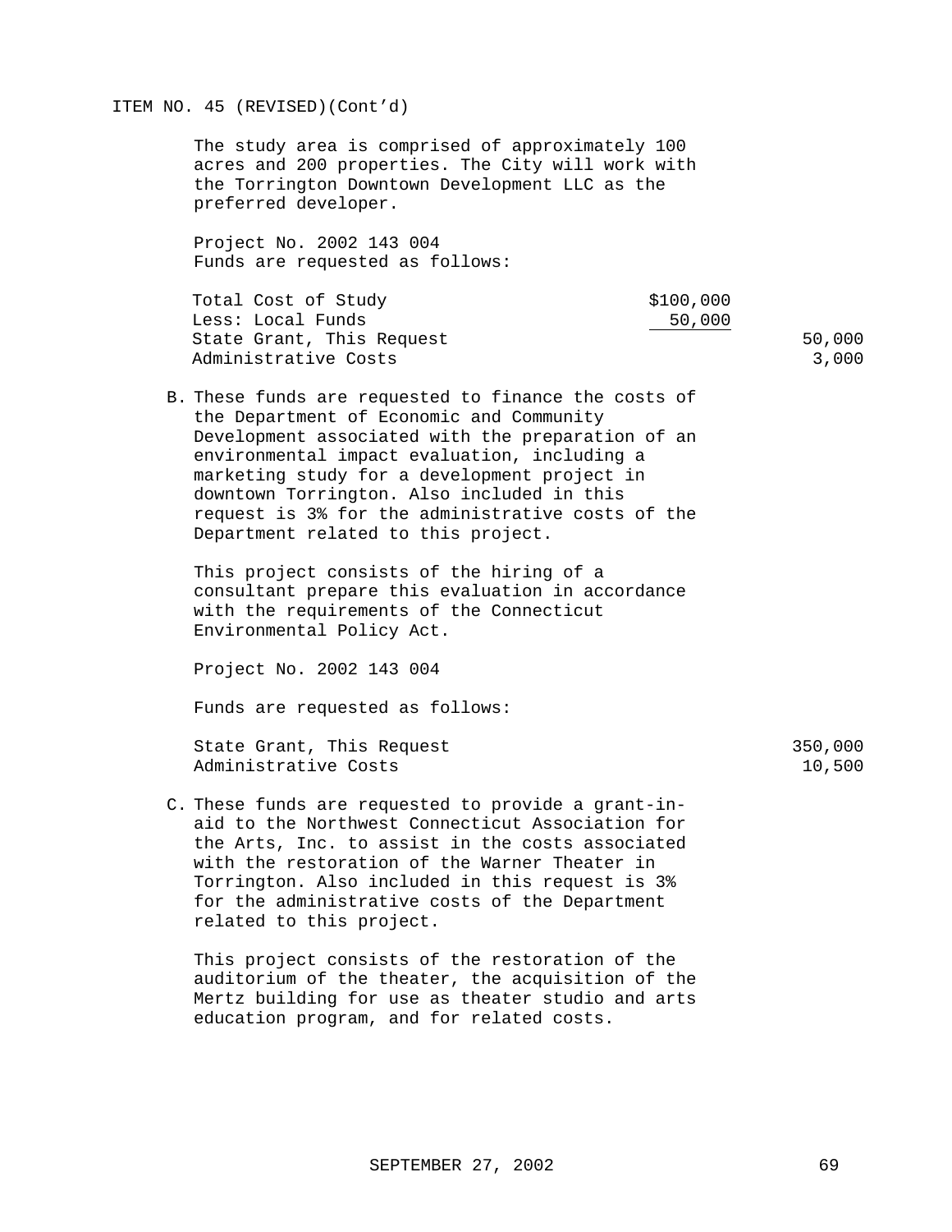ITEM NO. 45 (REVISED)(Cont'd)

The study area is comprised of approximately 100 acres and 200 properties. The City will work with the Torrington Downtown Development LLC as the preferred developer.

Project No. 2002 143 004
Funds are requested as follows:

| | | |
|---|---|---|
| Total Cost of Study | $100,000 | |
| Less: Local Funds | 50,000 | |
| State Grant, This Request | | 50,000 |
| Administrative Costs | | 3,000 |

B. These funds are requested to finance the costs of the Department of Economic and Community Development associated with the preparation of an environmental impact evaluation, including a marketing study for a development project in downtown Torrington. Also included in this request is 3% for the administrative costs of the Department related to this project.

This project consists of the hiring of a consultant prepare this evaluation in accordance with the requirements of the Connecticut Environmental Policy Act.

Project No. 2002 143 004

Funds are requested as follows:

| | |
|---|---|
| State Grant, This Request | 350,000 |
| Administrative Costs | 10,500 |

C. These funds are requested to provide a grant-in-aid to the Northwest Connecticut Association for the Arts, Inc. to assist in the costs associated with the restoration of the Warner Theater in Torrington. Also included in this request is 3% for the administrative costs of the Department related to this project.

This project consists of the restoration of the auditorium of the theater, the acquisition of the Mertz building for use as theater studio and arts education program, and for related costs.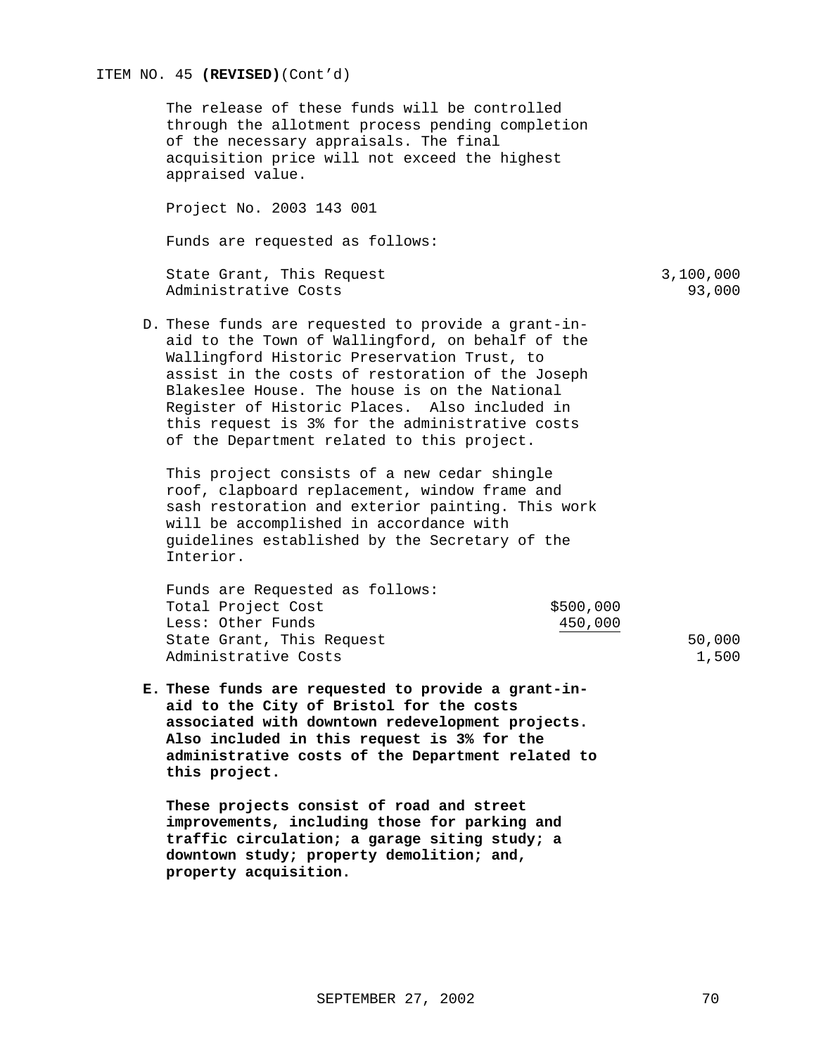ITEM NO. 45 **(REVISED)**(Cont'd)

The release of these funds will be controlled through the allotment process pending completion of the necessary appraisals. The final acquisition price will not exceed the highest appraised value.

Project No. 2003 143 001

Funds are requested as follows:

| | | |
|---|---|---|
| State Grant, This Request | | 3,100,000 |
| Administrative Costs | | 93,000 |

D. These funds are requested to provide a grant-in-aid to the Town of Wallingford, on behalf of the Wallingford Historic Preservation Trust, to assist in the costs of restoration of the Joseph Blakeslee House. The house is on the National Register of Historic Places. Also included in this request is 3% for the administrative costs of the Department related to this project.

This project consists of a new cedar shingle roof, clapboard replacement, window frame and sash restoration and exterior painting. This work will be accomplished in accordance with guidelines established by the Secretary of the Interior.

Funds are Requested as follows:

| | | |
|---|---|---|
| Total Project Cost | $500,000 | |
| Less: Other Funds | 450,000 | |
| State Grant, This Request | | 50,000 |
| Administrative Costs | | 1,500 |

**E. These funds are requested to provide a grant-in-aid to the City of Bristol for the costs associated with downtown redevelopment projects. Also included in this request is 3% for the administrative costs of the Department related to this project.**

**These projects consist of road and street improvements, including those for parking and traffic circulation; a garage siting study; a downtown study; property demolition; and, property acquisition.**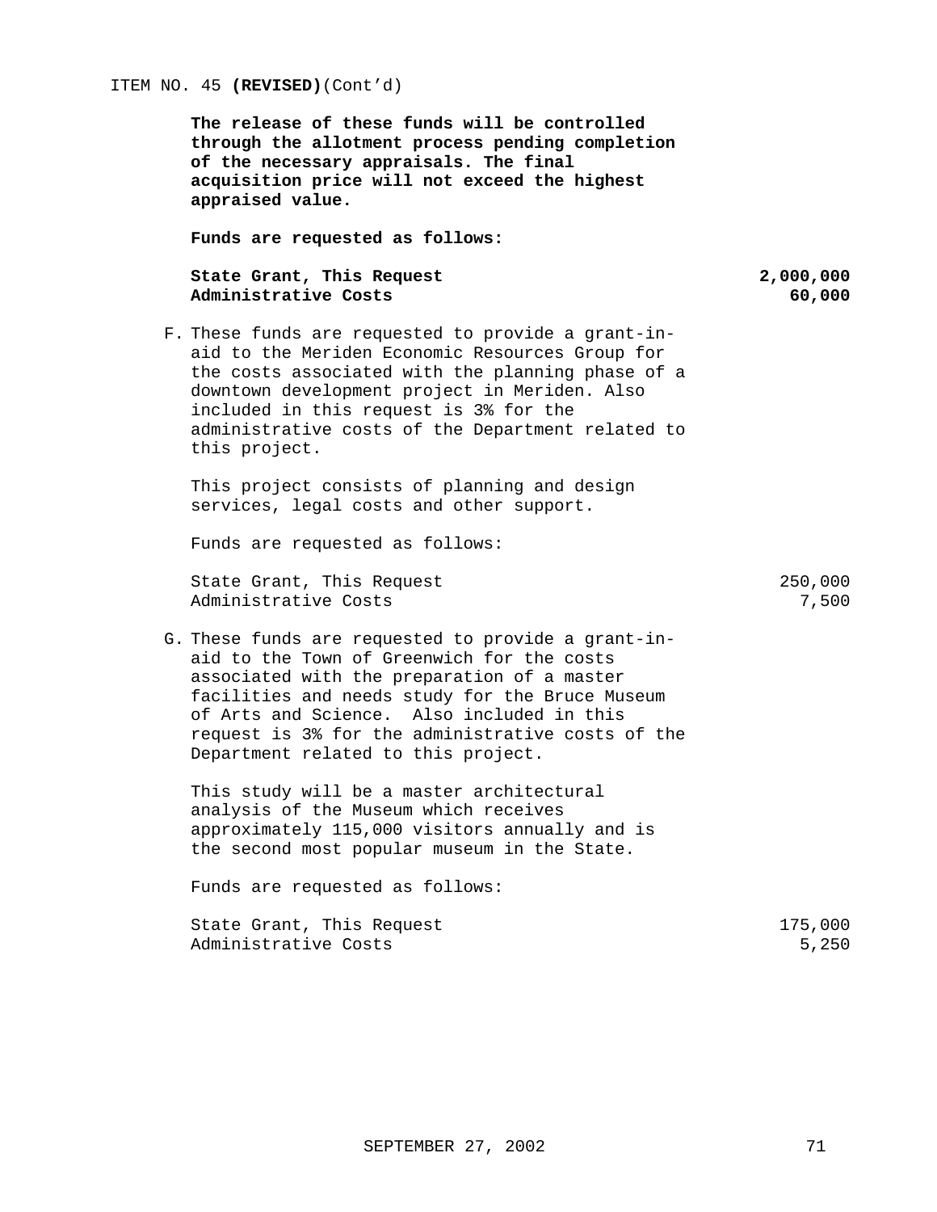ITEM NO. 45 **(REVISED)**(Cont'd)

**The release of these funds will be controlled through the allotment process pending completion of the necessary appraisals. The final acquisition price will not exceed the highest appraised value.**

**Funds are requested as follows:**

| | |
|---|---:|
| **State Grant, This Request** | **2,000,000** |
| **Administrative Costs** | **60,000** |

F. These funds are requested to provide a grant-in-aid to the Meriden Economic Resources Group for the costs associated with the planning phase of a downtown development project in Meriden. Also included in this request is 3% for the administrative costs of the Department related to this project.

This project consists of planning and design services, legal costs and other support.

Funds are requested as follows:

| | |
|---|---:|
| State Grant, This Request | 250,000 |
| Administrative Costs | 7,500 |

G. These funds are requested to provide a grant-in-aid to the Town of Greenwich for the costs associated with the preparation of a master facilities and needs study for the Bruce Museum of Arts and Science. Also included in this request is 3% for the administrative costs of the Department related to this project.

This study will be a master architectural analysis of the Museum which receives approximately 115,000 visitors annually and is the second most popular museum in the State.

Funds are requested as follows:

| | |
|---|---:|
| State Grant, This Request | 175,000 |
| Administrative Costs | 5,250 |

SEPTEMBER 27, 2002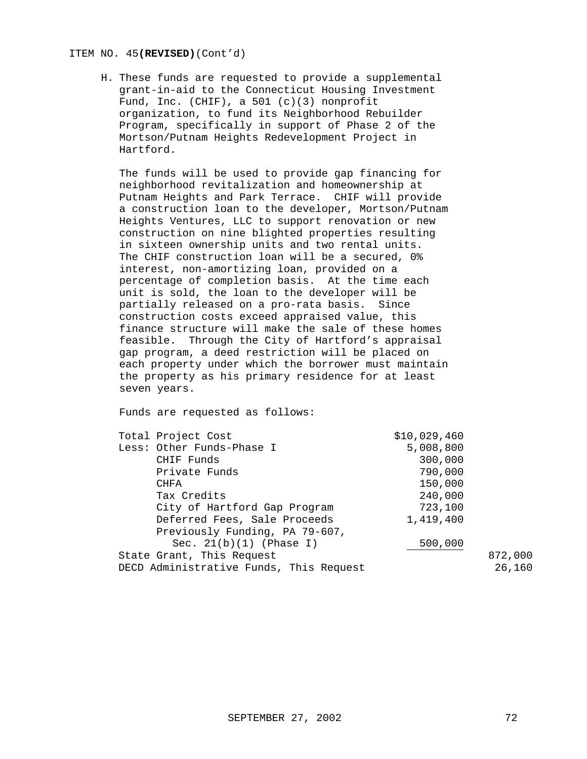ITEM NO. 45 **(REVISED)** (Cont'd)

H. These funds are requested to provide a supplemental grant-in-aid to the Connecticut Housing Investment Fund, Inc. (CHIF), a 501 (c)(3) nonprofit organization, to fund its Neighborhood Rebuilder Program, specifically in support of Phase 2 of the Mortson/Putnam Heights Redevelopment Project in Hartford.

The funds will be used to provide gap financing for neighborhood revitalization and homeownership at Putnam Heights and Park Terrace. CHIF will provide a construction loan to the developer, Mortson/Putnam Heights Ventures, LLC to support renovation or new construction on nine blighted properties resulting in sixteen ownership units and two rental units. The CHIF construction loan will be a secured, 0% interest, non-amortizing loan, provided on a percentage of completion basis. At the time each unit is sold, the loan to the developer will be partially released on a pro-rata basis. Since construction costs exceed appraised value, this finance structure will make the sale of these homes feasible. Through the City of Hartford's appraisal gap program, a deed restriction will be placed on each property under which the borrower must maintain the property as his primary residence for at least seven years.

Funds are requested as follows:

| | | |
|---|---|---|
| Total Project Cost | $10,029,460 | |
| Less: Other Funds-Phase I | 5,008,800 | |
| CHIF Funds | 300,000 | |
| Private Funds | 790,000 | |
| CHFA | 150,000 | |
| Tax Credits | 240,000 | |
| City of Hartford Gap Program | 723,100 | |
| Deferred Fees, Sale Proceeds | 1,419,400 | |
| Previously Funding, PA 79-607, Sec. 21(b)(1) (Phase I) | 500,000 | |
| State Grant, This Request | | 872,000 |
| DECD Administrative Funds, This Request | | 26,160 |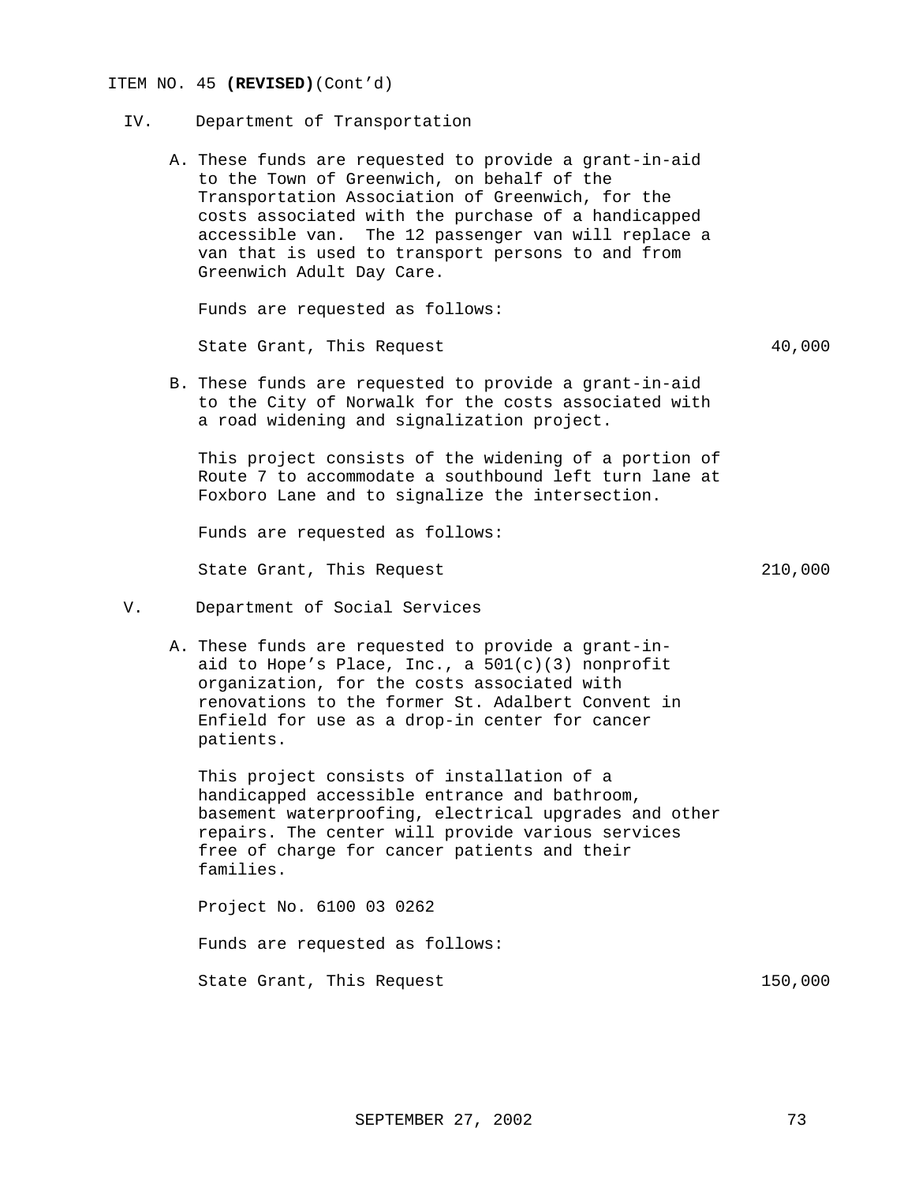ITEM NO. 45 **(REVISED)**(Cont'd)

IV. Department of Transportation

A. These funds are requested to provide a grant-in-aid to the Town of Greenwich, on behalf of the Transportation Association of Greenwich, for the costs associated with the purchase of a handicapped accessible van. The 12 passenger van will replace a van that is used to transport persons to and from Greenwich Adult Day Care.

Funds are requested as follows:

| | |
|---|---|
| State Grant, This Request | 40,000 |

B. These funds are requested to provide a grant-in-aid to the City of Norwalk for the costs associated with a road widening and signalization project.

This project consists of the widening of a portion of Route 7 to accommodate a southbound left turn lane at Foxboro Lane and to signalize the intersection.

Funds are requested as follows:

| | |
|---|---|
| State Grant, This Request | 210,000 |

V. Department of Social Services

A. These funds are requested to provide a grant-in-aid to Hope's Place, Inc., a 501(c)(3) nonprofit organization, for the costs associated with renovations to the former St. Adalbert Convent in Enfield for use as a drop-in center for cancer patients.

This project consists of installation of a handicapped accessible entrance and bathroom, basement waterproofing, electrical upgrades and other repairs. The center will provide various services free of charge for cancer patients and their families.

Project No. 6100 03 0262

Funds are requested as follows:

| | |
|---|---|
| State Grant, This Request | 150,000 |

SEPTEMBER 27, 2002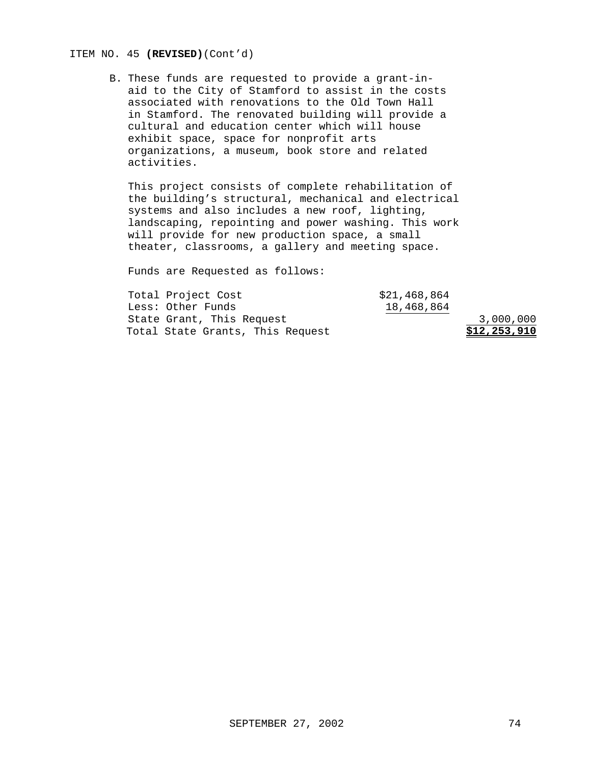ITEM NO. 45 **(REVISED)**(Cont'd)

B. These funds are requested to provide a grant-in-aid to the City of Stamford to assist in the costs associated with renovations to the Old Town Hall in Stamford. The renovated building will provide a cultural and education center which will house exhibit space, space for nonprofit arts organizations, a museum, book store and related activities.

This project consists of complete rehabilitation of the building's structural, mechanical and electrical systems and also includes a new roof, lighting, landscaping, repointing and power washing. This work will provide for new production space, a small theater, classrooms, a gallery and meeting space.

Funds are Requested as follows:

| | | |
|---|---|---|
| Total Project Cost | $21,468,864 | |
| Less: Other Funds | 18,468,864 | |
| State Grant, This Request | | 3,000,000 |
| Total State Grants, This Request | | **$12,253,910** |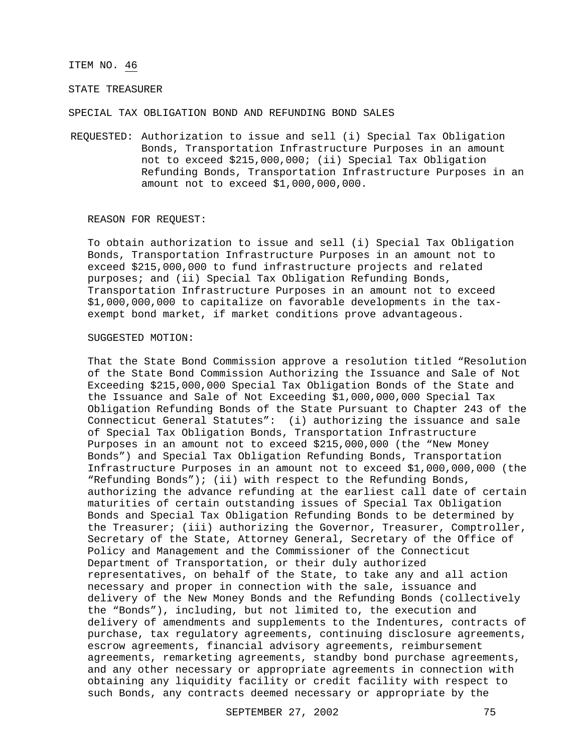ITEM NO. 46

STATE TREASURER

SPECIAL TAX OBLIGATION BOND AND REFUNDING BOND SALES

REQUESTED: Authorization to issue and sell (i) Special Tax Obligation Bonds, Transportation Infrastructure Purposes in an amount not to exceed $215,000,000; (ii) Special Tax Obligation Refunding Bonds, Transportation Infrastructure Purposes in an amount not to exceed $1,000,000,000.

REASON FOR REQUEST:

To obtain authorization to issue and sell (i) Special Tax Obligation Bonds, Transportation Infrastructure Purposes in an amount not to exceed $215,000,000 to fund infrastructure projects and related purposes; and (ii) Special Tax Obligation Refunding Bonds, Transportation Infrastructure Purposes in an amount not to exceed $1,000,000,000 to capitalize on favorable developments in the tax-exempt bond market, if market conditions prove advantageous.

SUGGESTED MOTION:

That the State Bond Commission approve a resolution titled "Resolution of the State Bond Commission Authorizing the Issuance and Sale of Not Exceeding $215,000,000 Special Tax Obligation Bonds of the State and the Issuance and Sale of Not Exceeding $1,000,000,000 Special Tax Obligation Refunding Bonds of the State Pursuant to Chapter 243 of the Connecticut General Statutes": (i) authorizing the issuance and sale of Special Tax Obligation Bonds, Transportation Infrastructure Purposes in an amount not to exceed $215,000,000 (the "New Money Bonds") and Special Tax Obligation Refunding Bonds, Transportation Infrastructure Purposes in an amount not to exceed $1,000,000,000 (the "Refunding Bonds"); (ii) with respect to the Refunding Bonds, authorizing the advance refunding at the earliest call date of certain maturities of certain outstanding issues of Special Tax Obligation Bonds and Special Tax Obligation Refunding Bonds to be determined by the Treasurer; (iii) authorizing the Governor, Treasurer, Comptroller, Secretary of the State, Attorney General, Secretary of the Office of Policy and Management and the Commissioner of the Connecticut Department of Transportation, or their duly authorized representatives, on behalf of the State, to take any and all action necessary and proper in connection with the sale, issuance and delivery of the New Money Bonds and the Refunding Bonds (collectively the "Bonds"), including, but not limited to, the execution and delivery of amendments and supplements to the Indentures, contracts of purchase, tax regulatory agreements, continuing disclosure agreements, escrow agreements, financial advisory agreements, reimbursement agreements, remarketing agreements, standby bond purchase agreements, and any other necessary or appropriate agreements in connection with obtaining any liquidity facility or credit facility with respect to such Bonds, any contracts deemed necessary or appropriate by the

SEPTEMBER 27, 2002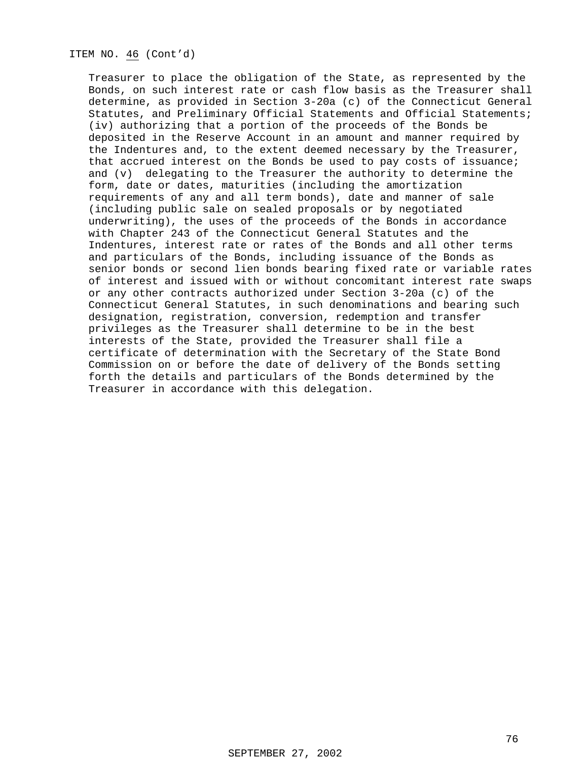ITEM NO. 46 (Cont'd)

Treasurer to place the obligation of the State, as represented by the Bonds, on such interest rate or cash flow basis as the Treasurer shall determine, as provided in Section 3-20a (c) of the Connecticut General Statutes, and Preliminary Official Statements and Official Statements; (iv) authorizing that a portion of the proceeds of the Bonds be deposited in the Reserve Account in an amount and manner required by the Indentures and, to the extent deemed necessary by the Treasurer, that accrued interest on the Bonds be used to pay costs of issuance; and (v) delegating to the Treasurer the authority to determine the form, date or dates, maturities (including the amortization requirements of any and all term bonds), date and manner of sale (including public sale on sealed proposals or by negotiated underwriting), the uses of the proceeds of the Bonds in accordance with Chapter 243 of the Connecticut General Statutes and the Indentures, interest rate or rates of the Bonds and all other terms and particulars of the Bonds, including issuance of the Bonds as senior bonds or second lien bonds bearing fixed rate or variable rates of interest and issued with or without concomitant interest rate swaps or any other contracts authorized under Section 3-20a (c) of the Connecticut General Statutes, in such denominations and bearing such designation, registration, conversion, redemption and transfer privileges as the Treasurer shall determine to be in the best interests of the State, provided the Treasurer shall file a certificate of determination with the Secretary of the State Bond Commission on or before the date of delivery of the Bonds setting forth the details and particulars of the Bonds determined by the Treasurer in accordance with this delegation.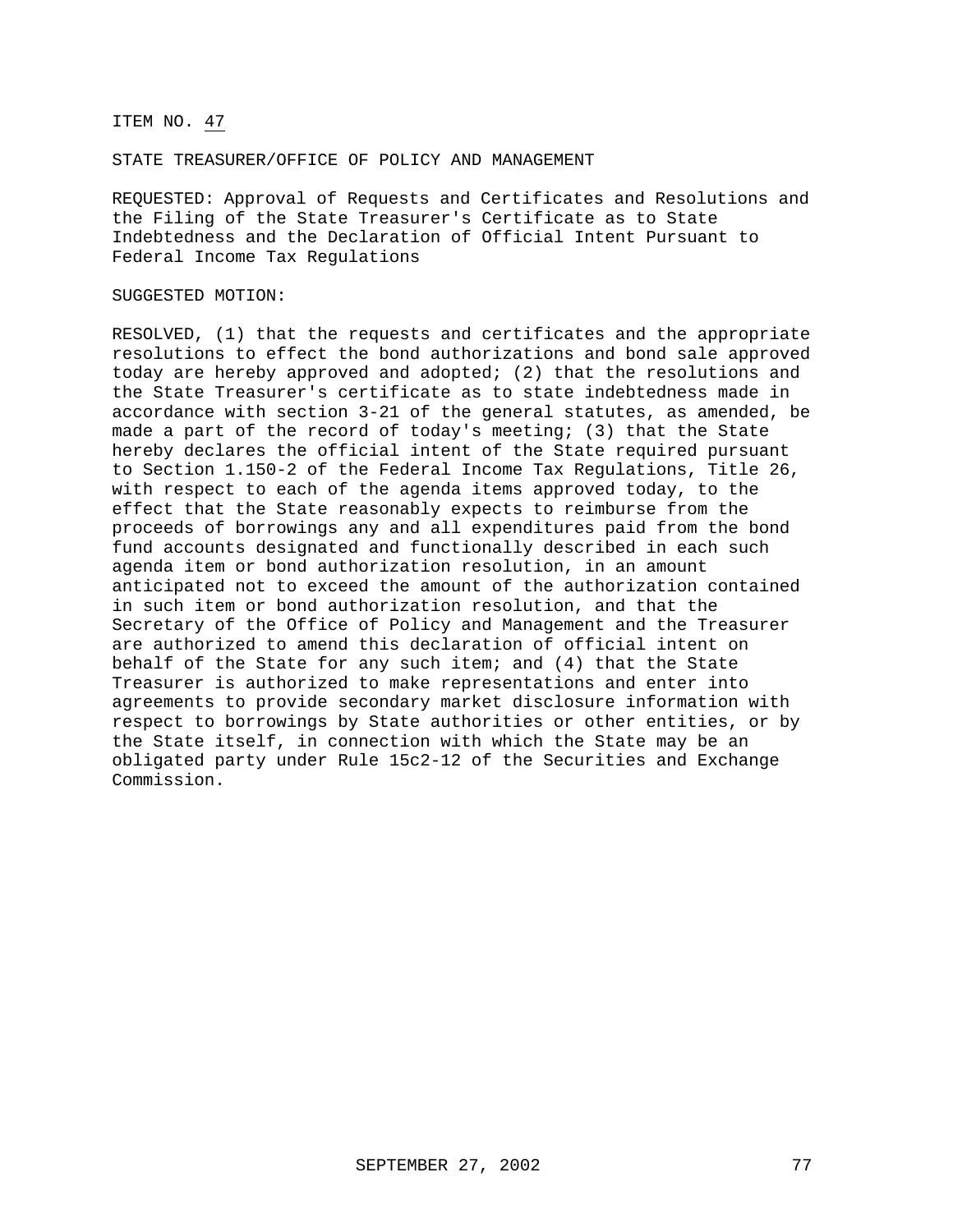ITEM NO. 47

STATE TREASURER/OFFICE OF POLICY AND MANAGEMENT

REQUESTED: Approval of Requests and Certificates and Resolutions and the Filing of the State Treasurer's Certificate as to State Indebtedness and the Declaration of Official Intent Pursuant to Federal Income Tax Regulations

SUGGESTED MOTION:

RESOLVED, (1) that the requests and certificates and the appropriate resolutions to effect the bond authorizations and bond sale approved today are hereby approved and adopted; (2) that the resolutions and the State Treasurer's certificate as to state indebtedness made in accordance with section 3-21 of the general statutes, as amended, be made a part of the record of today's meeting; (3) that the State hereby declares the official intent of the State required pursuant to Section 1.150-2 of the Federal Income Tax Regulations, Title 26, with respect to each of the agenda items approved today, to the effect that the State reasonably expects to reimburse from the proceeds of borrowings any and all expenditures paid from the bond fund accounts designated and functionally described in each such agenda item or bond authorization resolution, in an amount anticipated not to exceed the amount of the authorization contained in such item or bond authorization resolution, and that the Secretary of the Office of Policy and Management and the Treasurer are authorized to amend this declaration of official intent on behalf of the State for any such item; and (4) that the State Treasurer is authorized to make representations and enter into agreements to provide secondary market disclosure information with respect to borrowings by State authorities or other entities, or by the State itself, in connection with which the State may be an obligated party under Rule 15c2-12 of the Securities and Exchange Commission.